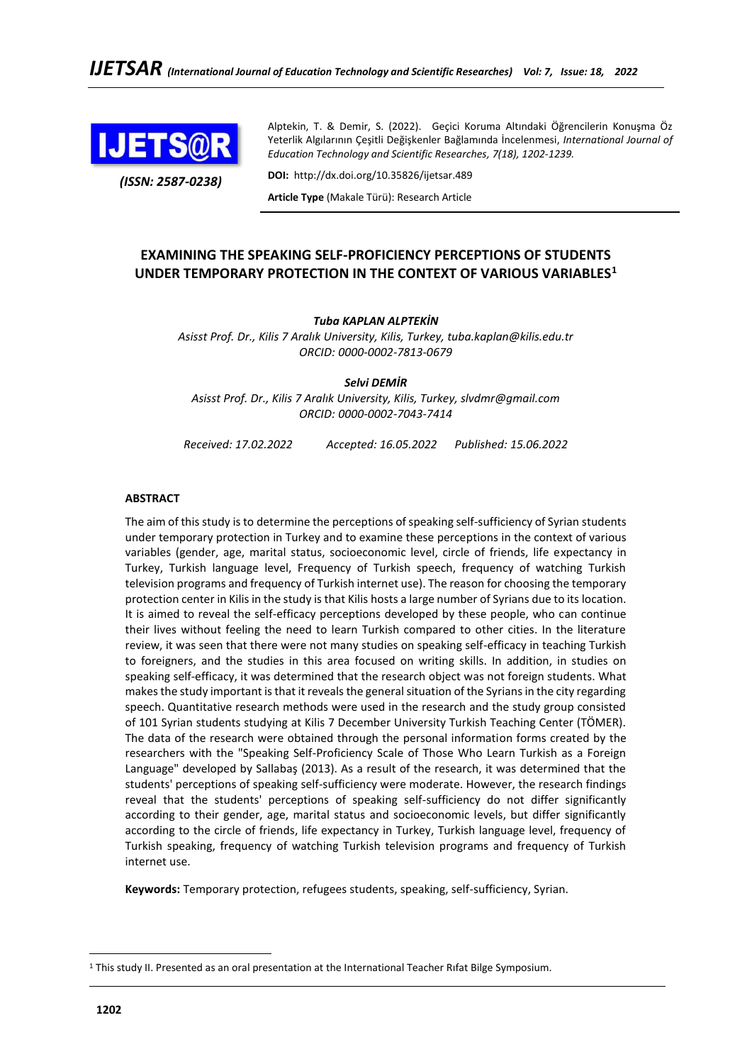Alptekin, T. & Demir, S. (2022). Geçici Koruma Altındaki Öğrencilerin Konuşma Öz Yeterlik Algılarının Çeşitli Değişkenler Bağlamında İncelenmesi, *International Journal of Education Technology and Scientific Researches, 7(18), 1202-1239.*

**DOI:** http://dx.doi.org/10.35826/ijetsar.489

**Article Type** (Makale Türü): Research Article

# EXAMINING THE SPEAKING SELF-PROFICIENCY PERCEPTIONS OF STUDENTS UNDER TEMPORARY PROTECTION IN THE CONTEXT OF VARIOUS VARIABLES[1]

***Tuba KAPLAN ALPTEKİN***
*Asisst Prof. Dr., Kilis 7 Aralık University, Kilis, Turkey, tuba.kaplan@kilis.edu.tr*
*ORCID: 0000-0002-7813-0679*

***Selvi DEMİR***
*Asisst Prof. Dr., Kilis 7 Aralık University, Kilis, Turkey, slvdmr@gmail.com*
*ORCID: 0000-0002-7043-7414*

*Received: 17.02.2022    Accepted: 16.05.2022    Published: 15.06.2022*

## ABSTRACT

The aim of this study is to determine the perceptions of speaking self-sufficiency of Syrian students under temporary protection in Turkey and to examine these perceptions in the context of various variables (gender, age, marital status, socioeconomic level, circle of friends, life expectancy in Turkey, Turkish language level, Frequency of Turkish speech, frequency of watching Turkish television programs and frequency of Turkish internet use). The reason for choosing the temporary protection center in Kilis in the study is that Kilis hosts a large number of Syrians due to its location. It is aimed to reveal the self-efficacy perceptions developed by these people, who can continue their lives without feeling the need to learn Turkish compared to other cities. In the literature review, it was seen that there were not many studies on speaking self-efficacy in teaching Turkish to foreigners, and the studies in this area focused on writing skills. In addition, in studies on speaking self-efficacy, it was determined that the research object was not foreign students. What makes the study important is that it reveals the general situation of the Syrians in the city regarding speech. Quantitative research methods were used in the research and the study group consisted of 101 Syrian students studying at Kilis 7 December University Turkish Teaching Center (TÖMER). The data of the research were obtained through the personal information forms created by the researchers with the "Speaking Self-Proficiency Scale of Those Who Learn Turkish as a Foreign Language" developed by Sallabaş (2013). As a result of the research, it was determined that the students' perceptions of speaking self-sufficiency were moderate. However, the research findings reveal that the students' perceptions of speaking self-sufficiency do not differ significantly according to their gender, age, marital status and socioeconomic levels, but differ significantly according to the circle of friends, life expectancy in Turkey, Turkish language level, frequency of Turkish speaking, frequency of watching Turkish television programs and frequency of Turkish internet use.

**Keywords:** Temporary protection, refugees students, speaking, self-sufficiency, Syrian.

[1] This study II. Presented as an oral presentation at the International Teacher Rıfat Bilge Symposium.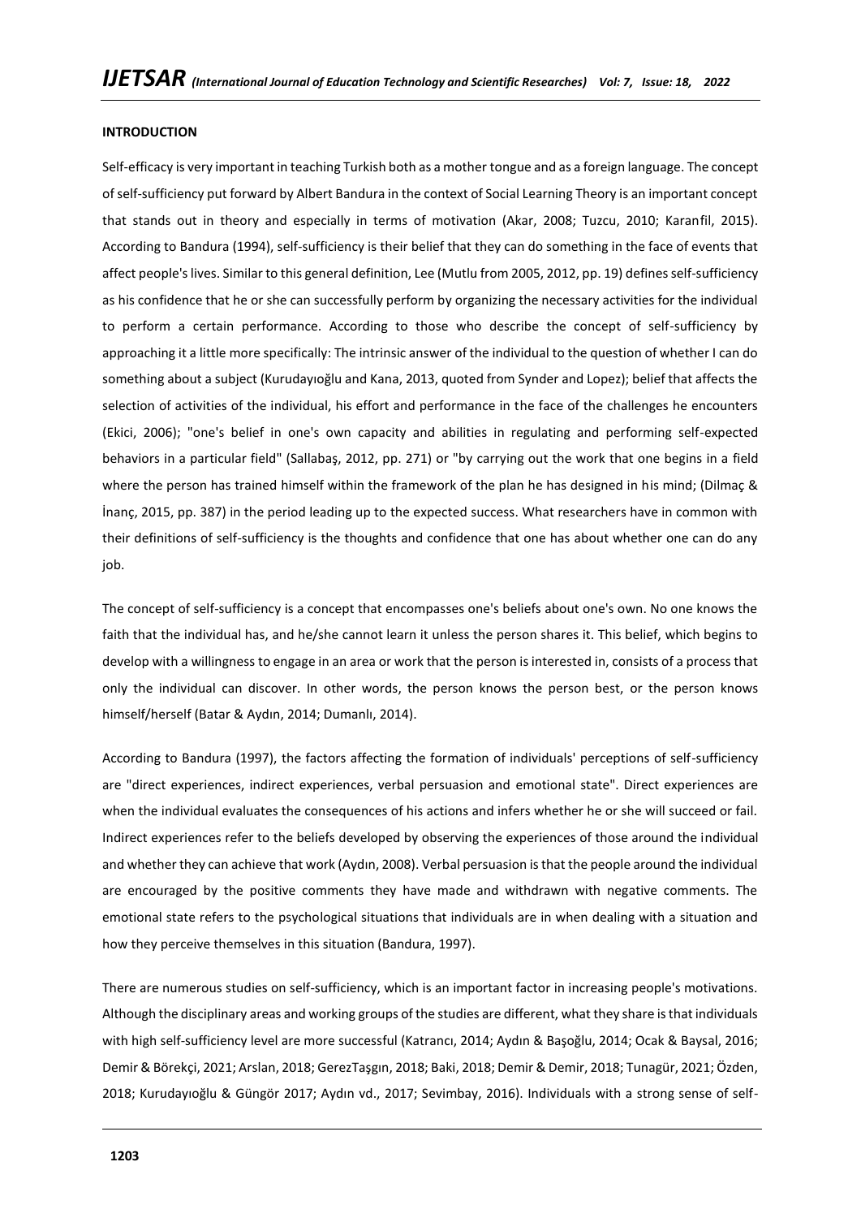**INTRODUCTION**

Self-efficacy is very important in teaching Turkish both as a mother tongue and as a foreign language. The concept of self-sufficiency put forward by Albert Bandura in the context of Social Learning Theory is an important concept that stands out in theory and especially in terms of motivation (Akar, 2008; Tuzcu, 2010; Karanfil, 2015). According to Bandura (1994), self-sufficiency is their belief that they can do something in the face of events that affect people's lives. Similar to this general definition, Lee (Mutlu from 2005, 2012, pp. 19) defines self-sufficiency as his confidence that he or she can successfully perform by organizing the necessary activities for the individual to perform a certain performance. According to those who describe the concept of self-sufficiency by approaching it a little more specifically: The intrinsic answer of the individual to the question of whether I can do something about a subject (Kurudayıoğlu and Kana, 2013, quoted from Synder and Lopez); belief that affects the selection of activities of the individual, his effort and performance in the face of the challenges he encounters (Ekici, 2006); "one's belief in one's own capacity and abilities in regulating and performing self-expected behaviors in a particular field" (Sallabaş, 2012, pp. 271) or "by carrying out the work that one begins in a field where the person has trained himself within the framework of the plan he has designed in his mind; (Dilmaç & İnanç, 2015, pp. 387) in the period leading up to the expected success. What researchers have in common with their definitions of self-sufficiency is the thoughts and confidence that one has about whether one can do any job.

The concept of self-sufficiency is a concept that encompasses one's beliefs about one's own. No one knows the faith that the individual has, and he/she cannot learn it unless the person shares it. This belief, which begins to develop with a willingness to engage in an area or work that the person is interested in, consists of a process that only the individual can discover. In other words, the person knows the person best, or the person knows himself/herself (Batar & Aydın, 2014; Dumanlı, 2014).

According to Bandura (1997), the factors affecting the formation of individuals' perceptions of self-sufficiency are "direct experiences, indirect experiences, verbal persuasion and emotional state". Direct experiences are when the individual evaluates the consequences of his actions and infers whether he or she will succeed or fail. Indirect experiences refer to the beliefs developed by observing the experiences of those around the individual and whether they can achieve that work (Aydın, 2008). Verbal persuasion is that the people around the individual are encouraged by the positive comments they have made and withdrawn with negative comments. The emotional state refers to the psychological situations that individuals are in when dealing with a situation and how they perceive themselves in this situation (Bandura, 1997).

There are numerous studies on self-sufficiency, which is an important factor in increasing people's motivations. Although the disciplinary areas and working groups of the studies are different, what they share is that individuals with high self-sufficiency level are more successful (Katrancı, 2014; Aydın & Başoğlu, 2014; Ocak & Baysal, 2016; Demir & Börekçi, 2021; Arslan, 2018; GerezTaşgın, 2018; Baki, 2018; Demir & Demir, 2018; Tunagür, 2021; Özden, 2018; Kurudayıoğlu & Güngör 2017; Aydın vd., 2017; Sevimbay, 2016). Individuals with a strong sense of self-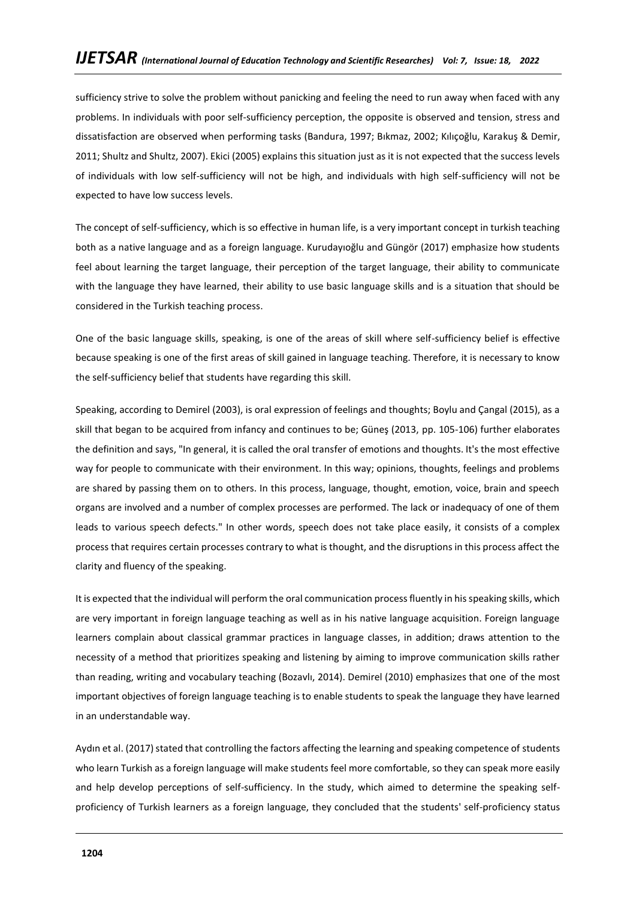sufficiency strive to solve the problem without panicking and feeling the need to run away when faced with any problems. In individuals with poor self-sufficiency perception, the opposite is observed and tension, stress and dissatisfaction are observed when performing tasks (Bandura, 1997; Bıkmaz, 2002; Kılıçoğlu, Karakuş & Demir, 2011; Shultz and Shultz, 2007). Ekici (2005) explains this situation just as it is not expected that the success levels of individuals with low self-sufficiency will not be high, and individuals with high self-sufficiency will not be expected to have low success levels.

The concept of self-sufficiency, which is so effective in human life, is a very important concept in turkish teaching both as a native language and as a foreign language. Kurudayıoğlu and Güngör (2017) emphasize how students feel about learning the target language, their perception of the target language, their ability to communicate with the language they have learned, their ability to use basic language skills and is a situation that should be considered in the Turkish teaching process.

One of the basic language skills, speaking, is one of the areas of skill where self-sufficiency belief is effective because speaking is one of the first areas of skill gained in language teaching. Therefore, it is necessary to know the self-sufficiency belief that students have regarding this skill.

Speaking, according to Demirel (2003), is oral expression of feelings and thoughts; Boylu and Çangal (2015), as a skill that began to be acquired from infancy and continues to be; Güneş (2013, pp. 105-106) further elaborates the definition and says, "In general, it is called the oral transfer of emotions and thoughts. It's the most effective way for people to communicate with their environment. In this way; opinions, thoughts, feelings and problems are shared by passing them on to others. In this process, language, thought, emotion, voice, brain and speech organs are involved and a number of complex processes are performed. The lack or inadequacy of one of them leads to various speech defects." In other words, speech does not take place easily, it consists of a complex process that requires certain processes contrary to what is thought, and the disruptions in this process affect the clarity and fluency of the speaking.

It is expected that the individual will perform the oral communication process fluently in his speaking skills, which are very important in foreign language teaching as well as in his native language acquisition. Foreign language learners complain about classical grammar practices in language classes, in addition; draws attention to the necessity of a method that prioritizes speaking and listening by aiming to improve communication skills rather than reading, writing and vocabulary teaching (Bozavlı, 2014). Demirel (2010) emphasizes that one of the most important objectives of foreign language teaching is to enable students to speak the language they have learned in an understandable way.

Aydın et al. (2017) stated that controlling the factors affecting the learning and speaking competence of students who learn Turkish as a foreign language will make students feel more comfortable, so they can speak more easily and help develop perceptions of self-sufficiency. In the study, which aimed to determine the speaking self-proficiency of Turkish learners as a foreign language, they concluded that the students' self-proficiency status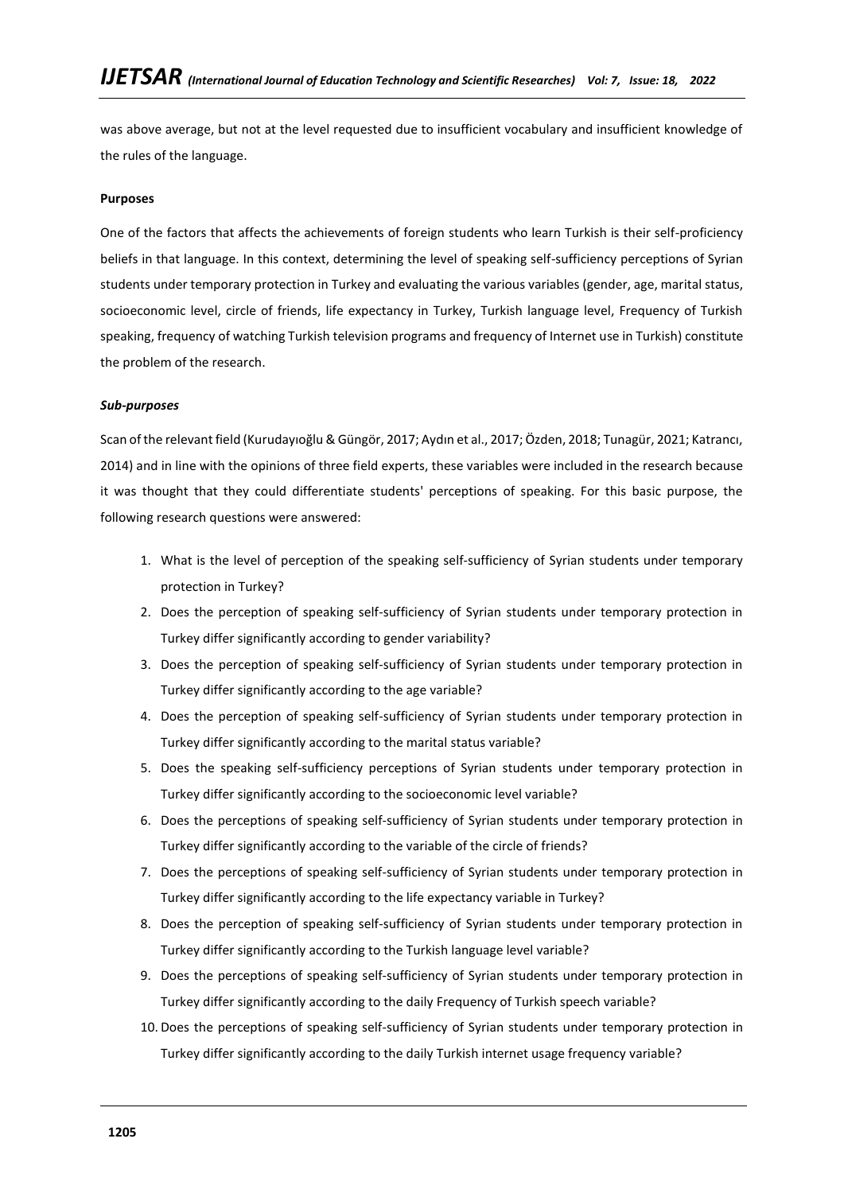was above average, but not at the level requested due to insufficient vocabulary and insufficient knowledge of the rules of the language.

**Purposes**

One of the factors that affects the achievements of foreign students who learn Turkish is their self-proficiency beliefs in that language. In this context, determining the level of speaking self-sufficiency perceptions of Syrian students under temporary protection in Turkey and evaluating the various variables (gender, age, marital status, socioeconomic level, circle of friends, life expectancy in Turkey, Turkish language level, Frequency of Turkish speaking, frequency of watching Turkish television programs and frequency of Internet use in Turkish) constitute the problem of the research.

***Sub-purposes***

Scan of the relevant field (Kurudayıoğlu & Güngör, 2017; Aydın et al., 2017; Özden, 2018; Tunagür, 2021; Katrancı, 2014) and in line with the opinions of three field experts, these variables were included in the research because it was thought that they could differentiate students' perceptions of speaking. For this basic purpose, the following research questions were answered:

1. What is the level of perception of the speaking self-sufficiency of Syrian students under temporary protection in Turkey?
2. Does the perception of speaking self-sufficiency of Syrian students under temporary protection in Turkey differ significantly according to gender variability?
3. Does the perception of speaking self-sufficiency of Syrian students under temporary protection in Turkey differ significantly according to the age variable?
4. Does the perception of speaking self-sufficiency of Syrian students under temporary protection in Turkey differ significantly according to the marital status variable?
5. Does the speaking self-sufficiency perceptions of Syrian students under temporary protection in Turkey differ significantly according to the socioeconomic level variable?
6. Does the perceptions of speaking self-sufficiency of Syrian students under temporary protection in Turkey differ significantly according to the variable of the circle of friends?
7. Does the perceptions of speaking self-sufficiency of Syrian students under temporary protection in Turkey differ significantly according to the life expectancy variable in Turkey?
8. Does the perception of speaking self-sufficiency of Syrian students under temporary protection in Turkey differ significantly according to the Turkish language level variable?
9. Does the perceptions of speaking self-sufficiency of Syrian students under temporary protection in Turkey differ significantly according to the daily Frequency of Turkish speech variable?
10. Does the perceptions of speaking self-sufficiency of Syrian students under temporary protection in Turkey differ significantly according to the daily Turkish internet usage frequency variable?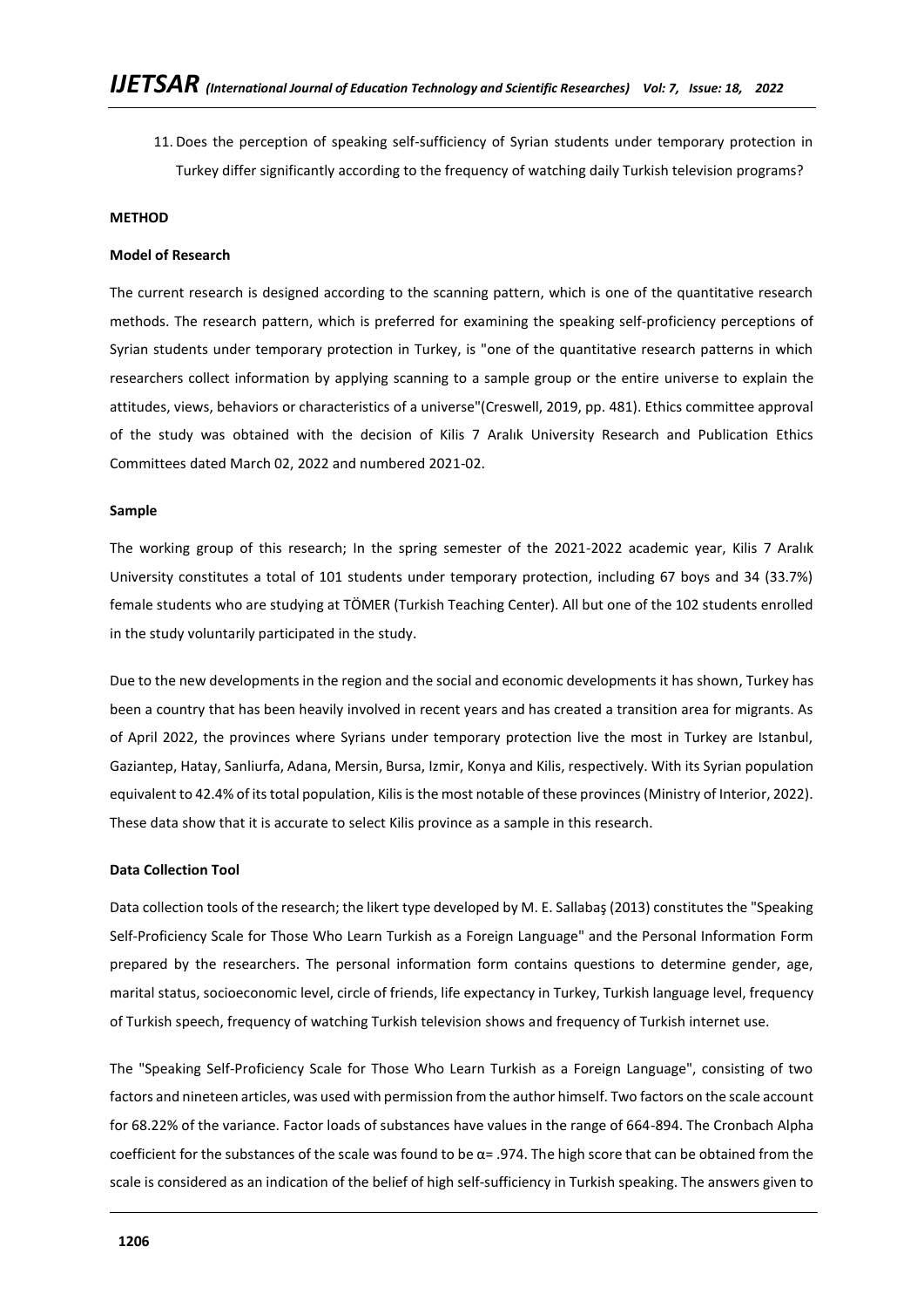11. Does the perception of speaking self-sufficiency of Syrian students under temporary protection in Turkey differ significantly according to the frequency of watching daily Turkish television programs?

**METHOD**

**Model of Research**

The current research is designed according to the scanning pattern, which is one of the quantitative research methods. The research pattern, which is preferred for examining the speaking self-proficiency perceptions of Syrian students under temporary protection in Turkey, is "one of the quantitative research patterns in which researchers collect information by applying scanning to a sample group or the entire universe to explain the attitudes, views, behaviors or characteristics of a universe"(Creswell, 2019, pp. 481). Ethics committee approval of the study was obtained with the decision of Kilis 7 Aralık University Research and Publication Ethics Committees dated March 02, 2022 and numbered 2021-02.

**Sample**

The working group of this research; In the spring semester of the 2021-2022 academic year, Kilis 7 Aralık University constitutes a total of 101 students under temporary protection, including 67 boys and 34 (33.7%) female students who are studying at TÖMER (Turkish Teaching Center). All but one of the 102 students enrolled in the study voluntarily participated in the study.

Due to the new developments in the region and the social and economic developments it has shown, Turkey has been a country that has been heavily involved in recent years and has created a transition area for migrants. As of April 2022, the provinces where Syrians under temporary protection live the most in Turkey are Istanbul, Gaziantep, Hatay, Sanliurfa, Adana, Mersin, Bursa, Izmir, Konya and Kilis, respectively. With its Syrian population equivalent to 42.4% of its total population, Kilis is the most notable of these provinces (Ministry of Interior, 2022). These data show that it is accurate to select Kilis province as a sample in this research.

**Data Collection Tool**

Data collection tools of the research; the likert type developed by M. E. Sallabaş (2013) constitutes the "Speaking Self-Proficiency Scale for Those Who Learn Turkish as a Foreign Language" and the Personal Information Form prepared by the researchers. The personal information form contains questions to determine gender, age, marital status, socioeconomic level, circle of friends, life expectancy in Turkey, Turkish language level, frequency of Turkish speech, frequency of watching Turkish television shows and frequency of Turkish internet use.

The "Speaking Self-Proficiency Scale for Those Who Learn Turkish as a Foreign Language", consisting of two factors and nineteen articles, was used with permission from the author himself. Two factors on the scale account for 68.22% of the variance. Factor loads of substances have values in the range of 664-894. The Cronbach Alpha coefficient for the substances of the scale was found to be $\alpha = .974$. The high score that can be obtained from the scale is considered as an indication of the belief of high self-sufficiency in Turkish speaking. The answers given to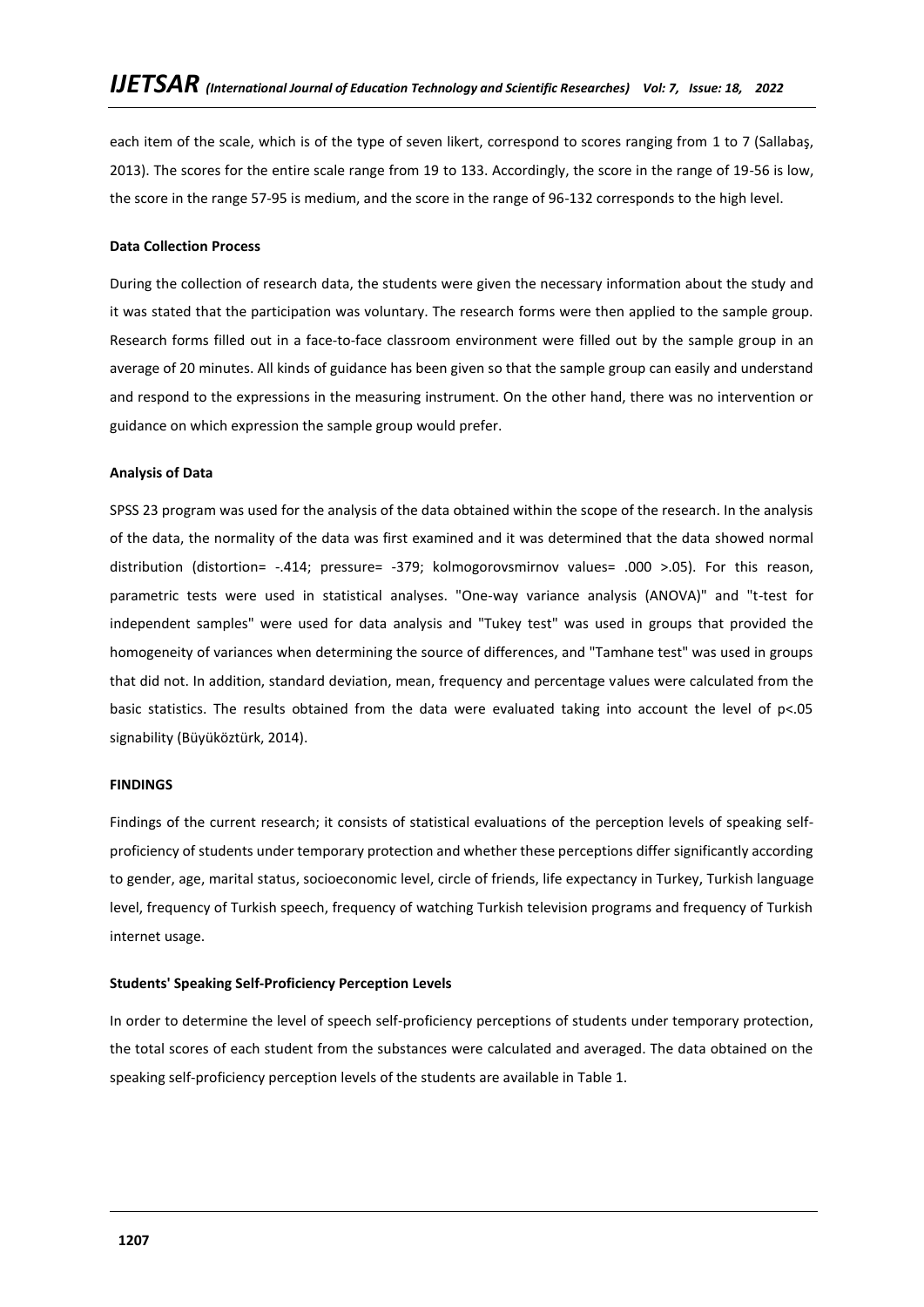each item of the scale, which is of the type of seven likert, correspond to scores ranging from 1 to 7 (Sallabaş, 2013). The scores for the entire scale range from 19 to 133. Accordingly, the score in the range of 19-56 is low, the score in the range 57-95 is medium, and the score in the range of 96-132 corresponds to the high level.

**Data Collection Process**

During the collection of research data, the students were given the necessary information about the study and it was stated that the participation was voluntary. The research forms were then applied to the sample group. Research forms filled out in a face-to-face classroom environment were filled out by the sample group in an average of 20 minutes. All kinds of guidance has been given so that the sample group can easily and understand and respond to the expressions in the measuring instrument. On the other hand, there was no intervention or guidance on which expression the sample group would prefer.

**Analysis of Data**

SPSS 23 program was used for the analysis of the data obtained within the scope of the research. In the analysis of the data, the normality of the data was first examined and it was determined that the data showed normal distribution (distortion= -.414; pressure= -379; kolmogorovsmirnov values= .000 >.05). For this reason, parametric tests were used in statistical analyses. "One-way variance analysis (ANOVA)" and "t-test for independent samples" were used for data analysis and "Tukey test" was used in groups that provided the homogeneity of variances when determining the source of differences, and "Tamhane test" was used in groups that did not. In addition, standard deviation, mean, frequency and percentage values were calculated from the basic statistics. The results obtained from the data were evaluated taking into account the level of p<.05 signability (Büyüköztürk, 2014).

**FINDINGS**

Findings of the current research; it consists of statistical evaluations of the perception levels of speaking self-proficiency of students under temporary protection and whether these perceptions differ significantly according to gender, age, marital status, socioeconomic level, circle of friends, life expectancy in Turkey, Turkish language level, frequency of Turkish speech, frequency of watching Turkish television programs and frequency of Turkish internet usage.

**Students' Speaking Self-Proficiency Perception Levels**

In order to determine the level of speech self-proficiency perceptions of students under temporary protection, the total scores of each student from the substances were calculated and averaged. The data obtained on the speaking self-proficiency perception levels of the students are available in Table 1.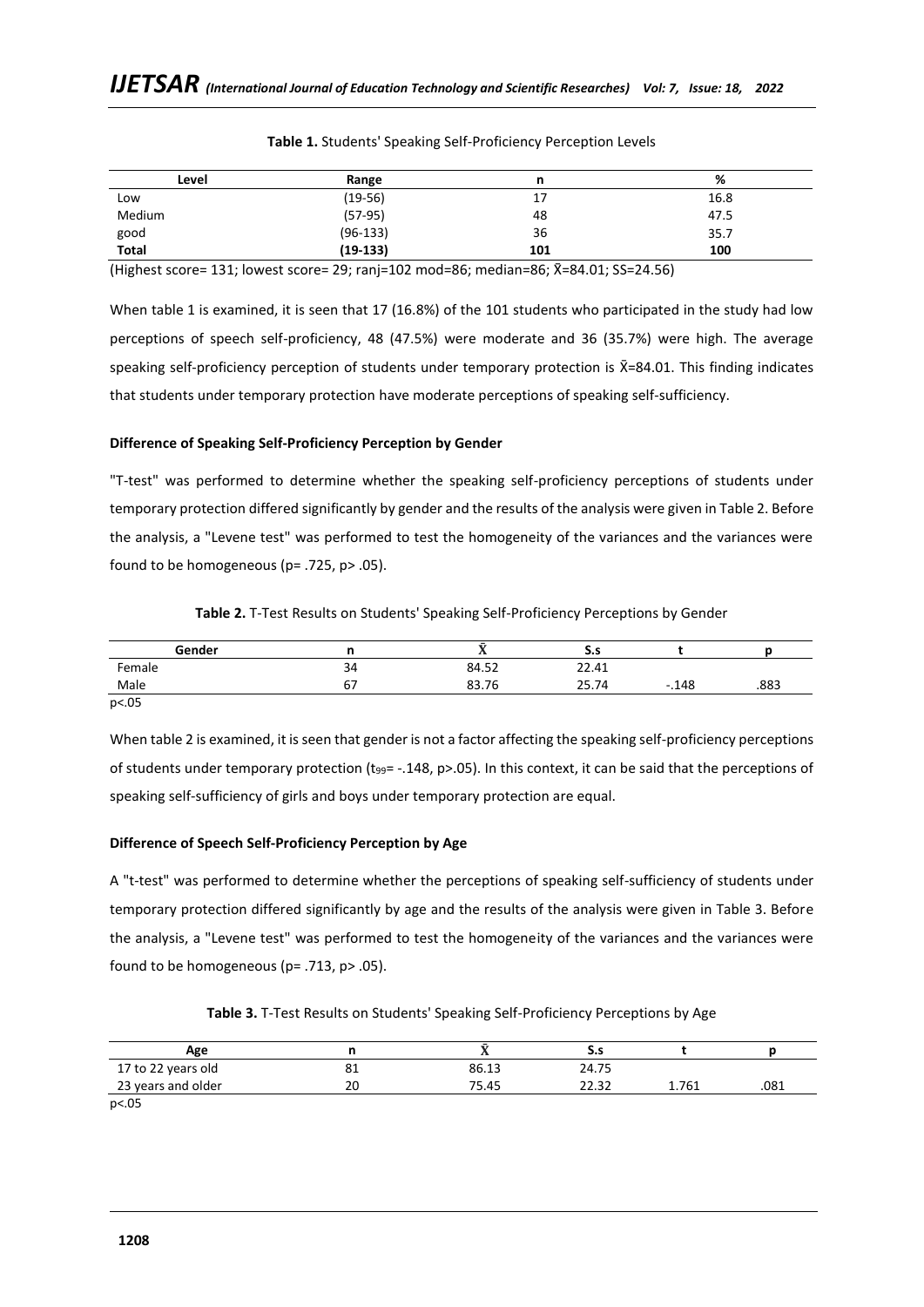**Table 1.** Students' Speaking Self-Proficiency Perception Levels

| Level | Range | n | % |
|---|---|---|---|
| Low | (19-56) | 17 | 16.8 |
| Medium | (57-95) | 48 | 47.5 |
| good | (96-133) | 36 | 35.7 |
| **Total** | **(19-133)** | **101** | **100** |

(Highest score= 131; lowest score= 29; ranj=102 mod=86; median=86; $\bar{X}$=84.01; SS=24.56)

When table 1 is examined, it is seen that 17 (16.8%) of the 101 students who participated in the study had low perceptions of speech self-proficiency, 48 (47.5%) were moderate and 36 (35.7%) were high. The average speaking self-proficiency perception of students under temporary protection is $\bar{X}$=84.01. This finding indicates that students under temporary protection have moderate perceptions of speaking self-sufficiency.

**Difference of Speaking Self-Proficiency Perception by Gender**

"T-test" was performed to determine whether the speaking self-proficiency perceptions of students under temporary protection differed significantly by gender and the results of the analysis were given in Table 2. Before the analysis, a "Levene test" was performed to test the homogeneity of the variances and the variances were found to be homogeneous (p= .725, p> .05).

**Table 2.** T-Test Results on Students' Speaking Self-Proficiency Perceptions by Gender

| Gender | n | $\bar{X}$ | S.s | t | p |
|---|---|---|---|---|---|
| Female | 34 | 84.52 | 22.41 | | |
| Male | 67 | 83.76 | 25.74 | -.148 | .883 |

p<.05

When table 2 is examined, it is seen that gender is not a factor affecting the speaking self-proficiency perceptions of students under temporary protection ($t_{99}$= -.148, p>.05). In this context, it can be said that the perceptions of speaking self-sufficiency of girls and boys under temporary protection are equal.

**Difference of Speech Self-Proficiency Perception by Age**

A "t-test" was performed to determine whether the perceptions of speaking self-sufficiency of students under temporary protection differed significantly by age and the results of the analysis were given in Table 3. Before the analysis, a "Levene test" was performed to test the homogeneity of the variances and the variances were found to be homogeneous (p= .713, p> .05).

**Table 3.** T-Test Results on Students' Speaking Self-Proficiency Perceptions by Age

| Age | n | $\bar{X}$ | S.s | t | p |
|---|---|---|---|---|---|
| 17 to 22 years old | 81 | 86.13 | 24.75 | | |
| 23 years and older | 20 | 75.45 | 22.32 | 1.761 | .081 |

p<.05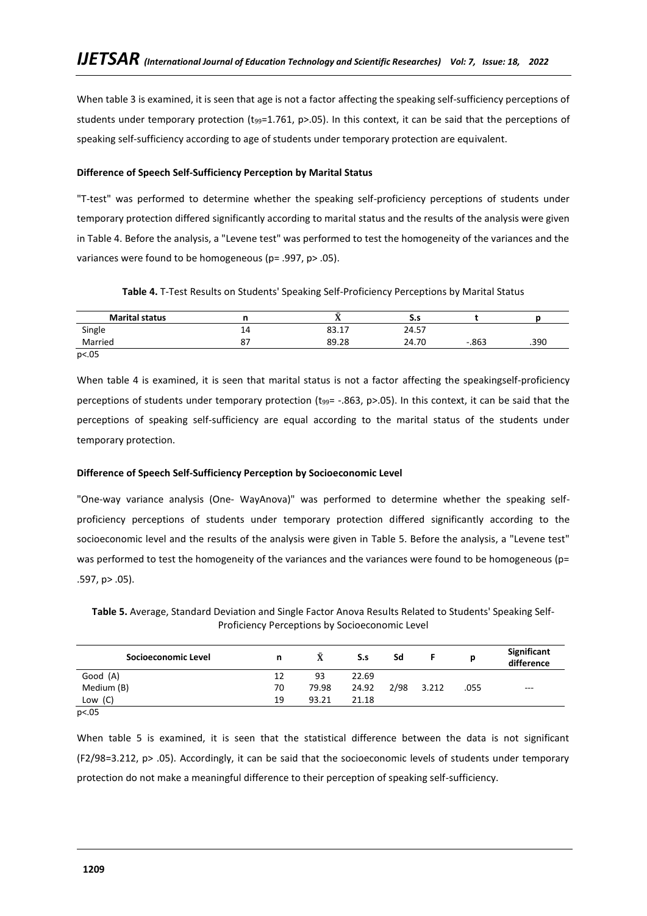When table 3 is examined, it is seen that age is not a factor affecting the speaking self-sufficiency perceptions of students under temporary protection ($t_{99}$=1.761, p>.05). In this context, it can be said that the perceptions of speaking self-sufficiency according to age of students under temporary protection are equivalent.

**Difference of Speech Self-Sufficiency Perception by Marital Status**

"T-test" was performed to determine whether the speaking self-proficiency perceptions of students under temporary protection differed significantly according to marital status and the results of the analysis were given in Table 4. Before the analysis, a "Levene test" was performed to test the homogeneity of the variances and the variances were found to be homogeneous (p= .997, p> .05).

**Table 4.** T-Test Results on Students' Speaking Self-Proficiency Perceptions by Marital Status

| Marital status | n | $\bar{X}$ | S.s | t | p |
|---|---|---|---|---|---|
| Single | 14 | 83.17 | 24.57 | | |
| Married | 87 | 89.28 | 24.70 | -.863 | .390 |

p<.05

When table 4 is examined, it is seen that marital status is not a factor affecting the speakingself-proficiency perceptions of students under temporary protection ($t_{99}$= -.863, p>.05). In this context, it can be said that the perceptions of speaking self-sufficiency are equal according to the marital status of the students under temporary protection.

**Difference of Speech Self-Sufficiency Perception by Socioeconomic Level**

"One-way variance analysis (One- WayAnova)" was performed to determine whether the speaking self-proficiency perceptions of students under temporary protection differed significantly according to the socioeconomic level and the results of the analysis were given in Table 5. Before the analysis, a "Levene test" was performed to test the homogeneity of the variances and the variances were found to be homogeneous (p= .597, p> .05).

**Table 5.** Average, Standard Deviation and Single Factor Anova Results Related to Students' Speaking Self-Proficiency Perceptions by Socioeconomic Level

| Socioeconomic Level | n | $\bar{X}$ | S.s | Sd | F | p | Significant difference |
|---|---|---|---|---|---|---|---|
| Good (A) | 12 | 93 | 22.69 | | | | |
| Medium (B) | 70 | 79.98 | 24.92 | 2/98 | 3.212 | .055 | --- |
| Low (C) | 19 | 93.21 | 21.18 | | | | |

p<.05

When table 5 is examined, it is seen that the statistical difference between the data is not significant ($F_{2/98}$=3.212, p> .05). Accordingly, it can be said that the socioeconomic levels of students under temporary protection do not make a meaningful difference to their perception of speaking self-sufficiency.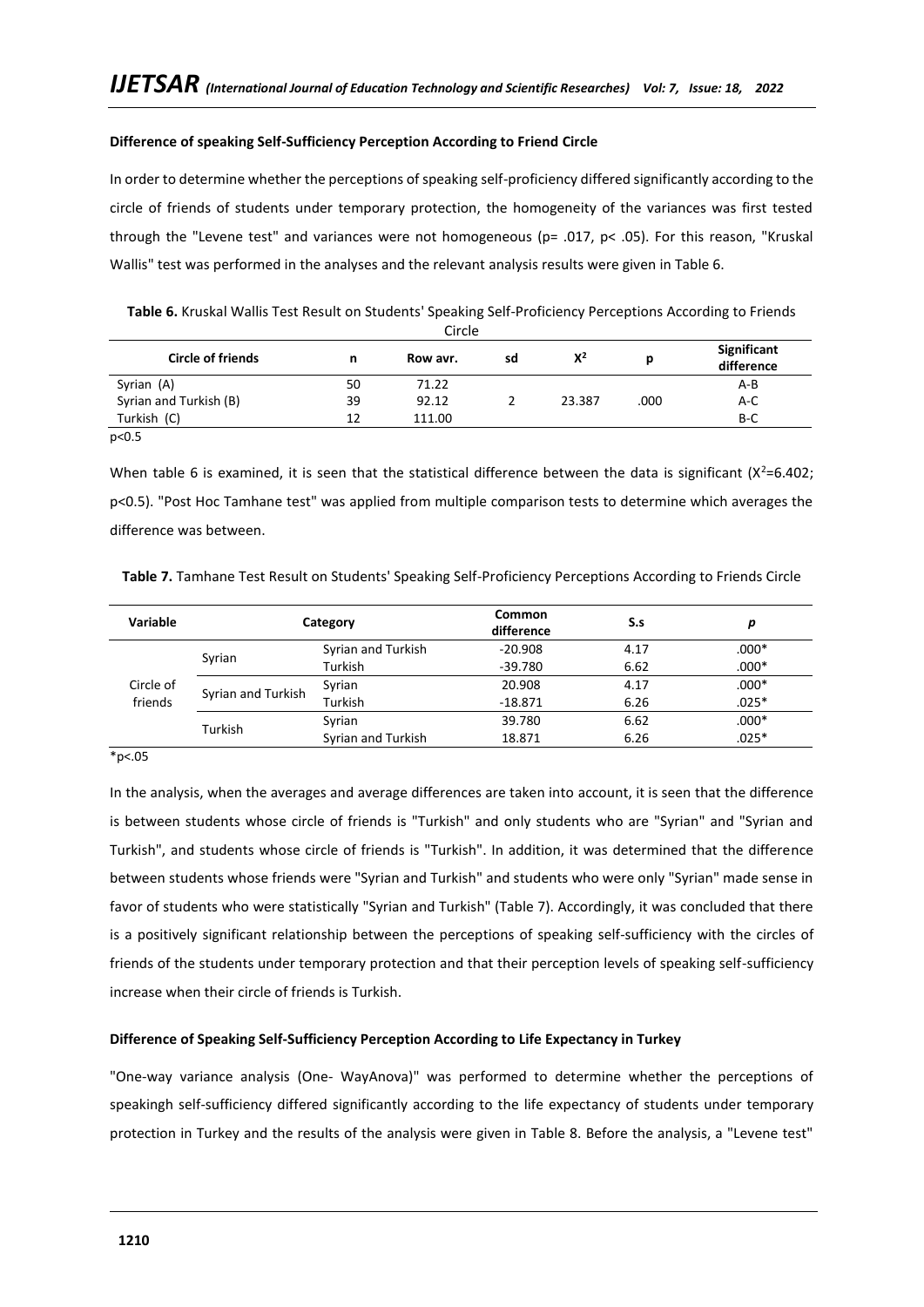**Difference of speaking Self-Sufficiency Perception According to Friend Circle**

In order to determine whether the perceptions of speaking self-proficiency differed significantly according to the circle of friends of students under temporary protection, the homogeneity of the variances was first tested through the "Levene test" and variances were not homogeneous (p= .017, p< .05). For this reason, "Kruskal Wallis" test was performed in the analyses and the relevant analysis results were given in Table 6.

**Table 6.** Kruskal Wallis Test Result on Students' Speaking Self-Proficiency Perceptions According to Friends Circle

| Circle of friends | n | Row avr. | sd | $X^2$ | p | Significant difference |
|---|---|---|---|---|---|---|
| Syrian (A) | 50 | 71.22 | | | | A-B |
| Syrian and Turkish (B) | 39 | 92.12 | 2 | 23.387 | .000 | A-C |
| Turkish (C) | 12 | 111.00 | | | | B-C |

p<0.5

When table 6 is examined, it is seen that the statistical difference between the data is significant ($X^2$=6.402; p<0.5). "Post Hoc Tamhane test" was applied from multiple comparison tests to determine which averages the difference was between.

**Table 7.** Tamhane Test Result on Students' Speaking Self-Proficiency Perceptions According to Friends Circle

| Variable | Category | | Common difference | S.s | *p* |
|---|---|---|---|---|---|
| Circle of friends | Syrian | Syrian and Turkish | -20.908 | 4.17 | .000* |
| | | Turkish | -39.780 | 6.62 | .000* |
| | Syrian and Turkish | Syrian | 20.908 | 4.17 | .000* |
| | | Turkish | -18.871 | 6.26 | .025* |
| | Turkish | Syrian | 39.780 | 6.62 | .000* |
| | | Syrian and Turkish | 18.871 | 6.26 | .025* |

*p<.05

In the analysis, when the averages and average differences are taken into account, it is seen that the difference is between students whose circle of friends is "Turkish" and only students who are "Syrian" and "Syrian and Turkish", and students whose circle of friends is "Turkish". In addition, it was determined that the difference between students whose friends were "Syrian and Turkish" and students who were only "Syrian" made sense in favor of students who were statistically "Syrian and Turkish" (Table 7). Accordingly, it was concluded that there is a positively significant relationship between the perceptions of speaking self-sufficiency with the circles of friends of the students under temporary protection and that their perception levels of speaking self-sufficiency increase when their circle of friends is Turkish.

**Difference of Speaking Self-Sufficiency Perception According to Life Expectancy in Turkey**

"One-way variance analysis (One- WayAnova)" was performed to determine whether the perceptions of speakingh self-sufficiency differed significantly according to the life expectancy of students under temporary protection in Turkey and the results of the analysis were given in Table 8. Before the analysis, a "Levene test"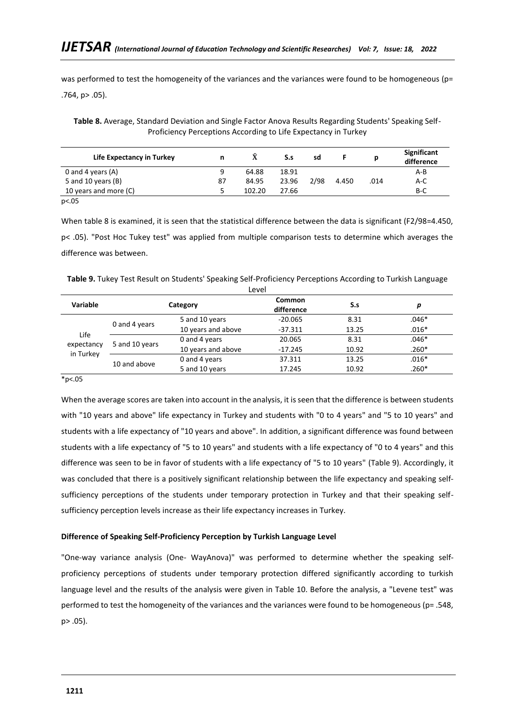was performed to test the homogeneity of the variances and the variances were found to be homogeneous (p= .764, p> .05).

**Table 8.** Average, Standard Deviation and Single Factor Anova Results Regarding Students' Speaking Self-Proficiency Perceptions According to Life Expectancy in Turkey

| Life Expectancy in Turkey | n | X̄ | S.s | sd | F | p | Significant difference |
|---|---|---|---|---|---|---|---|
| 0 and 4 years (A) | 9 | 64.88 | 18.91 | | | | A-B |
| 5 and 10 years (B) | 87 | 84.95 | 23.96 | 2/98 | 4.450 | .014 | A-C |
| 10 years and more (C) | 5 | 102.20 | 27.66 | | | | B-C |

p<.05

When table 8 is examined, it is seen that the statistical difference between the data is significant ($F_{2/98}$=4.450, p< .05). "Post Hoc Tukey test" was applied from multiple comparison tests to determine which averages the difference was between.

**Table 9.** Tukey Test Result on Students' Speaking Self-Proficiency Perceptions According to Turkish Language Level

| Variable | Category | | Common difference | S.s | *p* |
|---|---|---|---|---|---|
| Life expectancy in Turkey | 0 and 4 years | 5 and 10 years | -20.065 | 8.31 | .046* |
| | | 10 years and above | -37.311 | 13.25 | .016* |
| | 5 and 10 years | 0 and 4 years | 20.065 | 8.31 | .046* |
| | | 10 years and above | -17.245 | 10.92 | .260* |
| | 10 and above | 0 and 4 years | 37.311 | 13.25 | .016* |
| | | 5 and 10 years | 17.245 | 10.92 | .260* |

*p<.05

When the average scores are taken into account in the analysis, it is seen that the difference is between students with "10 years and above" life expectancy in Turkey and students with "0 to 4 years" and "5 to 10 years" and students with a life expectancy of "10 years and above". In addition, a significant difference was found between students with a life expectancy of "5 to 10 years" and students with a life expectancy of "0 to 4 years" and this difference was seen to be in favor of students with a life expectancy of "5 to 10 years" (Table 9). Accordingly, it was concluded that there is a positively significant relationship between the life expectancy and speaking self-sufficiency perceptions of the students under temporary protection in Turkey and that their speaking self-sufficiency perception levels increase as their life expectancy increases in Turkey.

**Difference of Speaking Self-Proficiency Perception by Turkish Language Level**

"One-way variance analysis (One- WayAnova)" was performed to determine whether the speaking self-proficiency perceptions of students under temporary protection differed significantly according to turkish language level and the results of the analysis were given in Table 10. Before the analysis, a "Levene test" was performed to test the homogeneity of the variances and the variances were found to be homogeneous (p= .548, p> .05).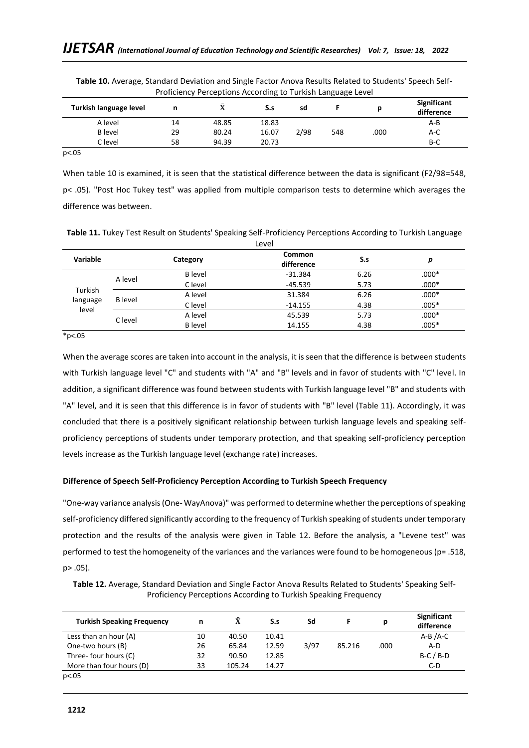**Table 10.** Average, Standard Deviation and Single Factor Anova Results Related to Students' Speech Self-Proficiency Perceptions According to Turkish Language Level

| Turkish language level | n | X̄ | S.s | sd | F | p | Significant difference |
|---|---|---|---|---|---|---|---|
| A level | 14 | 48.85 | 18.83 | | | | A-B |
| B level | 29 | 80.24 | 16.07 | 2/98 | 548 | .000 | A-C |
| C level | 58 | 94.39 | 20.73 | | | | B-C |

p<.05

When table 10 is examined, it is seen that the statistical difference between the data is significant ($F_{2/98}=548$, $p < .05$). "Post Hoc Tukey test" was applied from multiple comparison tests to determine which averages the difference was between.

**Table 11.** Tukey Test Result on Students' Speaking Self-Proficiency Perceptions According to Turkish Language Level

| Variable | Category | | Common difference | S.s | *p* |
|---|---|---|---|---|---|
| Turkish language level | A level | B level | -31.384 | 6.26 | .000* |
| | | C level | -45.539 | 5.73 | .000* |
| | B level | A level | 31.384 | 6.26 | .000* |
| | | C level | -14.155 | 4.38 | .005* |
| | C level | A level | 45.539 | 5.73 | .000* |
| | | B level | 14.155 | 4.38 | .005* |

*p<.05

When the average scores are taken into account in the analysis, it is seen that the difference is between students with Turkish language level "C" and students with "A" and "B" levels and in favor of students with "C" level. In addition, a significant difference was found between students with Turkish language level "B" and students with "A" level, and it is seen that this difference is in favor of students with "B" level (Table 11). Accordingly, it was concluded that there is a positively significant relationship between turkish language levels and speaking self-proficiency perceptions of students under temporary protection, and that speaking self-proficiency perception levels increase as the Turkish language level (exchange rate) increases.

### Difference of Speech Self-Proficiency Perception According to Turkish Speech Frequency

"One-way variance analysis (One- WayAnova)" was performed to determine whether the perceptions of speaking self-proficiency differed significantly according to the frequency of Turkish speaking of students under temporary protection and the results of the analysis were given in Table 12. Before the analysis, a "Levene test" was performed to test the homogeneity of the variances and the variances were found to be homogeneous ($p= .518$, $p> .05$).

**Table 12.** Average, Standard Deviation and Single Factor Anova Results Related to Students' Speaking Self-Proficiency Perceptions According to Turkish Speaking Frequency

| Turkish Speaking Frequency | n | X̄ | S.s | Sd | F | p | Significant difference |
|---|---|---|---|---|---|---|---|
| Less than an hour (A) | 10 | 40.50 | 10.41 | | | | A-B /A-C |
| One-two hours (B) | 26 | 65.84 | 12.59 | 3/97 | 85.216 | .000 | A-D |
| Three- four hours (C) | 32 | 90.50 | 12.85 | | | | B-C / B-D |
| More than four hours (D) | 33 | 105.24 | 14.27 | | | | C-D |

p<.05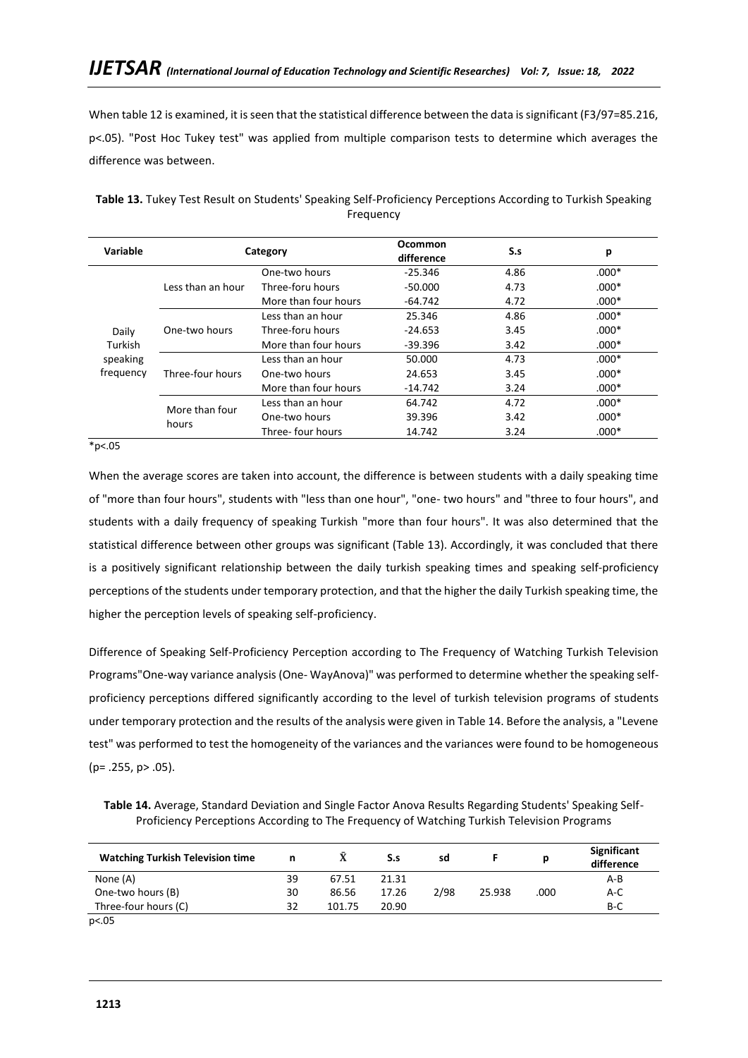When table 12 is examined, it is seen that the statistical difference between the data is significant ($F_{3/97}$=85.216, $p<.05$). "Post Hoc Tukey test" was applied from multiple comparison tests to determine which averages the difference was between.

**Table 13.** Tukey Test Result on Students' Speaking Self-Proficiency Perceptions According to Turkish Speaking Frequency

| Variable | Category | | Ocommon difference | S.s | p |
|---|---|---|---|---|---|
| Daily Turkish speaking frequency | Less than an hour | One-two hours | -25.346 | 4.86 | .000* |
| | | Three-foru hours | -50.000 | 4.73 | .000* |
| | | More than four hours | -64.742 | 4.72 | .000* |
| | One-two hours | Less than an hour | 25.346 | 4.86 | .000* |
| | | Three-foru hours | -24.653 | 3.45 | .000* |
| | | More than four hours | -39.396 | 3.42 | .000* |
| | Three-four hours | Less than an hour | 50.000 | 4.73 | .000* |
| | | One-two hours | 24.653 | 3.45 | .000* |
| | | More than four hours | -14.742 | 3.24 | .000* |
| | More than four hours | Less than an hour | 64.742 | 4.72 | .000* |
| | | One-two hours | 39.396 | 3.42 | .000* |
| | | Three- four hours | 14.742 | 3.24 | .000* |

*p<.05

When the average scores are taken into account, the difference is between students with a daily speaking time of "more than four hours", students with "less than one hour", "one- two hours" and "three to four hours", and students with a daily frequency of speaking Turkish "more than four hours". It was also determined that the statistical difference between other groups was significant (Table 13). Accordingly, it was concluded that there is a positively significant relationship between the daily turkish speaking times and speaking self-proficiency perceptions of the students under temporary protection, and that the higher the daily Turkish speaking time, the higher the perception levels of speaking self-proficiency.

Difference of Speaking Self-Proficiency Perception according to The Frequency of Watching Turkish Television Programs"One-way variance analysis (One- WayAnova)" was performed to determine whether the speaking self-proficiency perceptions differed significantly according to the level of turkish television programs of students under temporary protection and the results of the analysis were given in Table 14. Before the analysis, a "Levene test" was performed to test the homogeneity of the variances and the variances were found to be homogeneous ($p= .255$, $p> .05$).

**Table 14.** Average, Standard Deviation and Single Factor Anova Results Regarding Students' Speaking Self-Proficiency Perceptions According to The Frequency of Watching Turkish Television Programs

| Watching Turkish Television time | n | $\bar{X}$ | S.s | sd | F | p | Significant difference |
|---|---|---|---|---|---|---|---|
| None (A) | 39 | 67.51 | 21.31 | | | | A-B |
| One-two hours (B) | 30 | 86.56 | 17.26 | 2/98 | 25.938 | .000 | A-C |
| Three-four hours (C) | 32 | 101.75 | 20.90 | | | | B-C |

p<.05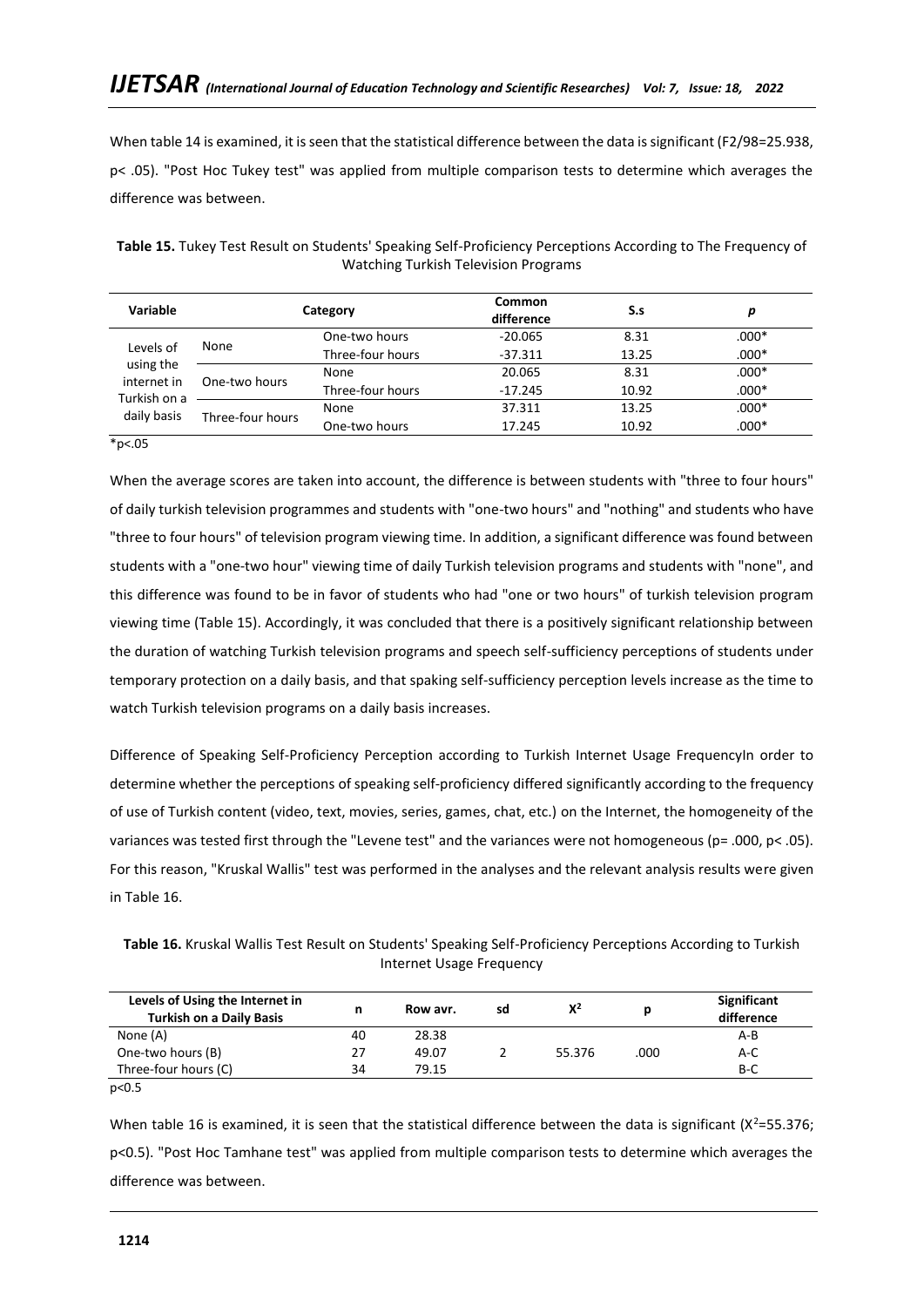When table 14 is examined, it is seen that the statistical difference between the data is significant ($F_{2/98}=25.938$, $p< .05$). "Post Hoc Tukey test" was applied from multiple comparison tests to determine which averages the difference was between.

**Table 15.** Tukey Test Result on Students' Speaking Self-Proficiency Perceptions According to The Frequency of Watching Turkish Television Programs

| Variable | Category | | Common difference | S.s | *p* |
|---|---|---|---|---|---|
| Levels of using the internet in Turkish on a daily basis | None | One-two hours | -20.065 | 8.31 | .000* |
| | | Three-four hours | -37.311 | 13.25 | .000* |
| | One-two hours | None | 20.065 | 8.31 | .000* |
| | | Three-four hours | -17.245 | 10.92 | .000* |
| | Three-four hours | None | 37.311 | 13.25 | .000* |
| | | One-two hours | 17.245 | 10.92 | .000* |

*p<.05

When the average scores are taken into account, the difference is between students with "three to four hours" of daily turkish television programmes and students with "one-two hours" and "nothing" and students who have "three to four hours" of television program viewing time. In addition, a significant difference was found between students with a "one-two hour" viewing time of daily Turkish television programs and students with "none", and this difference was found to be in favor of students who had "one or two hours" of turkish television program viewing time (Table 15). Accordingly, it was concluded that there is a positively significant relationship between the duration of watching Turkish television programs and speech self-sufficiency perceptions of students under temporary protection on a daily basis, and that spaking self-sufficiency perception levels increase as the time to watch Turkish television programs on a daily basis increases.

Difference of Speaking Self-Proficiency Perception according to Turkish Internet Usage FrequencyIn order to determine whether the perceptions of speaking self-proficiency differed significantly according to the frequency of use of Turkish content (video, text, movies, series, games, chat, etc.) on the Internet, the homogeneity of the variances was tested first through the "Levene test" and the variances were not homogeneous ($p= .000$, $p< .05$). For this reason, "Kruskal Wallis" test was performed in the analyses and the relevant analysis results were given in Table 16.

**Table 16.** Kruskal Wallis Test Result on Students' Speaking Self-Proficiency Perceptions According to Turkish Internet Usage Frequency

| Levels of Using the Internet in Turkish on a Daily Basis | n | Row avr. | sd | $X^2$ | p | Significant difference |
|---|---|---|---|---|---|---|
| None (A) | 40 | 28.38 | | | | A-B |
| One-two hours (B) | 27 | 49.07 | 2 | 55.376 | .000 | A-C |
| Three-four hours (C) | 34 | 79.15 | | | | B-C |

p<0.5

When table 16 is examined, it is seen that the statistical difference between the data is significant ($X^2=55.376$; $p<0.5$). "Post Hoc Tamhane test" was applied from multiple comparison tests to determine which averages the difference was between.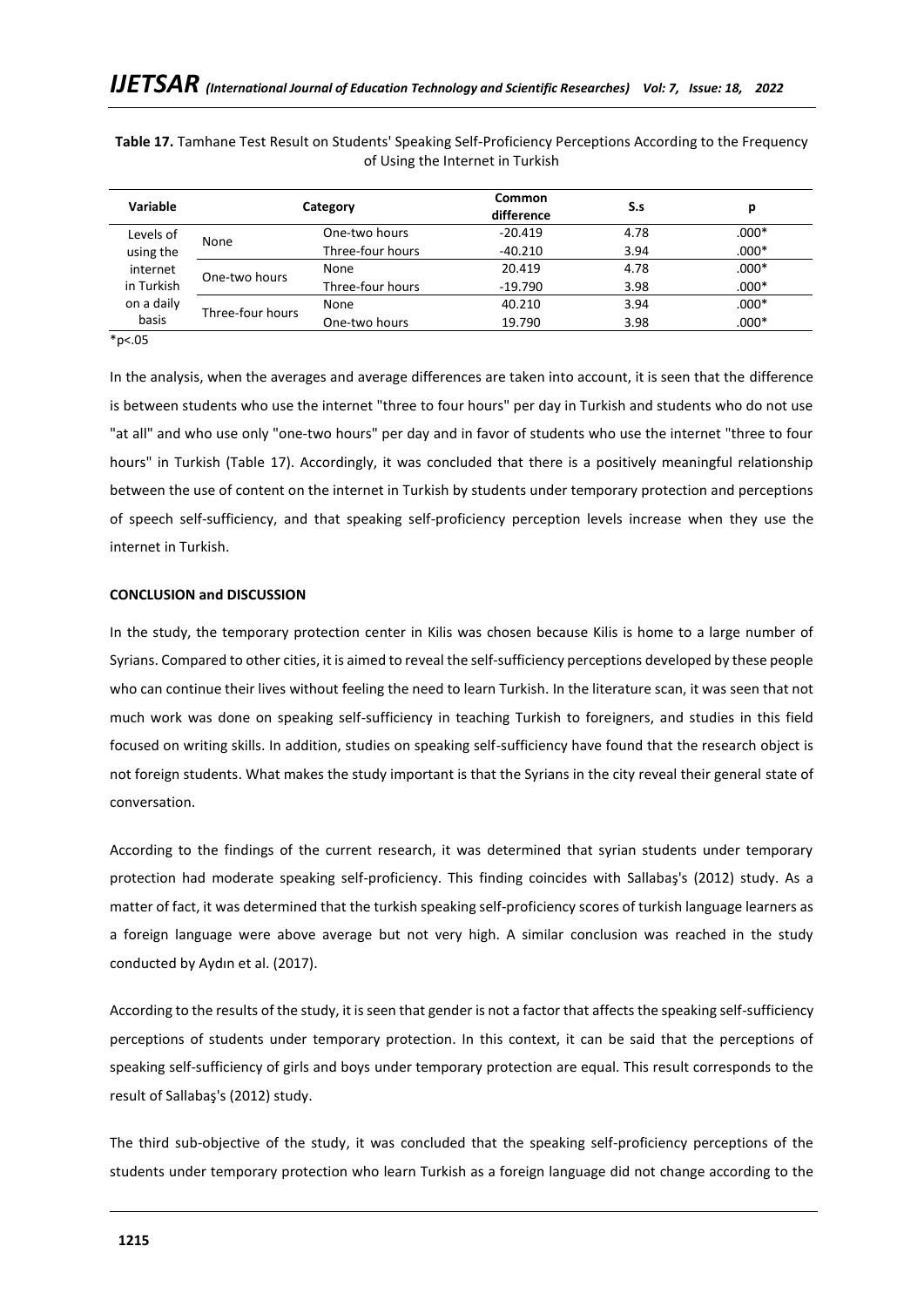**Table 17.** Tamhane Test Result on Students' Speaking Self-Proficiency Perceptions According to the Frequency of Using the Internet in Turkish

| Variable | Category | | Common difference | S.s | p |
|---|---|---|---|---|---|
| Levels of using the internet in Turkish on a daily basis | None | One-two hours | -20.419 | 4.78 | .000* |
| | | Three-four hours | -40.210 | 3.94 | .000* |
| | One-two hours | None | 20.419 | 4.78 | .000* |
| | | Three-four hours | -19.790 | 3.98 | .000* |
| | Three-four hours | None | 40.210 | 3.94 | .000* |
| | | One-two hours | 19.790 | 3.98 | .000* |

*p<.05

In the analysis, when the averages and average differences are taken into account, it is seen that the difference is between students who use the internet "three to four hours" per day in Turkish and students who do not use "at all" and who use only "one-two hours" per day and in favor of students who use the internet "three to four hours" in Turkish (Table 17). Accordingly, it was concluded that there is a positively meaningful relationship between the use of content on the internet in Turkish by students under temporary protection and perceptions of speech self-sufficiency, and that speaking self-proficiency perception levels increase when they use the internet in Turkish.

**CONCLUSION and DISCUSSION**

In the study, the temporary protection center in Kilis was chosen because Kilis is home to a large number of Syrians. Compared to other cities, it is aimed to reveal the self-sufficiency perceptions developed by these people who can continue their lives without feeling the need to learn Turkish. In the literature scan, it was seen that not much work was done on speaking self-sufficiency in teaching Turkish to foreigners, and studies in this field focused on writing skills. In addition, studies on speaking self-sufficiency have found that the research object is not foreign students. What makes the study important is that the Syrians in the city reveal their general state of conversation.

According to the findings of the current research, it was determined that syrian students under temporary protection had moderate speaking self-proficiency. This finding coincides with Sallabaş's (2012) study. As a matter of fact, it was determined that the turkish speaking self-proficiency scores of turkish language learners as a foreign language were above average but not very high. A similar conclusion was reached in the study conducted by Aydın et al. (2017).

According to the results of the study, it is seen that gender is not a factor that affects the speaking self-sufficiency perceptions of students under temporary protection. In this context, it can be said that the perceptions of speaking self-sufficiency of girls and boys under temporary protection are equal. This result corresponds to the result of Sallabaş's (2012) study.

The third sub-objective of the study, it was concluded that the speaking self-proficiency perceptions of the students under temporary protection who learn Turkish as a foreign language did not change according to the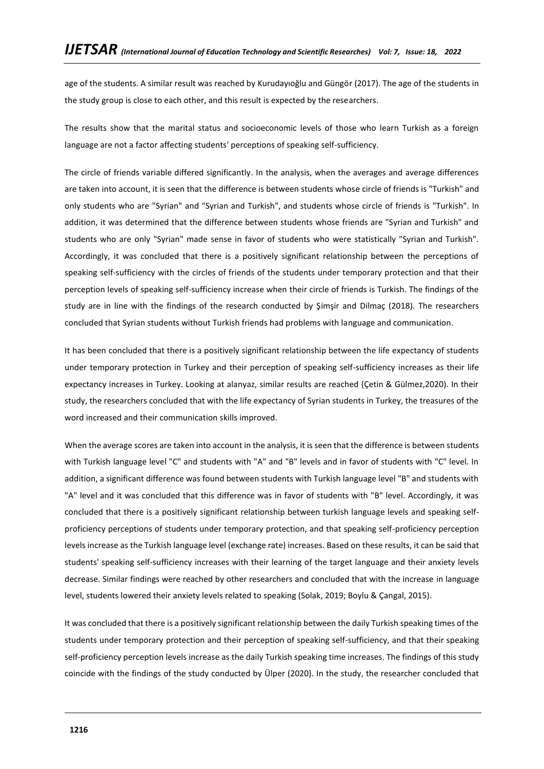age of the students. A similar result was reached by Kurudayıoğlu and Güngör (2017). The age of the students in the study group is close to each other, and this result is expected by the researchers.

The results show that the marital status and socioeconomic levels of those who learn Turkish as a foreign language are not a factor affecting students' perceptions of speaking self-sufficiency.

The circle of friends variable differed significantly. In the analysis, when the averages and average differences are taken into account, it is seen that the difference is between students whose circle of friends is "Turkish" and only students who are "Syrian" and "Syrian and Turkish", and students whose circle of friends is "Turkish". In addition, it was determined that the difference between students whose friends are "Syrian and Turkish" and students who are only "Syrian" made sense in favor of students who were statistically "Syrian and Turkish". Accordingly, it was concluded that there is a positively significant relationship between the perceptions of speaking self-sufficiency with the circles of friends of the students under temporary protection and that their perception levels of speaking self-sufficiency increase when their circle of friends is Turkish. The findings of the study are in line with the findings of the research conducted by Şimşir and Dilmaç (2018). The researchers concluded that Syrian students without Turkish friends had problems with language and communication.

It has been concluded that there is a positively significant relationship between the life expectancy of students under temporary protection in Turkey and their perception of speaking self-sufficiency increases as their life expectancy increases in Turkey. Looking at alanyaz, similar results are reached (Çetin & Gülmez,2020). In their study, the researchers concluded that with the life expectancy of Syrian students in Turkey, the treasures of the word increased and their communication skills improved.

When the average scores are taken into account in the analysis, it is seen that the difference is between students with Turkish language level "C" and students with "A" and "B" levels and in favor of students with "C" level. In addition, a significant difference was found between students with Turkish language level "B" and students with "A" level and it was concluded that this difference was in favor of students with "B" level. Accordingly, it was concluded that there is a positively significant relationship between turkish language levels and speaking self-proficiency perceptions of students under temporary protection, and that speaking self-proficiency perception levels increase as the Turkish language level (exchange rate) increases. Based on these results, it can be said that students' speaking self-sufficiency increases with their learning of the target language and their anxiety levels decrease. Similar findings were reached by other researchers and concluded that with the increase in language level, students lowered their anxiety levels related to speaking (Solak, 2019; Boylu & Çangal, 2015).

It was concluded that there is a positively significant relationship between the daily Turkish speaking times of the students under temporary protection and their perception of speaking self-sufficiency, and that their speaking self-proficiency perception levels increase as the daily Turkish speaking time increases. The findings of this study coincide with the findings of the study conducted by Ülper (2020). In the study, the researcher concluded that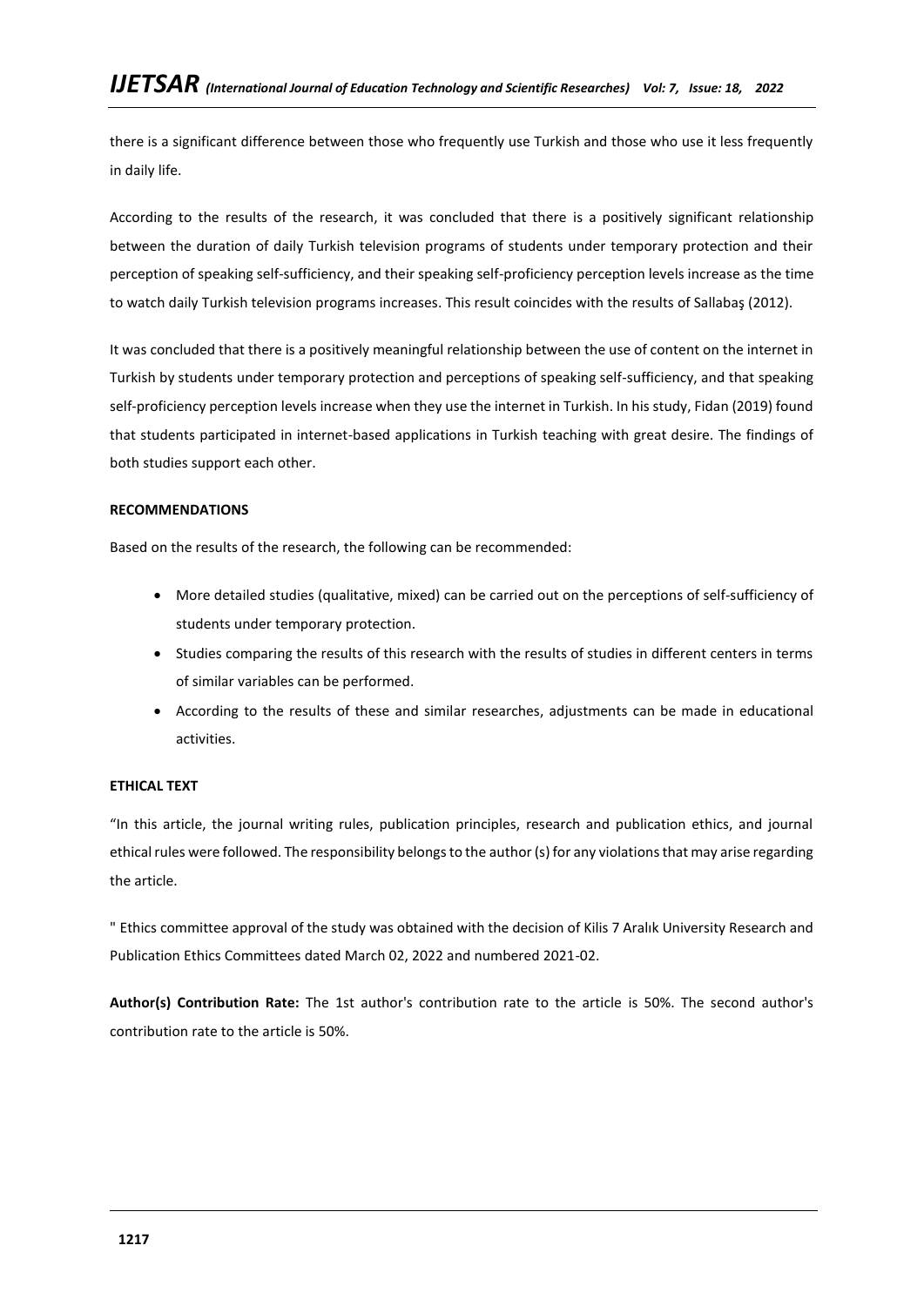there is a significant difference between those who frequently use Turkish and those who use it less frequently in daily life.

According to the results of the research, it was concluded that there is a positively significant relationship between the duration of daily Turkish television programs of students under temporary protection and their perception of speaking self-sufficiency, and their speaking self-proficiency perception levels increase as the time to watch daily Turkish television programs increases. This result coincides with the results of Sallabaş (2012).

It was concluded that there is a positively meaningful relationship between the use of content on the internet in Turkish by students under temporary protection and perceptions of speaking self-sufficiency, and that speaking self-proficiency perception levels increase when they use the internet in Turkish. In his study, Fidan (2019) found that students participated in internet-based applications in Turkish teaching with great desire. The findings of both studies support each other.

**RECOMMENDATIONS**

Based on the results of the research, the following can be recommended:

- More detailed studies (qualitative, mixed) can be carried out on the perceptions of self-sufficiency of students under temporary protection.
- Studies comparing the results of this research with the results of studies in different centers in terms of similar variables can be performed.
- According to the results of these and similar researches, adjustments can be made in educational activities.

**ETHICAL TEXT**

"In this article, the journal writing rules, publication principles, research and publication ethics, and journal ethical rules were followed. The responsibility belongs to the author (s) for any violations that may arise regarding the article.

" Ethics committee approval of the study was obtained with the decision of Kilis 7 Aralık University Research and Publication Ethics Committees dated March 02, 2022 and numbered 2021-02.

**Author(s) Contribution Rate:** The 1st author's contribution rate to the article is 50%. The second author's contribution rate to the article is 50%.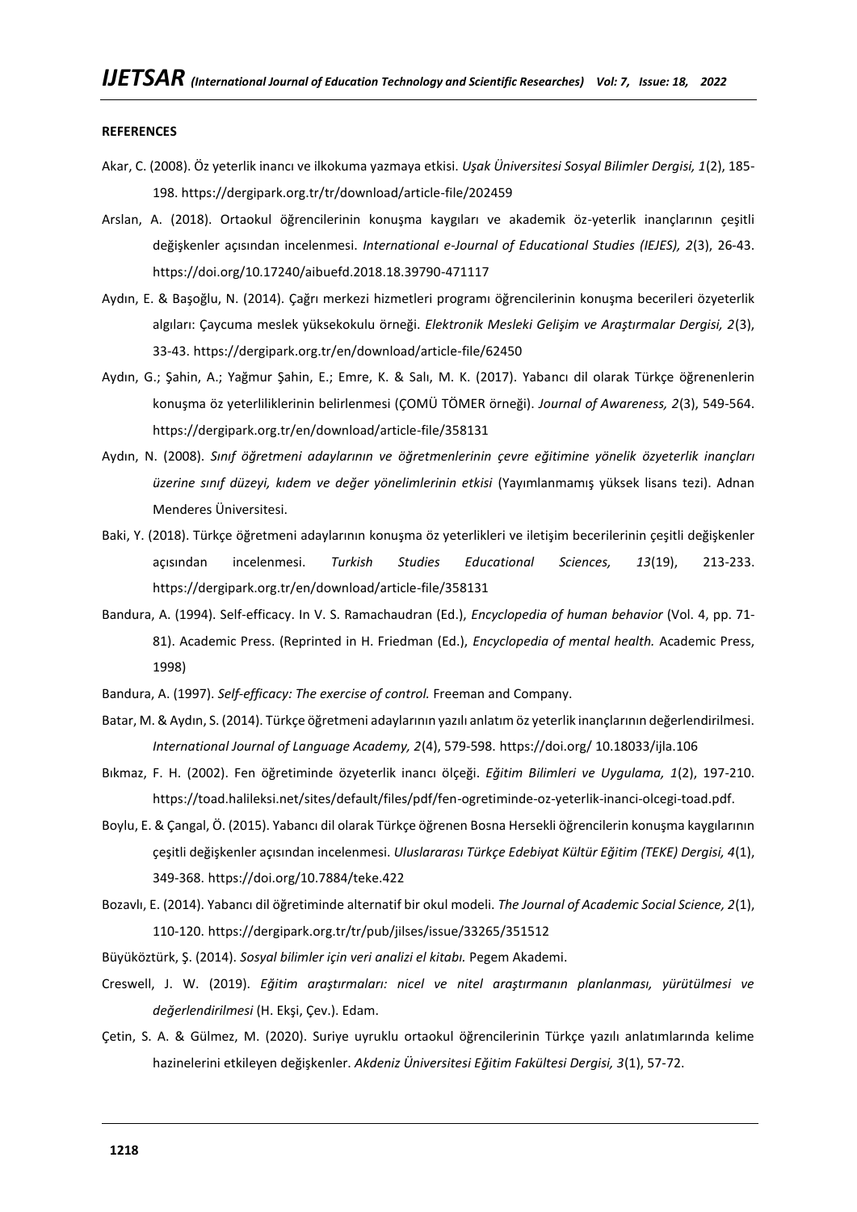**REFERENCES**

Akar, C. (2008). Öz yeterlik inancı ve ilkokuma yazmaya etkisi. *Uşak Üniversitesi Sosyal Bilimler Dergisi, 1*(2), 185-198. https://dergipark.org.tr/tr/download/article-file/202459

Arslan, A. (2018). Ortaokul öğrencilerinin konuşma kaygıları ve akademik öz-yeterlik inançlarının çeşitli değişkenler açısından incelenmesi. *International e-Journal of Educational Studies (IEJES), 2*(3), 26-43. https://doi.org/10.17240/aibuefd.2018.18.39790-471117

Aydın, E. & Başoğlu, N. (2014). Çağrı merkezi hizmetleri programı öğrencilerinin konuşma becerileri özyeterlik algıları: Çaycuma meslek yüksekokulu örneği. *Elektronik Mesleki Gelişim ve Araştırmalar Dergisi, 2*(3), 33-43. https://dergipark.org.tr/en/download/article-file/62450

Aydın, G.; Şahin, A.; Yağmur Şahin, E.; Emre, K. & Salı, M. K. (2017). Yabancı dil olarak Türkçe öğrenenlerin konuşma öz yeterliliklerinin belirlenmesi (ÇOMÜ TÖMER örneği). *Journal of Awareness, 2*(3), 549-564. https://dergipark.org.tr/en/download/article-file/358131

Aydın, N. (2008). *Sınıf öğretmeni adaylarının ve öğretmenlerinin çevre eğitimine yönelik özyeterlik inançları üzerine sınıf düzeyi, kıdem ve değer yönelimlerinin etkisi* (Yayımlanmamış yüksek lisans tezi). Adnan Menderes Üniversitesi.

Baki, Y. (2018). Türkçe öğretmeni adaylarının konuşma öz yeterlikleri ve iletişim becerilerinin çeşitli değişkenler açısından incelenmesi. *Turkish Studies Educational Sciences, 13*(19), 213-233. https://dergipark.org.tr/en/download/article-file/358131

Bandura, A. (1994). Self-efficacy. In V. S. Ramachaudran (Ed.), *Encyclopedia of human behavior* (Vol. 4, pp. 71-81). Academic Press. (Reprinted in H. Friedman (Ed.), *Encyclopedia of mental health.* Academic Press, 1998)

Bandura, A. (1997). *Self-efficacy: The exercise of control.* Freeman and Company.

Batar, M. & Aydın, S. (2014). Türkçe öğretmeni adaylarının yazılı anlatım öz yeterlik inançlarının değerlendirilmesi. *International Journal of Language Academy, 2*(4), 579-598. https://doi.org/ 10.18033/ijla.106

Bıkmaz, F. H. (2002). Fen öğretiminde özyeterlik inancı ölçeği. *Eğitim Bilimleri ve Uygulama, 1*(2), 197-210. https://toad.halileksi.net/sites/default/files/pdf/fen-ogretiminde-oz-yeterlik-inanci-olcegi-toad.pdf.

Boylu, E. & Çangal, Ö. (2015). Yabancı dil olarak Türkçe öğrenen Bosna Hersekli öğrencilerin konuşma kaygılarının çeşitli değişkenler açısından incelenmesi. *Uluslararası Türkçe Edebiyat Kültür Eğitim (TEKE) Dergisi, 4*(1), 349-368. https://doi.org/10.7884/teke.422

Bozavlı, E. (2014). Yabancı dil öğretiminde alternatif bir okul modeli. *The Journal of Academic Social Science, 2*(1), 110-120. https://dergipark.org.tr/tr/pub/jilses/issue/33265/351512

Büyüköztürk, Ş. (2014). *Sosyal bilimler için veri analizi el kitabı.* Pegem Akademi.

Creswell, J. W. (2019). *Eğitim araştırmaları: nicel ve nitel araştırmanın planlanması, yürütülmesi ve değerlendirilmesi* (H. Ekşi, Çev.). Edam.

Çetin, S. A. & Gülmez, M. (2020). Suriye uyruklu ortaokul öğrencilerinin Türkçe yazılı anlatımlarında kelime hazinelerini etkileyen değişkenler. *Akdeniz Üniversitesi Eğitim Fakültesi Dergisi, 3*(1), 57-72.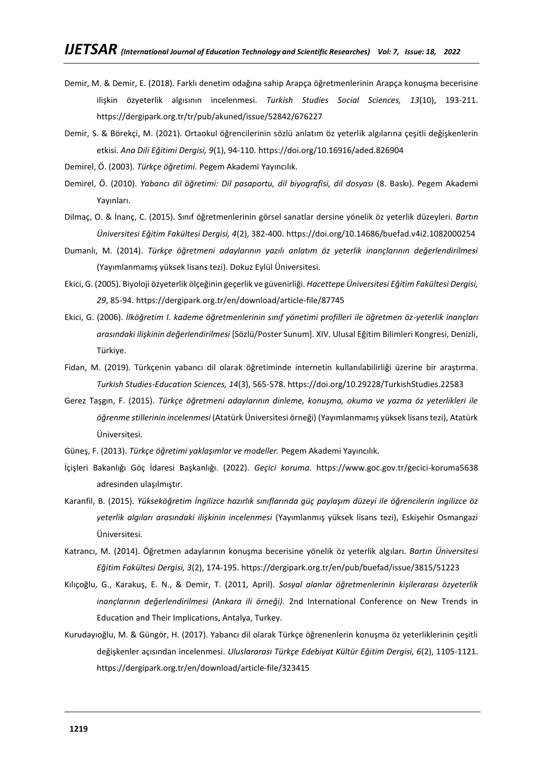Demir, M. & Demir, E. (2018). Farklı denetim odağına sahip Arapça öğretmenlerinin Arapça konuşma becerisine ilişkin özyeterlik algısının incelenmesi. *Turkish Studies Social Sciences, 13*(10), 193-211. https://dergipark.org.tr/tr/pub/akuned/issue/52842/676227

Demir, S. & Börekçi, M. (2021). Ortaokul öğrencilerinin sözlü anlatım öz yeterlik algılarına çeşitli değişkenlerin etkisi. *Ana Dili Eğitimi Dergisi, 9*(1), 94-110. https://doi.org/10.16916/aded.826904

Demirel, Ö. (2003). *Türkçe öğretimi.* Pegem Akademi Yayıncılık.

Demirel, Ö. (2010). *Yabancı dil öğretimi: Dil pasaportu, dil biyografisi, dil dosyası* (8. Baskı). Pegem Akademi Yayınları.

Dilmaç, O. & İnanç, C. (2015). Sınıf öğretmenlerinin görsel sanatlar dersine yönelik öz yeterlik düzeyleri. *Bartın Üniversitesi Eğitim Fakültesi Dergisi, 4*(2), 382-400. https://doi.org/10.14686/buefad.v4i2.1082000254

Dumanlı, M. (2014). *Türkçe öğretmeni adaylarının yazılı anlatım öz yeterlik inançlarının değerlendirilmesi* (Yayımlanmamış yüksek lisans tezi). Dokuz Eylül Üniversitesi.

Ekici, G. (2005). Biyoloji özyeterlik ölçeğinin geçerlik ve güvenirliği. *Hacettepe Üniversitesi Eğitim Fakültesi Dergisi, 29*, 85-94. https://dergipark.org.tr/en/download/article-file/87745

Ekici, G. (2006). *İlköğretim I. kademe öğretmenlerinin sınıf yönetimi profilleri ile öğretmen öz-yeterlik inançları arasındaki ilişkinin değerlendirilmesi* [Sözlü/Poster Sunum]. XIV. Ulusal Eğitim Bilimleri Kongresi, Denizli, Türkiye.

Fidan, M. (2019). Türkçenin yabancı dil olarak öğretiminde internetin kullanılabilirliği üzerine bir araştırma. *Turkish Studies-Education Sciences, 14*(3), 565-578. https://doi.org/10.29228/TurkishStudies.22583

Gerez Taşgın, F. (2015). *Türkçe öğretmeni adaylarının dinleme, konuşma, okuma ve yazma öz yeterlikleri ile öğrenme stillerinin incelenmesi* (Atatürk Üniversitesi örneği) (Yayımlanmamış yüksek lisans tezi), Atatürk Üniversitesi.

Güneş, F. (2013). *Türkçe öğretimi yaklaşımlar ve modeller.* Pegem Akademi Yayıncılık.

İçişleri Bakanlığı Göç İdaresi Başkanlığı. (2022). *Geçici koruma.* https://www.goc.gov.tr/gecici-koruma5638 adresinden ulaşılmıştır.

Karanfil, B. (2015). *Yükseköğretim İngilizce hazırlık sınıflarında güç paylaşım düzeyi ile öğrencilerin ingilizce öz yeterlik algıları arasındaki ilişkinin incelenmesi* (Yayımlanmış yüksek lisans tezi), Eskişehir Osmangazi Üniversitesi.

Katrancı, M. (2014). Öğretmen adaylarının konuşma becerisine yönelik öz yeterlik algıları. *Bartın Üniversitesi Eğitim Fakültesi Dergisi, 3*(2), 174-195. https://dergipark.org.tr/en/pub/buefad/issue/3815/51223

Kılıçoğlu, G., Karakuş, E. N., & Demir, T. (2011, April). *Sosyal alanlar öğretmenlerinin kişilerarası özyeterlik inançlarının değerlendirilmesi (Ankara ili örneği).* 2nd International Conference on New Trends in Education and Their Implications, Antalya, Turkey.

Kurudayıoğlu, M. & Güngör, H. (2017). Yabancı dil olarak Türkçe öğrenenlerin konuşma öz yeterliklerinin çeşitli değişkenler açısından incelenmesi. *Uluslararası Türkçe Edebiyat Kültür Eğitim Dergisi, 6*(2), 1105-1121. https://dergipark.org.tr/en/download/article-file/323415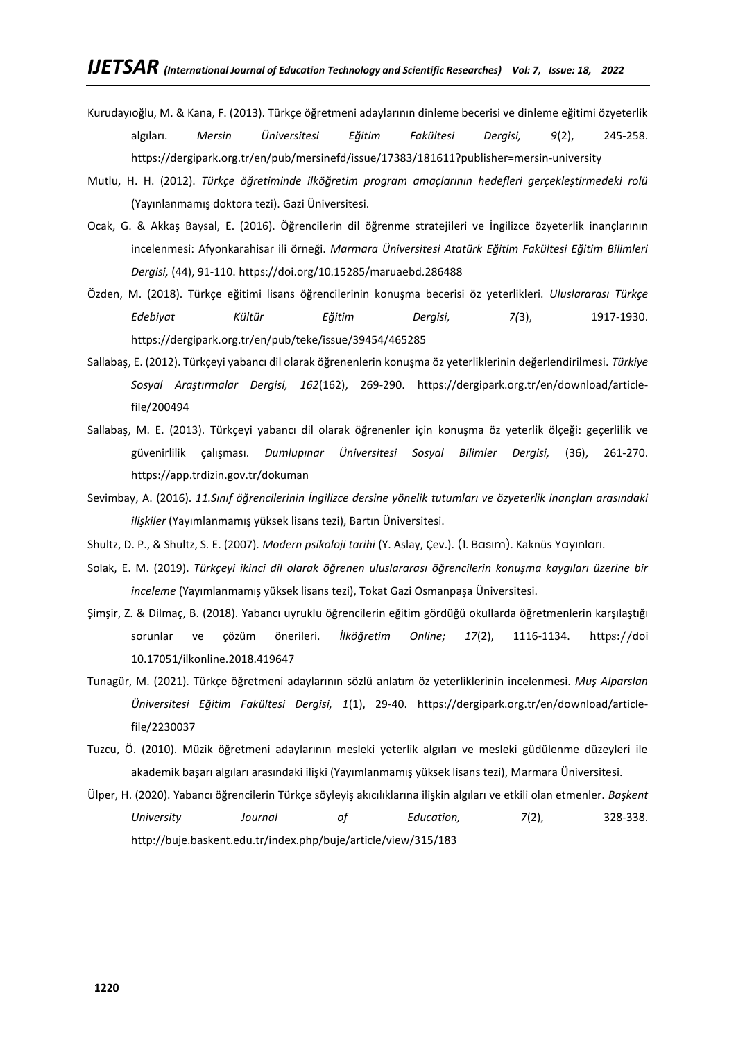Kurudayıoğlu, M. & Kana, F. (2013). Türkçe öğretmeni adaylarının dinleme becerisi ve dinleme eğitimi özyeterlik algıları. *Mersin Üniversitesi Eğitim Fakültesi Dergisi, 9*(2), 245-258. https://dergipark.org.tr/en/pub/mersinefd/issue/17383/181611?publisher=mersin-university

Mutlu, H. H. (2012). *Türkçe öğretiminde ilköğretim program amaçlarının hedefleri gerçekleştirmedeki rolü* (Yayınlanmamış doktora tezi). Gazi Üniversitesi.

Ocak, G. & Akkaş Baysal, E. (2016). Öğrencilerin dil öğrenme stratejileri ve İngilizce özyeterlik inançlarının incelenmesi: Afyonkarahisar ili örneği. *Marmara Üniversitesi Atatürk Eğitim Fakültesi Eğitim Bilimleri Dergisi,* (44), 91-110. https://doi.org/10.15285/maruaebd.286488

Özden, M. (2018). Türkçe eğitimi lisans öğrencilerinin konuşma becerisi öz yeterlikleri. *Uluslararası Türkçe Edebiyat Kültür Eğitim Dergisi, 7*(3), 1917-1930. https://dergipark.org.tr/en/pub/teke/issue/39454/465285

Sallabaş, E. (2012). Türkçeyi yabancı dil olarak öğrenenlerin konuşma öz yeterliklerinin değerlendirilmesi. *Türkiye Sosyal Araştırmalar Dergisi, 162*(162), 269-290. https://dergipark.org.tr/en/download/article-file/200494

Sallabaş, M. E. (2013). Türkçeyi yabancı dil olarak öğrenenler için konuşma öz yeterlik ölçeği: geçerlilik ve güvenirlilik çalışması. *Dumlupınar Üniversitesi Sosyal Bilimler Dergisi,* (36), 261-270. https://app.trdizin.gov.tr/dokuman

Sevimbay, A. (2016). *11.Sınıf öğrencilerinin İngilizce dersine yönelik tutumları ve özyeterlik inançları arasındaki ilişkiler* (Yayımlanmamış yüksek lisans tezi), Bartın Üniversitesi.

Shultz, D. P., & Shultz, S. E. (2007). *Modern psikoloji tarihi* (Y. Aslay, Çev.). (1. Basım). Kaknüs Yayınları.

Solak, E. M. (2019). *Türkçeyi ikinci dil olarak öğrenen uluslararası öğrencilerin konuşma kaygıları üzerine bir inceleme* (Yayımlanmamış yüksek lisans tezi), Tokat Gazi Osmanpaşa Üniversitesi.

Şimşir, Z. & Dilmaç, B. (2018). Yabancı uyruklu öğrencilerin eğitim gördüğü okullarda öğretmenlerin karşılaştığı sorunlar ve çözüm önerileri. *İlköğretim Online; 17*(2), 1116-1134. https://doi 10.17051/ilkonline.2018.419647

Tunagür, M. (2021). Türkçe öğretmeni adaylarının sözlü anlatım öz yeterliklerinin incelenmesi. *Muş Alparslan Üniversitesi Eğitim Fakültesi Dergisi, 1*(1), 29-40. https://dergipark.org.tr/en/download/article-file/2230037

Tuzcu, Ö. (2010). Müzik öğretmeni adaylarının mesleki yeterlik algıları ve mesleki güdülenme düzeyleri ile akademik başarı algıları arasındaki ilişki (Yayınlanmamış yüksek lisans tezi), Marmara Üniversitesi.

Ülper, H. (2020). Yabancı öğrencilerin Türkçe söyleyiş akıcılıklarına ilişkin algıları ve etkili olan etmenler. *Başkent University Journal of Education, 7*(2), 328-338. http://buje.baskent.edu.tr/index.php/buje/article/view/315/183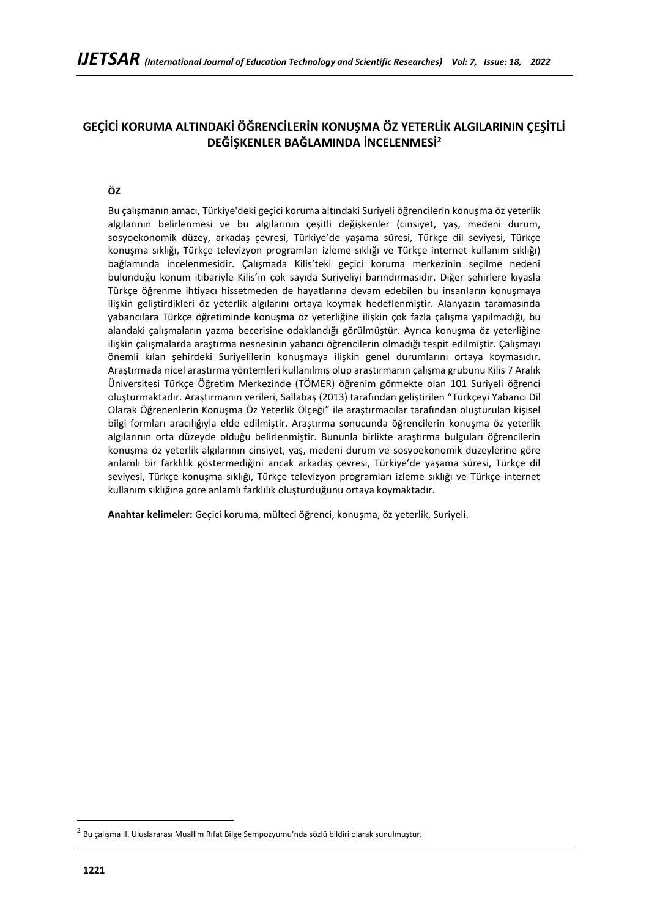# GEÇİCİ KORUMA ALTINDAKİ ÖĞRENCİLERİN KONUŞMA ÖZ YETERLİK ALGILARININ ÇEŞİTLİ DEĞİŞKENLER BAĞLAMINDA İNCELENMESİ[2]

**ÖZ**

Bu çalışmanın amacı, Türkiye'deki geçici koruma altındaki Suriyeli öğrencilerin konuşma öz yeterlik algılarının belirlenmesi ve bu algılarının çeşitli değişkenler (cinsiyet, yaş, medeni durum, sosyoekonomik düzey, arkadaş çevresi, Türkiye'de yaşama süresi, Türkçe dil seviyesi, Türkçe konuşma sıklığı, Türkçe televizyon programları izleme sıklığı ve Türkçe internet kullanım sıklığı) bağlamında incelenmesidir. Çalışmada Kilis'teki geçici koruma merkezinin seçilme nedeni bulunduğu konum itibariyle Kilis'in çok sayıda Suriyeliyi barındırmasıdır. Diğer şehirlere kıyasla Türkçe öğrenme ihtiyacı hissetmeden de hayatlarına devam edebilen bu insanların konuşmaya ilişkin geliştirdikleri öz yeterlik algılarını ortaya koymak hedeflenmiştir. Alanyazın taramasında yabancılara Türkçe öğretiminde konuşma öz yeterliğine ilişkin çok fazla çalışma yapılmadığı, bu alandaki çalışmaların yazma becerisine odaklandığı görülmüştür. Ayrıca konuşma öz yeterliğine ilişkin çalışmalarda araştırma nesnesinin yabancı öğrencilerin olmadığı tespit edilmiştir. Çalışmayı önemli kılan şehirdeki Suriyelilerin konuşmaya ilişkin genel durumlarını ortaya koymasıdır. Araştırmada nicel araştırma yöntemleri kullanılmış olup araştırmanın çalışma grubunu Kilis 7 Aralık Üniversitesi Türkçe Öğretim Merkezinde (TÖMER) öğrenim görmekte olan 101 Suriyeli öğrenci oluşturmaktadır. Araştırmanın verileri, Sallabaş (2013) tarafından geliştirilen "Türkçeyi Yabancı Dil Olarak Öğrenenlerin Konuşma Öz Yeterlik Ölçeği" ile araştırmacılar tarafından oluşturulan kişisel bilgi formları aracılığıyla elde edilmiştir. Araştırma sonucunda öğrencilerin konuşma öz yeterlik algılarının orta düzeyde olduğu belirlenmiştir. Bununla birlikte araştırma bulguları öğrencilerin konuşma öz yeterlik algılarının cinsiyet, yaş, medeni durum ve sosyoekonomik düzeylerine göre anlamlı bir farklılık göstermediğini ancak arkadaş çevresi, Türkiye'de yaşama süresi, Türkçe dil seviyesi, Türkçe konuşma sıklığı, Türkçe televizyon programları izleme sıklığı ve Türkçe internet kullanım sıklığına göre anlamlı farklılık oluşturduğunu ortaya koymaktadır.

**Anahtar kelimeler:** Geçici koruma, mülteci öğrenci, konuşma, öz yeterlik, Suriyeli.

---

[2] Bu çalışma II. Uluslararası Muallim Rıfat Bilge Sempozyumu'nda sözlü bildiri olarak sunulmuştur.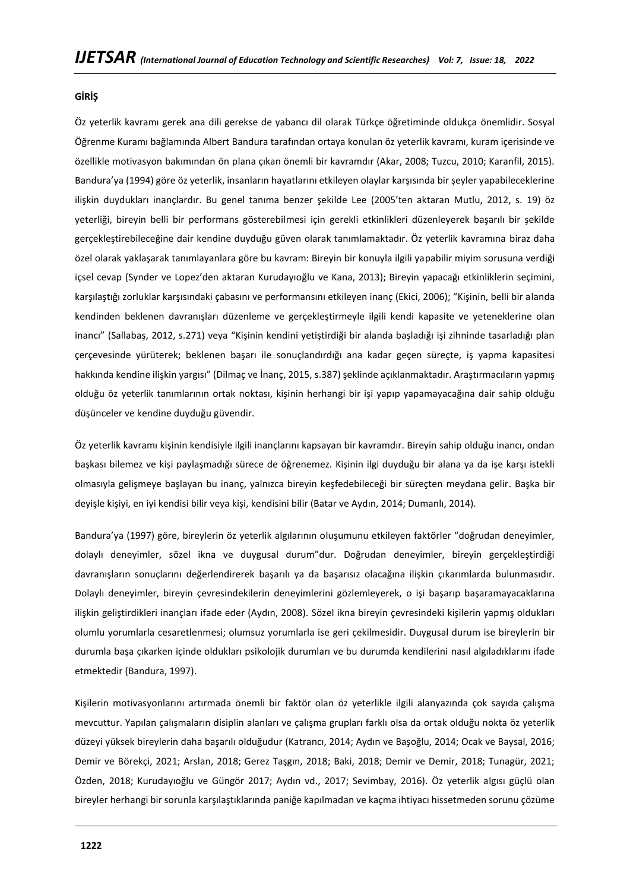## GİRİŞ

Öz yeterlik kavramı gerek ana dili gerekse de yabancı dil olarak Türkçe öğretiminde oldukça önemlidir. Sosyal Öğrenme Kuramı bağlamında Albert Bandura tarafından ortaya konulan öz yeterlik kavramı, kuram içerisinde ve özellikle motivasyon bakımından ön plana çıkan önemli bir kavramdır (Akar, 2008; Tuzcu, 2010; Karanfil, 2015). Bandura'ya (1994) göre öz yeterlik, insanların hayatlarını etkileyen olaylar karşısında bir şeyler yapabileceklerine ilişkin duydukları inançlardır. Bu genel tanıma benzer şekilde Lee (2005'ten aktaran Mutlu, 2012, s. 19) öz yeterliği, bireyin belli bir performans gösterebilmesi için gerekli etkinlikleri düzenleyerek başarılı bir şekilde gerçekleştirebileceğine dair kendine duyduğu güven olarak tanımlamaktadır. Öz yeterlik kavramına biraz daha özel olarak yaklaşarak tanımlayanlara göre bu kavram: Bireyin bir konuyla ilgili yapabilir miyim sorusuna verdiği içsel cevap (Synder ve Lopez'den aktaran Kurudayıoğlu ve Kana, 2013); Bireyin yapacağı etkinliklerin seçimini, karşılaştığı zorluklar karşısındaki çabasını ve performansını etkileyen inanç (Ekici, 2006); "Kişinin, belli bir alanda kendinden beklenen davranışları düzenleme ve gerçekleştirmeyle ilgili kendi kapasite ve yeteneklerine olan inancı" (Sallabaş, 2012, s.271) veya "Kişinin kendini yetiştirdiği bir alanda başladığı işi zihninde tasarladığı plan çerçevesinde yürüterek; beklenen başarı ile sonuçlandırdığı ana kadar geçen süreçte, iş yapma kapasitesi hakkında kendine ilişkin yargısı" (Dilmaç ve İnanç, 2015, s.387) şeklinde açıklanmaktadır. Araştırmacıların yapmış olduğu öz yeterlik tanımlarının ortak noktası, kişinin herhangi bir işi yapıp yapamayacağına dair sahip olduğu düşünceler ve kendine duyduğu güvendir.

Öz yeterlik kavramı kişinin kendisiyle ilgili inançlarını kapsayan bir kavramdır. Bireyin sahip olduğu inancı, ondan başkası bilemez ve kişi paylaşmadığı sürece de öğrenemez. Kişinin ilgi duyduğu bir alana ya da işe karşı istekli olmasıyla gelişmeye başlayan bu inanç, yalnızca bireyin keşfedebileceği bir süreçten meydana gelir. Başka bir deyişle kişiyi, en iyi kendisi bilir veya kişi, kendisini bilir (Batar ve Aydın, 2014; Dumanlı, 2014).

Bandura'ya (1997) göre, bireylerin öz yeterlik algılarının oluşumunu etkileyen faktörler "doğrudan deneyimler, dolaylı deneyimler, sözel ikna ve duygusal durum"dur. Doğrudan deneyimler, bireyin gerçekleştirdiği davranışların sonuçlarını değerlendirerek başarılı ya da başarısız olacağına ilişkin çıkarımlarda bulunmasıdır. Dolaylı deneyimler, bireyin çevresindekilerin deneyimlerini gözlemleyerek, o işi başarıp başaramayacaklarına ilişkin geliştirdikleri inançları ifade eder (Aydın, 2008). Sözel ikna bireyin çevresindeki kişilerin yapmış oldukları olumlu yorumlarla cesaretlenmesi; olumsuz yorumlarla ise geri çekilmesidir. Duygusal durum ise bireylerin bir durumla başa çıkarken içinde oldukları psikolojik durumları ve bu durumda kendilerini nasıl algıladıklarını ifade etmektedir (Bandura, 1997).

Kişilerin motivasyonlarını artırmada önemli bir faktör olan öz yeterlikle ilgili alanyazında çok sayıda çalışma mevcuttur. Yapılan çalışmaların disiplin alanları ve çalışma grupları farklı olsa da ortak olduğu nokta öz yeterlik düzeyi yüksek bireylerin daha başarılı olduğudur (Katrancı, 2014; Aydın ve Başoğlu, 2014; Ocak ve Baysal, 2016; Demir ve Börekçi, 2021; Arslan, 2018; Gerez Taşgın, 2018; Baki, 2018; Demir ve Demir, 2018; Tunagür, 2021; Özden, 2018; Kurudayıoğlu ve Güngör 2017; Aydın vd., 2017; Sevimbay, 2016). Öz yeterlik algısı güçlü olan bireyler herhangi bir sorunla karşılaştıklarında paniğe kapılmadan ve kaçma ihtiyacı hissetmeden sorunu çözüme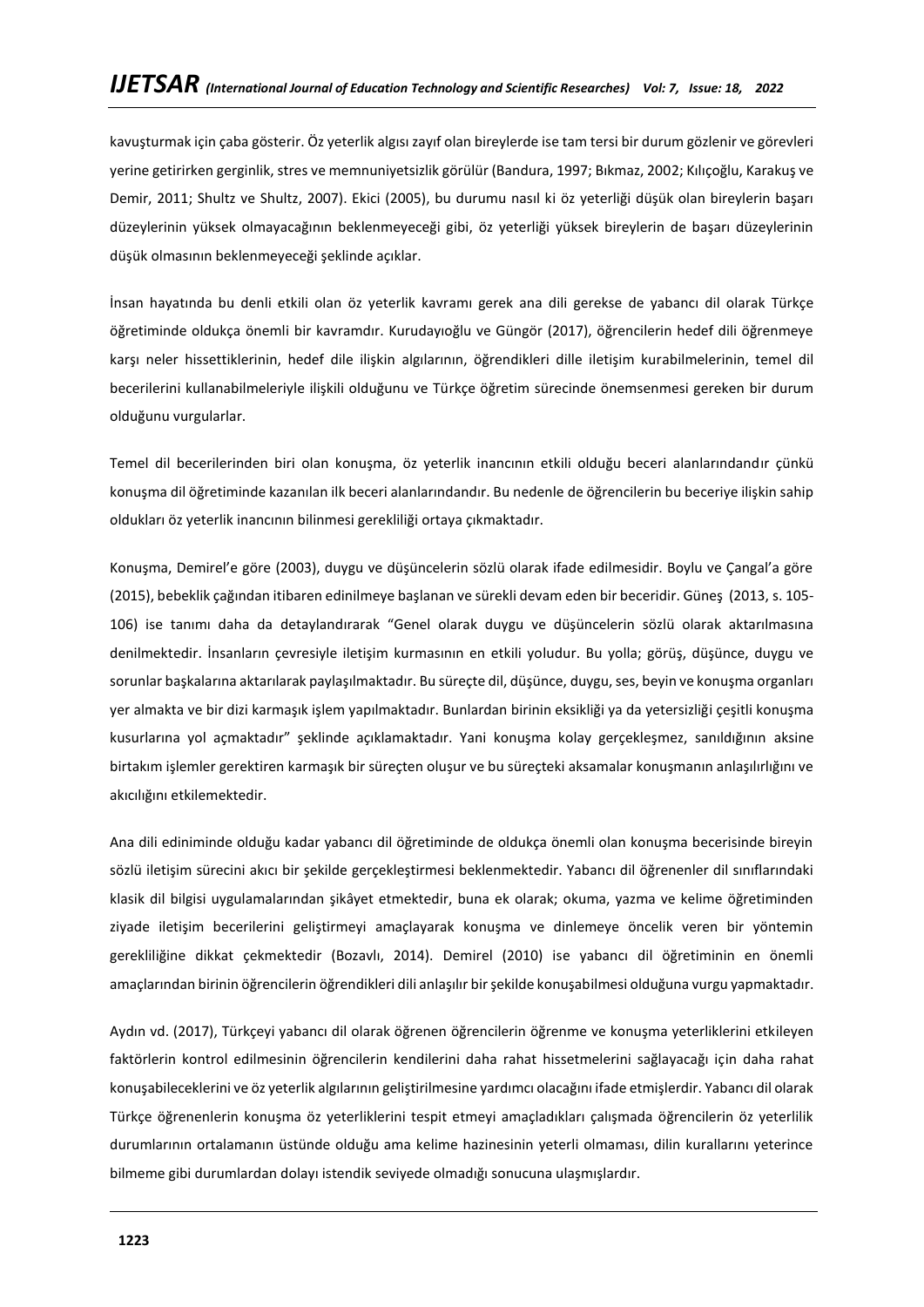kavuşturmak için çaba gösterir. Öz yeterlik algısı zayıf olan bireylerde ise tam tersi bir durum gözlenir ve görevleri yerine getirirken gerginlik, stres ve memnuniyetsizlik görülür (Bandura, 1997; Bıkmaz, 2002; Kılıçoğlu, Karakuş ve Demir, 2011; Shultz ve Shultz, 2007). Ekici (2005), bu durumu nasıl ki öz yeterliği düşük olan bireylerin başarı düzeylerinin yüksek olmayacağının beklenmeyeceği gibi, öz yeterliği yüksek bireylerin de başarı düzeylerinin düşük olmasının beklenmeyeceği şeklinde açıklar.

İnsan hayatında bu denli etkili olan öz yeterlik kavramı gerek ana dili gerekse de yabancı dil olarak Türkçe öğretiminde oldukça önemli bir kavramdır. Kurudayıoğlu ve Güngör (2017), öğrencilerin hedef dili öğrenmeye karşı neler hissettiklerinin, hedef dile ilişkin algılarının, öğrendikleri dille iletişim kurabilmelerinin, temel dil becerilerini kullanabilmeleriyle ilişkili olduğunu ve Türkçe öğretim sürecinde önemsenmesi gereken bir durum olduğunu vurgularlar.

Temel dil becerilerinden biri olan konuşma, öz yeterlik inancının etkili olduğu beceri alanlarındandır çünkü konuşma dil öğretiminde kazanılan ilk beceri alanlarındandır. Bu nedenle de öğrencilerin bu beceriye ilişkin sahip oldukları öz yeterlik inancının bilinmesi gerekliliği ortaya çıkmaktadır.

Konuşma, Demirel'e göre (2003), duygu ve düşüncelerin sözlü olarak ifade edilmesidir. Boylu ve Çangal'a göre (2015), bebeklik çağından itibaren edinilmeye başlanan ve sürekli devam eden bir beceridir. Güneş (2013, s. 105-106) ise tanımı daha da detaylandırarak "Genel olarak duygu ve düşüncelerin sözlü olarak aktarılmasına denilmektedir. İnsanların çevresiyle iletişim kurmasının en etkili yoludur. Bu yolla; görüş, düşünce, duygu ve sorunlar başkalarına aktarılarak paylaşılmaktadır. Bu süreçte dil, düşünce, duygu, ses, beyin ve konuşma organları yer almakta ve bir dizi karmaşık işlem yapılmaktadır. Bunlardan birinin eksikliği ya da yetersizliği çeşitli konuşma kusurlarına yol açmaktadır" şeklinde açıklamaktadır. Yani konuşma kolay gerçekleşmez, sanıldığının aksine birtakım işlemler gerektiren karmaşık bir süreçten oluşur ve bu süreçteki aksamalar konuşmanın anlaşılırlığını ve akıcılığını etkilemektedir.

Ana dili ediniminde olduğu kadar yabancı dil öğretiminde de oldukça önemli olan konuşma becerisinde bireyin sözlü iletişim sürecini akıcı bir şekilde gerçekleştirmesi beklenmektedir. Yabancı dil öğrenenler dil sınıflarındaki klasik dil bilgisi uygulamalarından şikâyet etmektedir, buna ek olarak; okuma, yazma ve kelime öğretiminden ziyade iletişim becerilerini geliştirmeyi amaçlayarak konuşma ve dinlemeye öncelik veren bir yöntemin gerekliliğine dikkat çekmektedir (Bozavlı, 2014). Demirel (2010) ise yabancı dil öğretiminin en önemli amaçlarından birinin öğrencilerin öğrendikleri dili anlaşılır bir şekilde konuşabilmesi olduğuna vurgu yapmaktadır.

Aydın vd. (2017), Türkçeyi yabancı dil olarak öğrenen öğrencilerin öğrenme ve konuşma yeterliklerini etkileyen faktörlerin kontrol edilmesinin öğrencilerin kendilerini daha rahat hissetmelerini sağlayacağı için daha rahat konuşabileceklerini ve öz yeterlik algılarının geliştirilmesine yardımcı olacağını ifade etmişlerdir. Yabancı dil olarak Türkçe öğrenenlerin konuşma öz yeterliklerini tespit etmeyi amaçladıkları çalışmada öğrencilerin öz yeterlilik durumlarının ortalamanın üstünde olduğu ama kelime hazinesinin yeterli olmaması, dilin kurallarını yeterince bilmeme gibi durumlardan dolayı istendik seviyede olmadığı sonucuna ulaşmışlardır.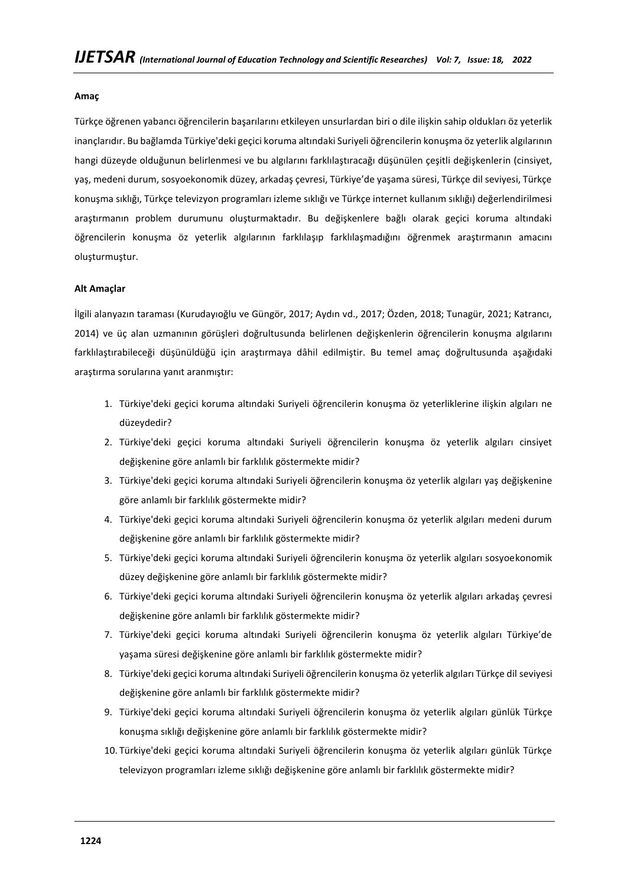**Amaç**

Türkçe öğrenen yabancı öğrencilerin başarılarını etkileyen unsurlardan biri o dile ilişkin sahip oldukları öz yeterlik inançlarıdır. Bu bağlamda Türkiye'deki geçici koruma altındaki Suriyeli öğrencilerin konuşma öz yeterlik algılarının hangi düzeyde olduğunun belirlenmesi ve bu algılarını farklılaştıracağı düşünülen çeşitli değişkenlerin (cinsiyet, yaş, medeni durum, sosyoekonomik düzey, arkadaş çevresi, Türkiye'de yaşama süresi, Türkçe dil seviyesi, Türkçe konuşma sıklığı, Türkçe televizyon programları izleme sıklığı ve Türkçe internet kullanım sıklığı) değerlendirilmesi araştırmanın problem durumunu oluşturmaktadır. Bu değişkenlere bağlı olarak geçici koruma altındaki öğrencilerin konuşma öz yeterlik algılarının farklılaşıp farklılaşmadığını öğrenmek araştırmanın amacını oluşturmuştur.

**Alt Amaçlar**

İlgili alanyazın taraması (Kurudayıoğlu ve Güngör, 2017; Aydın vd., 2017; Özden, 2018; Tunagür, 2021; Katrancı, 2014) ve üç alan uzmanının görüşleri doğrultusunda belirlenen değişkenlerin öğrencilerin konuşma algılarını farklılaştırabileceği düşünüldüğü için araştırmaya dâhil edilmiştir. Bu temel amaç doğrultusunda aşağıdaki araştırma sorularına yanıt aranmıştır:

1. Türkiye'deki geçici koruma altındaki Suriyeli öğrencilerin konuşma öz yeterliklerine ilişkin algıları ne düzeydedir?
2. Türkiye'deki geçici koruma altındaki Suriyeli öğrencilerin konuşma öz yeterlik algıları cinsiyet değişkenine göre anlamlı bir farklılık göstermekte midir?
3. Türkiye'deki geçici koruma altındaki Suriyeli öğrencilerin konuşma öz yeterlik algıları yaş değişkenine göre anlamlı bir farklılık göstermekte midir?
4. Türkiye'deki geçici koruma altındaki Suriyeli öğrencilerin konuşma öz yeterlik algıları medeni durum değişkenine göre anlamlı bir farklılık göstermekte midir?
5. Türkiye'deki geçici koruma altındaki Suriyeli öğrencilerin konuşma öz yeterlik algıları sosyoekonomik düzey değişkenine göre anlamlı bir farklılık göstermekte midir?
6. Türkiye'deki geçici koruma altındaki Suriyeli öğrencilerin konuşma öz yeterlik algıları arkadaş çevresi değişkenine göre anlamlı bir farklılık göstermekte midir?
7. Türkiye'deki geçici koruma altındaki Suriyeli öğrencilerin konuşma öz yeterlik algıları Türkiye'de yaşama süresi değişkenine göre anlamlı bir farklılık göstermekte midir?
8. Türkiye'deki geçici koruma altındaki Suriyeli öğrencilerin konuşma öz yeterlik algıları Türkçe dil seviyesi değişkenine göre anlamlı bir farklılık göstermekte midir?
9. Türkiye'deki geçici koruma altındaki Suriyeli öğrencilerin konuşma öz yeterlik algıları günlük Türkçe konuşma sıklığı değişkenine göre anlamlı bir farklılık göstermekte midir?
10. Türkiye'deki geçici koruma altındaki Suriyeli öğrencilerin konuşma öz yeterlik algıları günlük Türkçe televizyon programları izleme sıklığı değişkenine göre anlamlı bir farklılık göstermekte midir?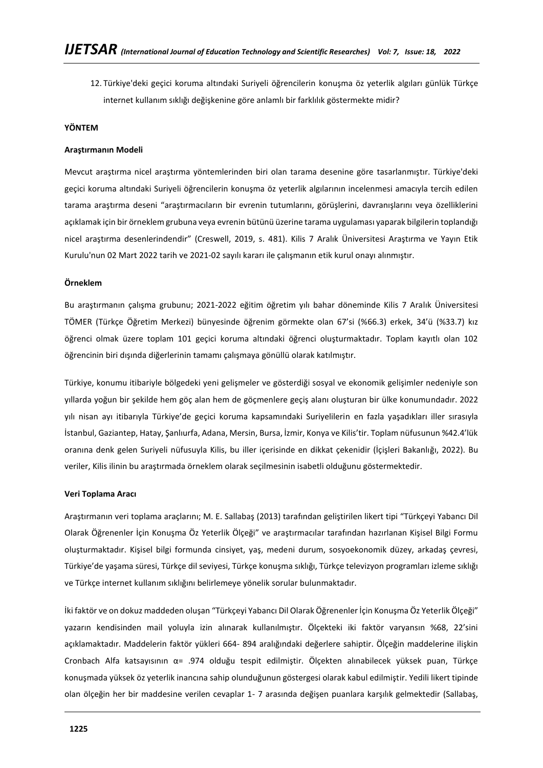12. Türkiye'deki geçici koruma altındaki Suriyeli öğrencilerin konuşma öz yeterlik algıları günlük Türkçe internet kullanım sıklığı değişkenine göre anlamlı bir farklılık göstermekte midir?

## YÖNTEM

### Araştırmanın Modeli

Mevcut araştırma nicel araştırma yöntemlerinden biri olan tarama desenine göre tasarlanmıştır. Türkiye'deki geçici koruma altındaki Suriyeli öğrencilerin konuşma öz yeterlik algılarının incelenmesi amacıyla tercih edilen tarama araştırma deseni "araştırmacıların bir evrenin tutumlarını, görüşlerini, davranışlarını veya özelliklerini açıklamak için bir örneklem grubuna veya evrenin bütünü üzerine tarama uygulaması yaparak bilgilerin toplandığı nicel araştırma desenlerindendir" (Creswell, 2019, s. 481). Kilis 7 Aralık Üniversitesi Araştırma ve Yayın Etik Kurulu'nun 02 Mart 2022 tarih ve 2021-02 sayılı kararı ile çalışmanın etik kurul onayı alınmıştır.

### Örneklem

Bu araştırmanın çalışma grubunu; 2021-2022 eğitim öğretim yılı bahar döneminde Kilis 7 Aralık Üniversitesi TÖMER (Türkçe Öğretim Merkezi) bünyesinde öğrenim görmekte olan 67'si (%66.3) erkek, 34'ü (%33.7) kız öğrenci olmak üzere toplam 101 geçici koruma altındaki öğrenci oluşturmaktadır. Toplam kayıtlı olan 102 öğrencinin biri dışında diğerlerinin tamamı çalışmaya gönüllü olarak katılmıştır.

Türkiye, konumu itibariyle bölgedeki yeni gelişmeler ve gösterdiği sosyal ve ekonomik gelişimler nedeniyle son yıllarda yoğun bir şekilde hem göç alan hem de göçmenlere geçiş alanı oluşturan bir ülke konumundadır. 2022 yılı nisan ayı itibarıyla Türkiye'de geçici koruma kapsamındaki Suriyelilerin en fazla yaşadıkları iller sırasıyla İstanbul, Gaziantep, Hatay, Şanlıurfa, Adana, Mersin, Bursa, İzmir, Konya ve Kilis'tir. Toplam nüfusunun %42.4'lük oranına denk gelen Suriyeli nüfusuyla Kilis, bu iller içerisinde en dikkat çekenidir (İçişleri Bakanlığı, 2022). Bu veriler, Kilis ilinin bu araştırmada örneklem olarak seçilmesinin isabetli olduğunu göstermektedir.

### Veri Toplama Aracı

Araştırmanın veri toplama araçlarını; M. E. Sallabaş (2013) tarafından geliştirilen likert tipi "Türkçeyi Yabancı Dil Olarak Öğrenenler İçin Konuşma Öz Yeterlik Ölçeği" ve araştırmacılar tarafından hazırlanan Kişisel Bilgi Formu oluşturmaktadır. Kişisel bilgi formunda cinsiyet, yaş, medeni durum, sosyoekonomik düzey, arkadaş çevresi, Türkiye'de yaşama süresi, Türkçe dil seviyesi, Türkçe konuşma sıklığı, Türkçe televizyon programları izleme sıklığı ve Türkçe internet kullanım sıklığını belirlemeye yönelik sorular bulunmaktadır.

İki faktör ve on dokuz maddeden oluşan "Türkçeyi Yabancı Dil Olarak Öğrenenler İçin Konuşma Öz Yeterlik Ölçeği" yazarın kendisinden mail yoluyla izin alınarak kullanılmıştır. Ölçekteki iki faktör varyansın %68, 22'sini açıklamaktadır. Maddelerin faktör yükleri 664- 894 aralığındaki değerlere sahiptir. Ölçeğin maddelerine ilişkin Cronbach Alfa katsayısının α= .974 olduğu tespit edilmiştir. Ölçekten alınabilecek yüksek puan, Türkçe konuşmada yüksek öz yeterlik inancına sahip olunduğunun göstergesi olarak kabul edilmiştir. Yedili likert tipinde olan ölçeğin her bir maddesine verilen cevaplar 1- 7 arasında değişen puanlara karşılık gelmektedir (Sallabaş,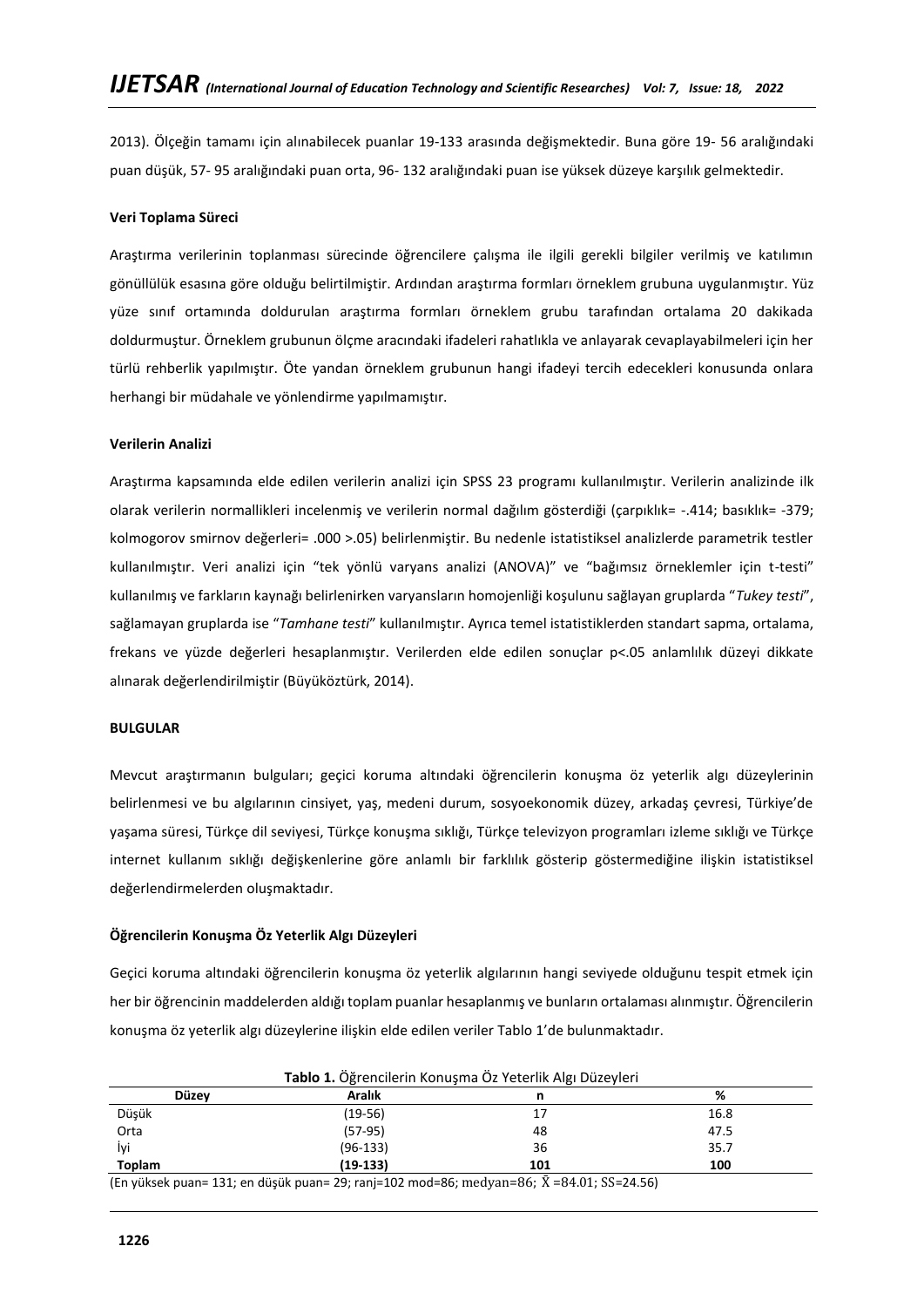2013). Ölçeğin tamamı için alınabilecek puanlar 19-133 arasında değişmektedir. Buna göre 19- 56 aralığındaki puan düşük, 57- 95 aralığındaki puan orta, 96- 132 aralığındaki puan ise yüksek düzeye karşılık gelmektedir.

**Veri Toplama Süreci**

Araştırma verilerinin toplanması sürecinde öğrencilere çalışma ile ilgili gerekli bilgiler verilmiş ve katılımın gönüllülük esasına göre olduğu belirtilmiştir. Ardından araştırma formları örneklem grubuna uygulanmıştır. Yüz yüze sınıf ortamında doldurulan araştırma formları örneklem grubu tarafından ortalama 20 dakikada doldurmuştur. Örneklem grubunun ölçme aracındaki ifadeleri rahatlıkla ve anlayarak cevaplayabilmeleri için her türlü rehberlik yapılmıştır. Öte yandan örneklem grubunun hangi ifadeyi tercih edecekleri konusunda onlara herhangi bir müdahale ve yönlendirme yapılmamıştır.

**Verilerin Analizi**

Araştırma kapsamında elde edilen verilerin analizi için SPSS 23 programı kullanılmıştır. Verilerin analizinde ilk olarak verilerin normallikleri incelenmiş ve verilerin normal dağılım gösterdiği (çarpıklık= -.414; basıklık= -379; kolmogorov smirnov değerleri= .000 >.05) belirlenmiştir. Bu nedenle istatistiksel analizlerde parametrik testler kullanılmıştır. Veri analizi için "tek yönlü varyans analizi (ANOVA)" ve "bağımsız örneklemler için t-testi" kullanılmış ve farkların kaynağı belirlenirken varyansların homojenliği koşulunu sağlayan gruplarda "*Tukey testi*", sağlamayan gruplarda ise "*Tamhane testi*" kullanılmıştır. Ayrıca temel istatistiklerden standart sapma, ortalama, frekans ve yüzde değerleri hesaplanmıştır. Verilerden elde edilen sonuçlar p<.05 anlamlılık düzeyi dikkate alınarak değerlendirilmiştir (Büyüköztürk, 2014).

**BULGULAR**

Mevcut araştırmanın bulguları; geçici koruma altındaki öğrencilerin konuşma öz yeterlik algı düzeylerinin belirlenmesi ve bu algılarının cinsiyet, yaş, medeni durum, sosyoekonomik düzey, arkadaş çevresi, Türkiye'de yaşama süresi, Türkçe dil seviyesi, Türkçe konuşma sıklığı, Türkçe televizyon programları izleme sıklığı ve Türkçe internet kullanım sıklığı değişkenlerine göre anlamlı bir farklılık gösterip göstermediğine ilişkin istatistiksel değerlendirmelerden oluşmaktadır.

**Öğrencilerin Konuşma Öz Yeterlik Algı Düzeyleri**

Geçici koruma altındaki öğrencilerin konuşma öz yeterlik algılarının hangi seviyede olduğunu tespit etmek için her bir öğrencinin maddelerden aldığı toplam puanlar hesaplanmış ve bunların ortalaması alınmıştır. Öğrencilerin konuşma öz yeterlik algı düzeylerine ilişkin elde edilen veriler Tablo 1'de bulunmaktadır.

**Tablo 1.** Öğrencilerin Konuşma Öz Yeterlik Algı Düzeyleri

| Düzey | Aralık | n | % |
|---|---|---|---|
| Düşük | (19-56) | 17 | 16.8 |
| Orta | (57-95) | 48 | 47.5 |
| İyi | (96-133) | 36 | 35.7 |
| **Toplam** | **(19-133)** | **101** | **100** |

(En yüksek puan= 131; en düşük puan= 29; ranj=102 mod=86; medyan=86; $\bar{X}$ =84.01; SS=24.56)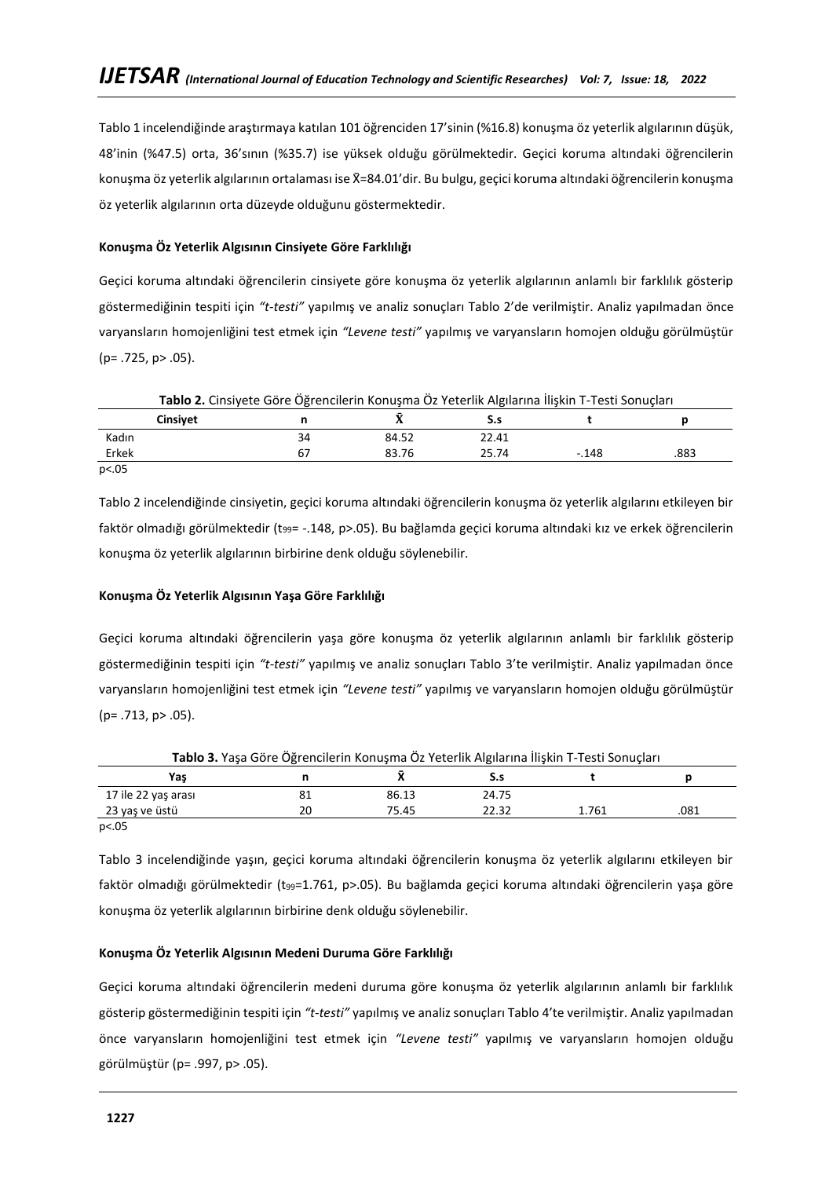Tablo 1 incelendiğinde araştırmaya katılan 101 öğrenciden 17'sinin (%16.8) konuşma öz yeterlik algılarının düşük, 48'inin (%47.5) orta, 36'sının (%35.7) ise yüksek olduğu görülmektedir. Geçici koruma altındaki öğrencilerin konuşma öz yeterlik algılarının ortalaması ise $\bar{X}$=84.01'dir. Bu bulgu, geçici koruma altındaki öğrencilerin konuşma öz yeterlik algılarının orta düzeyde olduğunu göstermektedir.

**Konuşma Öz Yeterlik Algısının Cinsiyete Göre Farklılığı**

Geçici koruma altındaki öğrencilerin cinsiyete göre konuşma öz yeterlik algılarının anlamlı bir farklılık gösterip göstermediğinin tespiti için *"t-testi"* yapılmış ve analiz sonuçları Tablo 2'de verilmiştir. Analiz yapılmadan önce varyansların homojenliğini test etmek için *"Levene testi"* yapılmış ve varyansların homojen olduğu görülmüştür (p= .725, p> .05).

**Tablo 2.** Cinsiyete Göre Öğrencilerin Konuşma Öz Yeterlik Algılarına İlişkin T-Testi Sonuçları

| Cinsiyet | n | $\bar{X}$ | S.s | t | p |
|---|---|---|---|---|---|
| Kadın | 34 | 84.52 | 22.41 | | |
| Erkek | 67 | 83.76 | 25.74 | -.148 | .883 |

p<.05

Tablo 2 incelendiğinde cinsiyetin, geçici koruma altındaki öğrencilerin konuşma öz yeterlik algılarını etkileyen bir faktör olmadığı görülmektedir ($t_{99}$= -.148, p>.05). Bu bağlamda geçici koruma altındaki kız ve erkek öğrencilerin konuşma öz yeterlik algılarının birbirine denk olduğu söylenebilir.

**Konuşma Öz Yeterlik Algısının Yaşa Göre Farklılığı**

Geçici koruma altındaki öğrencilerin yaşa göre konuşma öz yeterlik algılarının anlamlı bir farklılık gösterip göstermediğinin tespiti için *"t-testi"* yapılmış ve analiz sonuçları Tablo 3'te verilmiştir. Analiz yapılmadan önce varyansların homojenliğini test etmek için *"Levene testi"* yapılmış ve varyansların homojen olduğu görülmüştür (p= .713, p> .05).

**Tablo 3.** Yaşa Göre Öğrencilerin Konuşma Öz Yeterlik Algılarına İlişkin T-Testi Sonuçları

| Yaş | n | $\bar{X}$ | S.s | t | p |
|---|---|---|---|---|---|
| 17 ile 22 yaş arası | 81 | 86.13 | 24.75 | | |
| 23 yaş ve üstü | 20 | 75.45 | 22.32 | 1.761 | .081 |

p<.05

Tablo 3 incelendiğinde yaşın, geçici koruma altındaki öğrencilerin konuşma öz yeterlik algılarını etkileyen bir faktör olmadığı görülmektedir ($t_{99}$=1.761, p>.05). Bu bağlamda geçici koruma altındaki öğrencilerin yaşa göre konuşma öz yeterlik algılarının birbirine denk olduğu söylenebilir.

**Konuşma Öz Yeterlik Algısının Medeni Duruma Göre Farklılığı**

Geçici koruma altındaki öğrencilerin medeni duruma göre konuşma öz yeterlik algılarının anlamlı bir farklılık gösterip göstermediğinin tespiti için *"t-testi"* yapılmış ve analiz sonuçları Tablo 4'te verilmiştir. Analiz yapılmadan önce varyansların homojenliğini test etmek için *"Levene testi"* yapılmış ve varyansların homojen olduğu görülmüştür (p= .997, p> .05).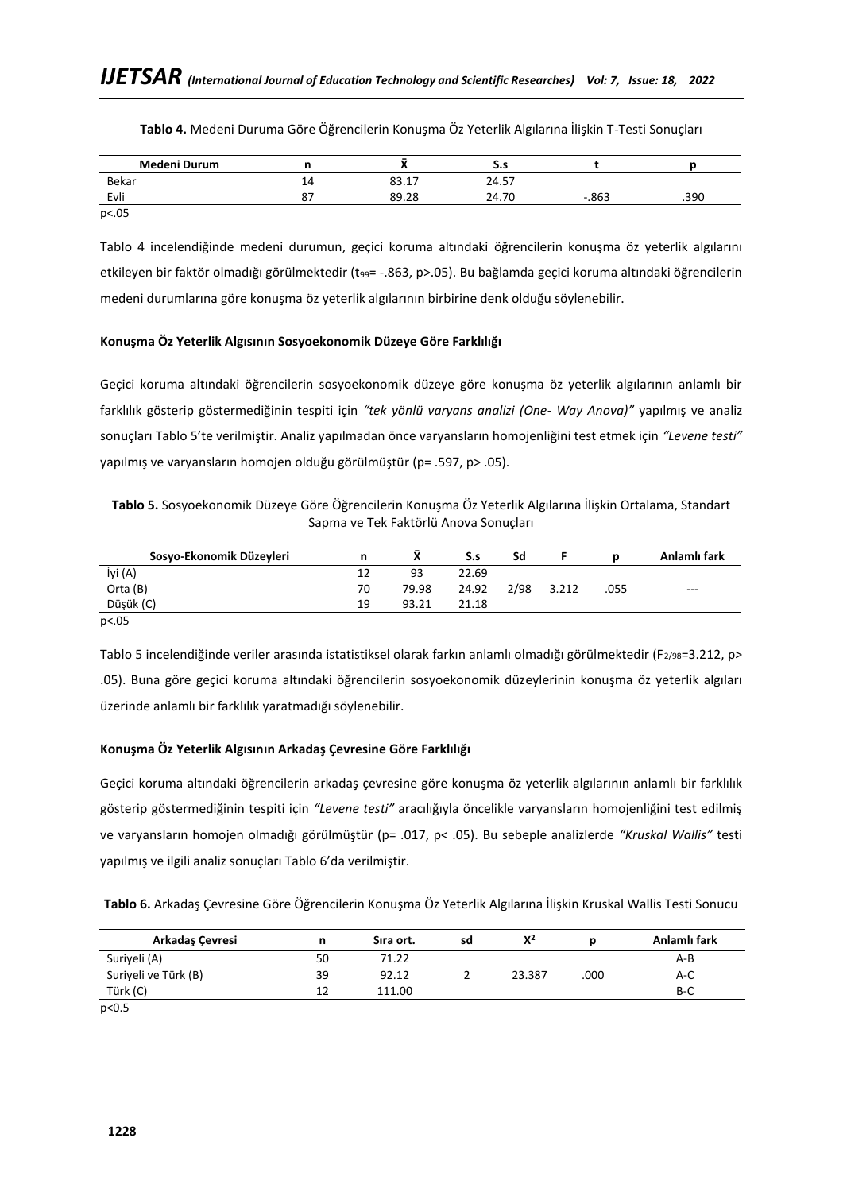**Tablo 4.** Medeni Duruma Göre Öğrencilerin Konuşma Öz Yeterlik Algılarına İlişkin T-Testi Sonuçları

| Medeni Durum | n | X̄ | S.s | t | p |
|---|---|---|---|---|---|
| Bekar | 14 | 83.17 | 24.57 | | |
| Evli | 87 | 89.28 | 24.70 | -.863 | .390 |

p<.05

Tablo 4 incelendiğinde medeni durumun, geçici koruma altındaki öğrencilerin konuşma öz yeterlik algılarını etkileyen bir faktör olmadığı görülmektedir ($t_{99}$= -.863, p>.05). Bu bağlamda geçici koruma altındaki öğrencilerin medeni durumlarına göre konuşma öz yeterlik algılarının birbirine denk olduğu söylenebilir.

**Konuşma Öz Yeterlik Algısının Sosyoekonomik Düzeye Göre Farklılığı**

Geçici koruma altındaki öğrencilerin sosyoekonomik düzeye göre konuşma öz yeterlik algılarının anlamlı bir farklılık gösterip göstermediğinin tespiti için *"tek yönlü varyans analizi (One- Way Anova)"* yapılmış ve analiz sonuçları Tablo 5'te verilmiştir. Analiz yapılmadan önce varyansların homojenliğini test etmek için *"Levene testi"* yapılmış ve varyansların homojen olduğu görülmüştür (p= .597, p> .05).

**Tablo 5.** Sosyoekonomik Düzeye Göre Öğrencilerin Konuşma Öz Yeterlik Algılarına İlişkin Ortalama, Standart Sapma ve Tek Faktörlü Anova Sonuçları

| Sosyo-Ekonomik Düzeyleri | n | X̄ | S.s | Sd | F | p | Anlamlı fark |
|---|---|---|---|---|---|---|---|
| İyi (A) | 12 | 93 | 22.69 | | | | |
| Orta (B) | 70 | 79.98 | 24.92 | 2/98 | 3.212 | .055 | --- |
| Düşük (C) | 19 | 93.21 | 21.18 | | | | |

p<.05

Tablo 5 incelendiğinde veriler arasında istatistiksel olarak farkın anlamlı olmadığı görülmektedir ($F_{2/98}$=3.212, p> .05). Buna göre geçici koruma altındaki öğrencilerin sosyoekonomik düzeylerinin konuşma öz yeterlik algıları üzerinde anlamlı bir farklılık yaratmadığı söylenebilir.

**Konuşma Öz Yeterlik Algısının Arkadaş Çevresine Göre Farklılığı**

Geçici koruma altındaki öğrencilerin arkadaş çevresine göre konuşma öz yeterlik algılarının anlamlı bir farklılık gösterip göstermediğinin tespiti için *"Levene testi"* aracılığıyla öncelikle varyansların homojenliğini test edilmiş ve varyansların homojen olmadığı görülmüştür (p= .017, p< .05). Bu sebeple analizlerde *"Kruskal Wallis"* testi yapılmış ve ilgili analiz sonuçları Tablo 6'da verilmiştir.

**Tablo 6.** Arkadaş Çevresine Göre Öğrencilerin Konuşma Öz Yeterlik Algılarına İlişkin Kruskal Wallis Testi Sonucu

| Arkadaş Çevresi | n | Sıra ort. | sd | $X^2$ | p | Anlamlı fark |
|---|---|---|---|---|---|---|
| Suriyeli (A) | 50 | 71.22 | | | | A-B |
| Suriyeli ve Türk (B) | 39 | 92.12 | 2 | 23.387 | .000 | A-C |
| Türk (C) | 12 | 111.00 | | | | B-C |

p<0.5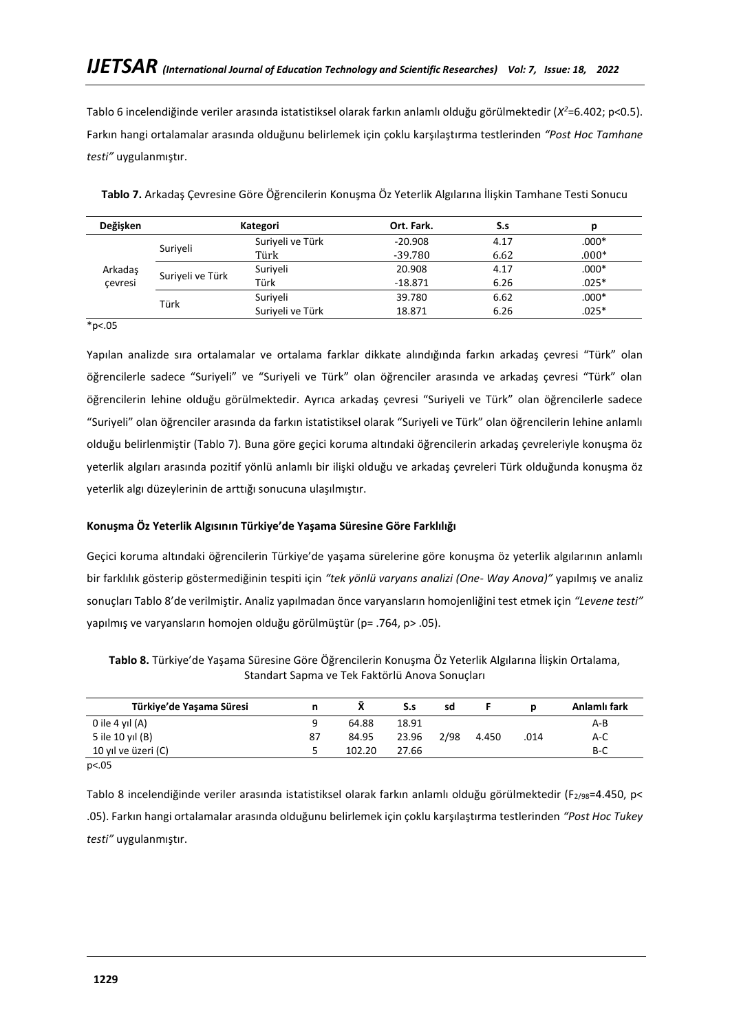Tablo 6 incelendiğinde veriler arasında istatistiksel olarak farkın anlamlı olduğu görülmektedir ($X^2$=6.402; p<0.5). Farkın hangi ortalamalar arasında olduğunu belirlemek için çoklu karşılaştırma testlerinden *"Post Hoc Tamhane testi"* uygulanmıştır.

**Tablo 7.** Arkadaş Çevresine Göre Öğrencilerin Konuşma Öz Yeterlik Algılarına İlişkin Tamhane Testi Sonucu

| Değişken | Kategori | | Ort. Fark. | S.s | p |
|---|---|---|---|---|---|
| Arkadaş çevresi | Suriyeli | Suriyeli ve Türk | -20.908 | 4.17 | .000* |
| | | Türk | -39.780 | 6.62 | .000* |
| | Suriyeli ve Türk | Suriyeli | 20.908 | 4.17 | .000* |
| | | Türk | -18.871 | 6.26 | .025* |
| | Türk | Suriyeli | 39.780 | 6.62 | .000* |
| | | Suriyeli ve Türk | 18.871 | 6.26 | .025* |

*p<.05

Yapılan analizde sıra ortalamalar ve ortalama farklar dikkate alındığında farkın arkadaş çevresi "Türk" olan öğrencilerle sadece "Suriyeli" ve "Suriyeli ve Türk" olan öğrenciler arasında ve arkadaş çevresi "Türk" olan öğrencilerin lehine olduğu görülmektedir. Ayrıca arkadaş çevresi "Suriyeli ve Türk" olan öğrencilerle sadece "Suriyeli" olan öğrenciler arasında da farkın istatistiksel olarak "Suriyeli ve Türk" olan öğrencilerin lehine anlamlı olduğu belirlenmiştir (Tablo 7). Buna göre geçici koruma altındaki öğrencilerin arkadaş çevreleriyle konuşma öz yeterlik algıları arasında pozitif yönlü anlamlı bir ilişki olduğu ve arkadaş çevreleri Türk olduğunda konuşma öz yeterlik algı düzeylerinin de arttığı sonucuna ulaşılmıştır.

**Konuşma Öz Yeterlik Algısının Türkiye'de Yaşama Süresine Göre Farklılığı**

Geçici koruma altındaki öğrencilerin Türkiye'de yaşama sürelerine göre konuşma öz yeterlik algılarının anlamlı bir farklılık gösterip göstermediğinin tespiti için *"tek yönlü varyans analizi (One- Way Anova)"* yapılmış ve analiz sonuçları Tablo 8'de verilmiştir. Analiz yapılmadan önce varyansların homojenliğini test etmek için *"Levene testi"* yapılmış ve varyansların homojen olduğu görülmüştür (p= .764, p> .05).

**Tablo 8.** Türkiye'de Yaşama Süresine Göre Öğrencilerin Konuşma Öz Yeterlik Algılarına İlişkin Ortalama, Standart Sapma ve Tek Faktörlü Anova Sonuçları

| Türkiye'de Yaşama Süresi | n | X̄ | S.s | sd | F | p | Anlamlı fark |
|---|---|---|---|---|---|---|---|
| 0 ile 4 yıl (A) | 9 | 64.88 | 18.91 | | | | A-B |
| 5 ile 10 yıl (B) | 87 | 84.95 | 23.96 | 2/98 | 4.450 | .014 | A-C |
| 10 yıl ve üzeri (C) | 5 | 102.20 | 27.66 | | | | B-C |

p<.05

Tablo 8 incelendiğinde veriler arasında istatistiksel olarak farkın anlamlı olduğu görülmektedir ($F_{2/98}$=4.450, p< .05). Farkın hangi ortalamalar arasında olduğunu belirlemek için çoklu karşılaştırma testlerinden *"Post Hoc Tukey testi"* uygulanmıştır.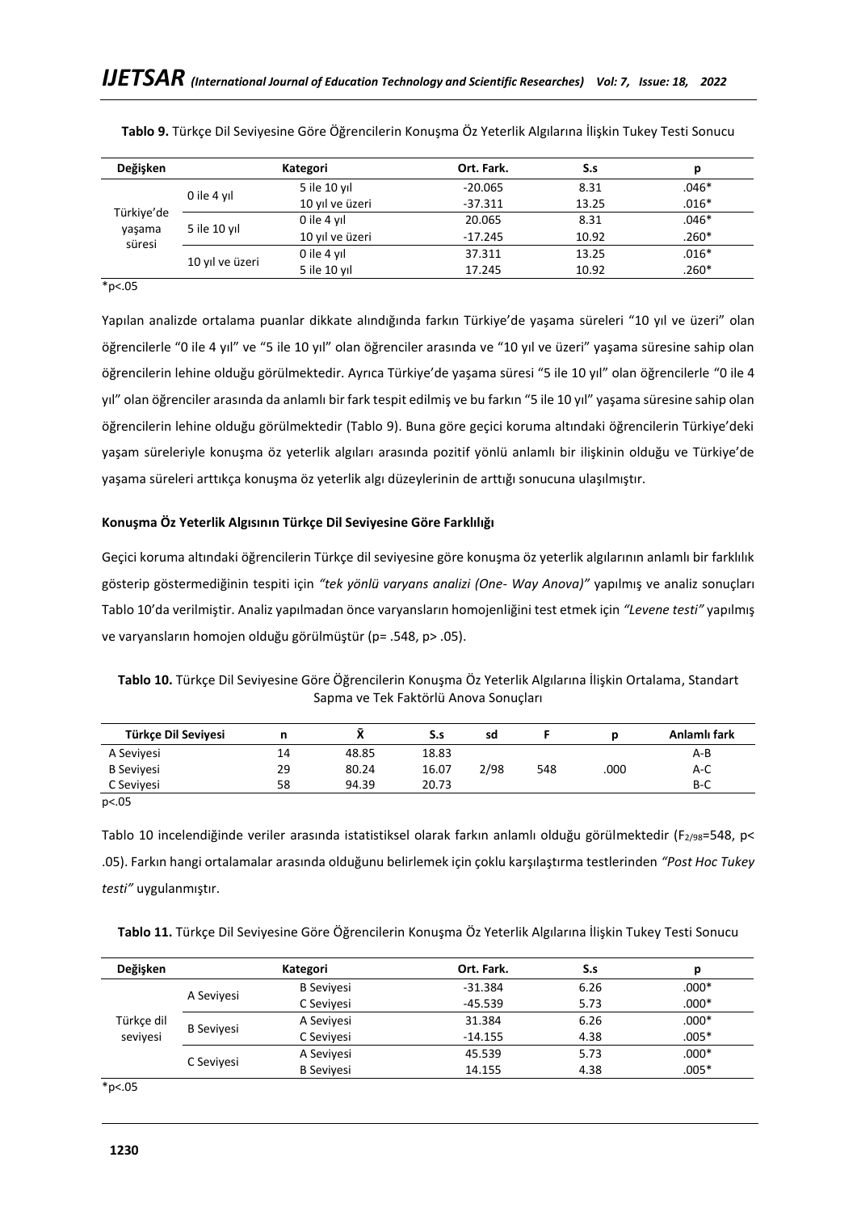**Tablo 9.** Türkçe Dil Seviyesine Göre Öğrencilerin Konuşma Öz Yeterlik Algılarına İlişkin Tukey Testi Sonucu

| Değişken | Kategori | | Ort. Fark. | S.s | p |
|---|---|---|---|---|---|
| Türkiye'de yaşama süresi | 0 ile 4 yıl | 5 ile 10 yıl | -20.065 | 8.31 | .046* |
| | | 10 yıl ve üzeri | -37.311 | 13.25 | .016* |
| | 5 ile 10 yıl | 0 ile 4 yıl | 20.065 | 8.31 | .046* |
| | | 10 yıl ve üzeri | -17.245 | 10.92 | .260* |
| | 10 yıl ve üzeri | 0 ile 4 yıl | 37.311 | 13.25 | .016* |
| | | 5 ile 10 yıl | 17.245 | 10.92 | .260* |

*p<.05

Yapılan analizde ortalama puanlar dikkate alındığında farkın Türkiye'de yaşama süreleri "10 yıl ve üzeri" olan öğrencilerle "0 ile 4 yıl" ve "5 ile 10 yıl" olan öğrenciler arasında ve "10 yıl ve üzeri" yaşama süresine sahip olan öğrencilerin lehine olduğu görülmektedir. Ayrıca Türkiye'de yaşama süresi "5 ile 10 yıl" olan öğrencilerle "0 ile 4 yıl" olan öğrenciler arasında da anlamlı bir fark tespit edilmiş ve bu farkın "5 ile 10 yıl" yaşama süresine sahip olan öğrencilerin lehine olduğu görülmektedir (Tablo 9). Buna göre geçici koruma altındaki öğrencilerin Türkiye'deki yaşam süreleriyle konuşma öz yeterlik algıları arasında pozitif yönlü anlamlı bir ilişkinin olduğu ve Türkiye'de yaşama süreleri arttıkça konuşma öz yeterlik algı düzeylerinin de arttığı sonucuna ulaşılmıştır.

**Konuşma Öz Yeterlik Algısının Türkçe Dil Seviyesine Göre Farklılığı**

Geçici koruma altındaki öğrencilerin Türkçe dil seviyesine göre konuşma öz yeterlik algılarının anlamlı bir farklılık gösterip göstermediğinin tespiti için *"tek yönlü varyans analizi (One- Way Anova)"* yapılmış ve analiz sonuçları Tablo 10'da verilmiştir. Analiz yapılmadan önce varyansların homojenliğini test etmek için *"Levene testi"* yapılmış ve varyansların homojen olduğu görülmüştür (p= .548, p> .05).

**Tablo 10.** Türkçe Dil Seviyesine Göre Öğrencilerin Konuşma Öz Yeterlik Algılarına İlişkin Ortalama, Standart Sapma ve Tek Faktörlü Anova Sonuçları

| Türkçe Dil Seviyesi | n | X̄ | S.s | sd | F | p | Anlamlı fark |
|---|---|---|---|---|---|---|---|
| A Seviyesi | 14 | 48.85 | 18.83 | | | | A-B |
| B Seviyesi | 29 | 80.24 | 16.07 | 2/98 | 548 | .000 | A-C |
| C Seviyesi | 58 | 94.39 | 20.73 | | | | B-C |

p<.05

Tablo 10 incelendiğinde veriler arasında istatistiksel olarak farkın anlamlı olduğu görülmektedir ($F_{2/98}$=548, p< .05). Farkın hangi ortalamalar arasında olduğunu belirlemek için çoklu karşılaştırma testlerinden *"Post Hoc Tukey testi"* uygulanmıştır.

**Tablo 11.** Türkçe Dil Seviyesine Göre Öğrencilerin Konuşma Öz Yeterlik Algılarına İlişkin Tukey Testi Sonucu

| Değişken | Kategori | | Ort. Fark. | S.s | p |
|---|---|---|---|---|---|
| Türkçe dil seviyesi | A Seviyesi | B Seviyesi | -31.384 | 6.26 | .000* |
| | | C Seviyesi | -45.539 | 5.73 | .000* |
| | B Seviyesi | A Seviyesi | 31.384 | 6.26 | .000* |
| | | C Seviyesi | -14.155 | 4.38 | .005* |
| | C Seviyesi | A Seviyesi | 45.539 | 5.73 | .000* |
| | | B Seviyesi | 14.155 | 4.38 | .005* |

*p<.05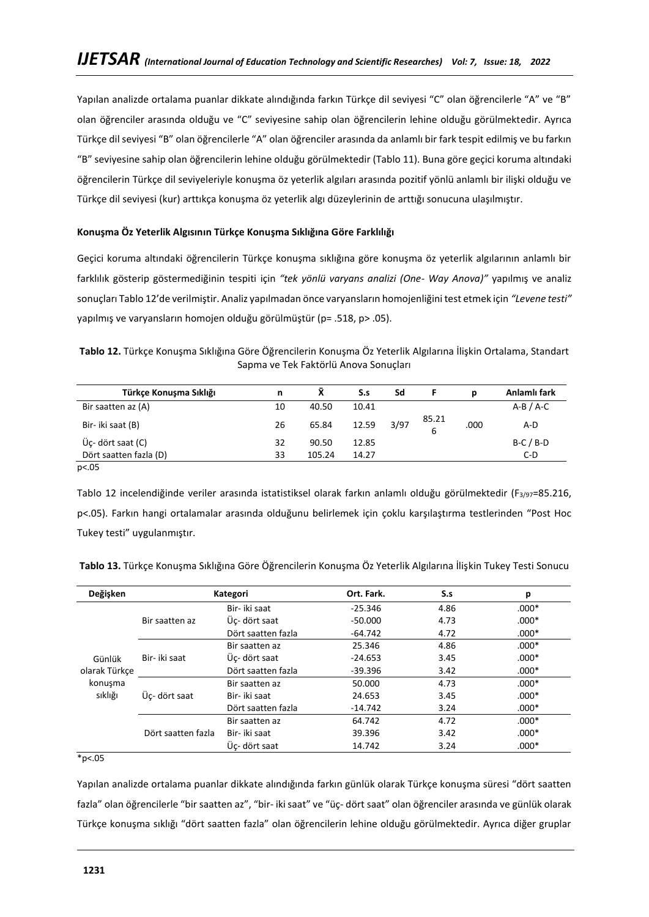Yapılan analizde ortalama puanlar dikkate alındığında farkın Türkçe dil seviyesi "C" olan öğrencilerle "A" ve "B" olan öğrenciler arasında olduğu ve "C" seviyesine sahip olan öğrencilerin lehine olduğu görülmektedir. Ayrıca Türkçe dil seviyesi "B" olan öğrencilerle "A" olan öğrenciler arasında da anlamlı bir fark tespit edilmiş ve bu farkın "B" seviyesine sahip olan öğrencilerin lehine olduğu görülmektedir (Tablo 11). Buna göre geçici koruma altındaki öğrencilerin Türkçe dil seviyeleriyle konuşma öz yeterlik algıları arasında pozitif yönlü anlamlı bir ilişki olduğu ve Türkçe dil seviyesi (kur) arttıkça konuşma öz yeterlik algı düzeylerinin de arttığı sonucuna ulaşılmıştır.

**Konuşma Öz Yeterlik Algısının Türkçe Konuşma Sıklığına Göre Farklılığı**

Geçici koruma altındaki öğrencilerin Türkçe konuşma sıklığına göre konuşma öz yeterlik algılarının anlamlı bir farklılık gösterip göstermediğinin tespiti için *"tek yönlü varyans analizi (One- Way Anova)"* yapılmış ve analiz sonuçları Tablo 12'de verilmiştir. Analiz yapılmadan önce varyansların homojenliğini test etmek için *"Levene testi"* yapılmış ve varyansların homojen olduğu görülmüştür (p= .518, p> .05).

**Tablo 12.** Türkçe Konuşma Sıklığına Göre Öğrencilerin Konuşma Öz Yeterlik Algılarına İlişkin Ortalama, Standart Sapma ve Tek Faktörlü Anova Sonuçları

| Türkçe Konuşma Sıklığı | n | X̄ | S.s | Sd | F | p | Anlamlı fark |
|---|---|---|---|---|---|---|---|
| Bir saatten az (A) | 10 | 40.50 | 10.41 | | | | A-B / A-C |
| Bir- iki saat (B) | 26 | 65.84 | 12.59 | 3/97 | 85.216 | .000 | A-D |
| Üç- dört saat (C) | 32 | 90.50 | 12.85 | | | | B-C / B-D |
| Dört saatten fazla (D) | 33 | 105.24 | 14.27 | | | | C-D |

p<.05

Tablo 12 incelendiğinde veriler arasında istatistiksel olarak farkın anlamlı olduğu görülmektedir ($F_{3/97}$=85.216, p<.05). Farkın hangi ortalamalar arasında olduğunu belirlemek için çoklu karşılaştırma testlerinden "Post Hoc Tukey testi" uygulanmıştır.

**Tablo 13.** Türkçe Konuşma Sıklığına Göre Öğrencilerin Konuşma Öz Yeterlik Algılarına İlişkin Tukey Testi Sonucu

| Değişken | Kategori | | Ort. Fark. | S.s | p |
|---|---|---|---|---|---|
| Günlük olarak Türkçe konuşma sıklığı | Bir saatten az | Bir- iki saat | -25.346 | 4.86 | .000* |
| | | Üç- dört saat | -50.000 | 4.73 | .000* |
| | | Dört saatten fazla | -64.742 | 4.72 | .000* |
| | Bir- iki saat | Bir saatten az | 25.346 | 4.86 | .000* |
| | | Üç- dört saat | -24.653 | 3.45 | .000* |
| | | Dört saatten fazla | -39.396 | 3.42 | .000* |
| | Üç- dört saat | Bir saatten az | 50.000 | 4.73 | .000* |
| | | Bir- iki saat | 24.653 | 3.45 | .000* |
| | | Dört saatten fazla | -14.742 | 3.24 | .000* |
| | Dört saatten fazla | Bir saatten az | 64.742 | 4.72 | .000* |
| | | Bir- iki saat | 39.396 | 3.42 | .000* |
| | | Üç- dört saat | 14.742 | 3.24 | .000* |

*p<.05

Yapılan analizde ortalama puanlar dikkate alındığında farkın günlük olarak Türkçe konuşma süresi "dört saatten fazla" olan öğrencilerle "bir saatten az", "bir- iki saat" ve "üç- dört saat" olan öğrenciler arasında ve günlük olarak Türkçe konuşma sıklığı "dört saatten fazla" olan öğrencilerin lehine olduğu görülmektedir. Ayrıca diğer gruplar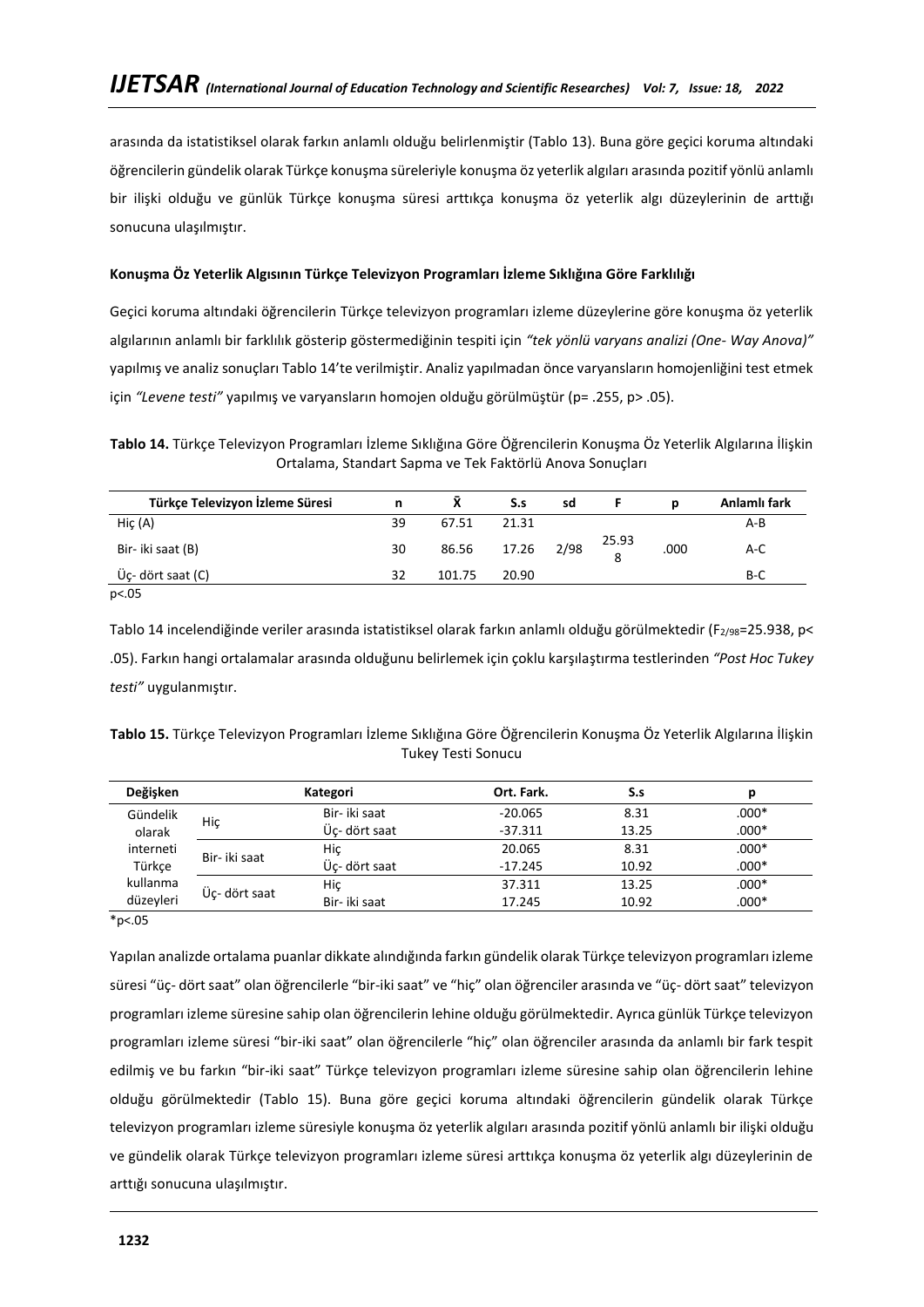arasında da istatistiksel olarak farkın anlamlı olduğu belirlenmiştir (Tablo 13). Buna göre geçici koruma altındaki öğrencilerin gündelik olarak Türkçe konuşma süreleriyle konuşma öz yeterlik algıları arasında pozitif yönlü anlamlı bir ilişki olduğu ve günlük Türkçe konuşma süresi arttıkça konuşma öz yeterlik algı düzeylerinin de arttığı sonucuna ulaşılmıştır.

**Konuşma Öz Yeterlik Algısının Türkçe Televizyon Programları İzleme Sıklığına Göre Farklılığı**

Geçici koruma altındaki öğrencilerin Türkçe televizyon programları izleme düzeylerine göre konuşma öz yeterlik algılarının anlamlı bir farklılık gösterip göstermediğinin tespiti için *"tek yönlü varyans analizi (One- Way Anova)"* yapılmış ve analiz sonuçları Tablo 14'te verilmiştir. Analiz yapılmadan önce varyansların homojenliğini test etmek için *"Levene testi"* yapılmış ve varyansların homojen olduğu görülmüştür (p= .255, p> .05).

**Tablo 14.** Türkçe Televizyon Programları İzleme Sıklığına Göre Öğrencilerin Konuşma Öz Yeterlik Algılarına İlişkin Ortalama, Standart Sapma ve Tek Faktörlü Anova Sonuçları

| Türkçe Televizyon İzleme Süresi | n | X̄ | S.s | sd | F | p | Anlamlı fark |
|---|---|---|---|---|---|---|---|
| Hiç (A) | 39 | 67.51 | 21.31 | | | | A-B |
| Bir- iki saat (B) | 30 | 86.56 | 17.26 | 2/98 | 25.938 | .000 | A-C |
| Üç- dört saat (C) | 32 | 101.75 | 20.90 | | | | B-C |

p<.05

Tablo 14 incelendiğinde veriler arasında istatistiksel olarak farkın anlamlı olduğu görülmektedir ($F_{2/98}$=25.938, p< .05). Farkın hangi ortalamalar arasında olduğunu belirlemek için çoklu karşılaştırma testlerinden *"Post Hoc Tukey testi"* uygulanmıştır.

**Tablo 15.** Türkçe Televizyon Programları İzleme Sıklığına Göre Öğrencilerin Konuşma Öz Yeterlik Algılarına İlişkin Tukey Testi Sonucu

| Değişken | Kategori | | Ort. Fark. | S.s | p |
|---|---|---|---|---|---|
| Gündelik olarak interneti Türkçe kullanma düzeyleri | Hiç | Bir- iki saat | -20.065 | 8.31 | .000* |
| | | Üç- dört saat | -37.311 | 13.25 | .000* |
| | Bir- iki saat | Hiç | 20.065 | 8.31 | .000* |
| | | Üç- dört saat | -17.245 | 10.92 | .000* |
| | Üç- dört saat | Hiç | 37.311 | 13.25 | .000* |
| | | Bir- iki saat | 17.245 | 10.92 | .000* |

*p<.05

Yapılan analizde ortalama puanlar dikkate alındığında farkın gündelik olarak Türkçe televizyon programları izleme süresi "üç- dört saat" olan öğrencilerle "bir-iki saat" ve "hiç" olan öğrenciler arasında ve "üç- dört saat" televizyon programları izleme süresine sahip olan öğrencilerin lehine olduğu görülmektedir. Ayrıca günlük Türkçe televizyon programları izleme süresi "bir-iki saat" olan öğrencilerle "hiç" olan öğrenciler arasında da anlamlı bir fark tespit edilmiş ve bu farkın "bir-iki saat" Türkçe televizyon programları izleme süresine sahip olan öğrencilerin lehine olduğu görülmektedir (Tablo 15). Buna göre geçici koruma altındaki öğrencilerin gündelik olarak Türkçe televizyon programları izleme süresiyle konuşma öz yeterlik algıları arasında pozitif yönlü anlamlı bir ilişki olduğu ve gündelik olarak Türkçe televizyon programları izleme süresi arttıkça konuşma öz yeterlik algı düzeylerinin de arttığı sonucuna ulaşılmıştır.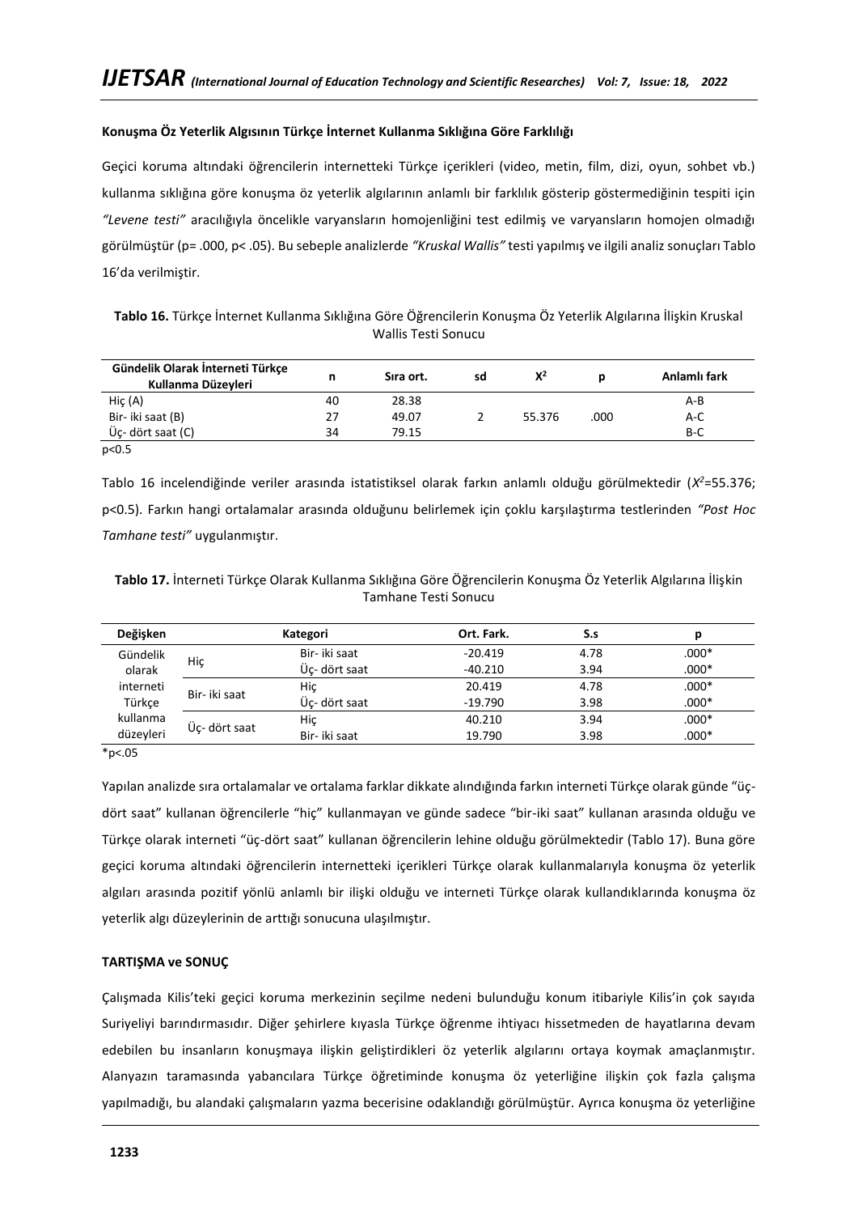**Konuşma Öz Yeterlik Algısının Türkçe İnternet Kullanma Sıklığına Göre Farklılığı**

Geçici koruma altındaki öğrencilerin internetteki Türkçe içerikleri (video, metin, film, dizi, oyun, sohbet vb.) kullanma sıklığına göre konuşma öz yeterlik algılarının anlamlı bir farklılık gösterip göstermediğinin tespiti için *"Levene testi"* aracılığıyla öncelikle varyansların homojenliğini test edilmiş ve varyansların homojen olmadığı görülmüştür (p= .000, p< .05). Bu sebeple analizlerde *"Kruskal Wallis"* testi yapılmış ve ilgili analiz sonuçları Tablo 16'da verilmiştir.

**Tablo 16.** Türkçe İnternet Kullanma Sıklığına Göre Öğrencilerin Konuşma Öz Yeterlik Algılarına İlişkin Kruskal Wallis Testi Sonucu

| Gündelik Olarak İnterneti Türkçe Kullanma Düzeyleri | n | Sıra ort. | sd | $X^2$ | p | Anlamlı fark |
|---|---|---|---|---|---|---|
| Hiç (A) | 40 | 28.38 | | | | A-B |
| Bir- iki saat (B) | 27 | 49.07 | 2 | 55.376 | .000 | A-C |
| Üç- dört saat (C) | 34 | 79.15 | | | | B-C |

p<0.5

Tablo 16 incelendiğinde veriler arasında istatistiksel olarak farkın anlamlı olduğu görülmektedir ($X^2$=55.376; p<0.5). Farkın hangi ortalamalar arasında olduğunu belirlemek için çoklu karşılaştırma testlerinden *"Post Hoc Tamhane testi"* uygulanmıştır.

**Tablo 17.** İnterneti Türkçe Olarak Kullanma Sıklığına Göre Öğrencilerin Konuşma Öz Yeterlik Algılarına İlişkin Tamhane Testi Sonucu

| Değişken | Kategori | | Ort. Fark. | S.s | p |
|---|---|---|---|---|---|
| Gündelik olarak interneti Türkçe kullanma düzeyleri | Hiç | Bir- iki saat | -20.419 | 4.78 | .000* |
| | | Üç- dört saat | -40.210 | 3.94 | .000* |
| | Bir- iki saat | Hiç | 20.419 | 4.78 | .000* |
| | | Üç- dört saat | -19.790 | 3.98 | .000* |
| | Üç- dört saat | Hiç | 40.210 | 3.94 | .000* |
| | | Bir- iki saat | 19.790 | 3.98 | .000* |

*p<.05

Yapılan analizde sıra ortalamalar ve ortalama farklar dikkate alındığında farkın interneti Türkçe olarak günde "üç-dört saat" kullanan öğrencilerle "hiç" kullanmayan ve günde sadece "bir-iki saat" kullanan arasında olduğu ve Türkçe olarak interneti "üç-dört saat" kullanan öğrencilerin lehine olduğu görülmektedir (Tablo 17). Buna göre geçici koruma altındaki öğrencilerin internetteki içerikleri Türkçe olarak kullanmalarıyla konuşma öz yeterlik algıları arasında pozitif yönlü anlamlı bir ilişki olduğu ve interneti Türkçe olarak kullandıklarında konuşma öz yeterlik algı düzeylerinin de arttığı sonucuna ulaşılmıştır.

**TARTIŞMA ve SONUÇ**

Çalışmada Kilis'teki geçici koruma merkezinin seçilme nedeni bulunduğu konum itibariyle Kilis'in çok sayıda Suriyeliyi barındırmasıdır. Diğer şehirlere kıyasla Türkçe öğrenme ihtiyacı hissetmeden de hayatlarına devam edebilen bu insanların konuşmaya ilişkin geliştirdikleri öz yeterlik algılarını ortaya koymak amaçlanmıştır. Alanyazın taramasında yabancılara Türkçe öğretiminde konuşma öz yeterliğine ilişkin çok fazla çalışma yapılmadığı, bu alandaki çalışmaların yazma becerisine odaklandığı görülmüştür. Ayrıca konuşma öz yeterliğine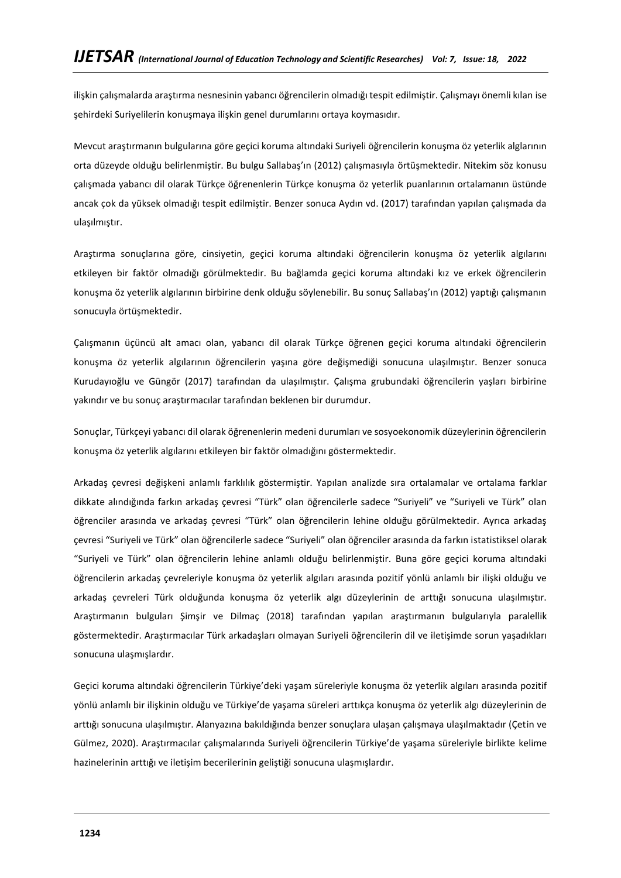ilişkin çalışmalarda araştırma nesnesinin yabancı öğrencilerin olmadığı tespit edilmiştir. Çalışmayı önemli kılan ise şehirdeki Suriyelilerin konuşmaya ilişkin genel durumlarını ortaya koymasıdır.

Mevcut araştırmanın bulgularına göre geçici koruma altındaki Suriyeli öğrencilerin konuşma öz yeterlik alglarının orta düzeyde olduğu belirlenmiştir. Bu bulgu Sallabaş'ın (2012) çalışmasıyla örtüşmektedir. Nitekim söz konusu çalışmada yabancı dil olarak Türkçe öğrenenlerin Türkçe konuşma öz yeterlik puanlarının ortalamanın üstünde ancak çok da yüksek olmadığı tespit edilmiştir. Benzer sonuca Aydın vd. (2017) tarafından yapılan çalışmada da ulaşılmıştır.

Araştırma sonuçlarına göre, cinsiyetin, geçici koruma altındaki öğrencilerin konuşma öz yeterlik algılarını etkileyen bir faktör olmadığı görülmektedir. Bu bağlamda geçici koruma altındaki kız ve erkek öğrencilerin konuşma öz yeterlik algılarının birbirine denk olduğu söylenebilir. Bu sonuç Sallabaş'ın (2012) yaptığı çalışmanın sonucuyla örtüşmektedir.

Çalışmanın üçüncü alt amacı olan, yabancı dil olarak Türkçe öğrenen geçici koruma altındaki öğrencilerin konuşma öz yeterlik algılarının öğrencilerin yaşına göre değişmediği sonucuna ulaşılmıştır. Benzer sonuca Kurudayıoğlu ve Güngör (2017) tarafından da ulaşılmıştır. Çalışma grubundaki öğrencilerin yaşları birbirine yakındır ve bu sonuç araştırmacılar tarafından beklenen bir durumdur.

Sonuçlar, Türkçeyi yabancı dil olarak öğrenenlerin medeni durumları ve sosyoekonomik düzeylerinin öğrencilerin konuşma öz yeterlik algılarını etkileyen bir faktör olmadığını göstermektedir.

Arkadaş çevresi değişkeni anlamlı farklılık göstermiştir. Yapılan analizde sıra ortalamalar ve ortalama farklar dikkate alındığında farkın arkadaş çevresi "Türk" olan öğrencilerle sadece "Suriyeli" ve "Suriyeli ve Türk" olan öğrenciler arasında ve arkadaş çevresi "Türk" olan öğrencilerin lehine olduğu görülmektedir. Ayrıca arkadaş çevresi "Suriyeli ve Türk" olan öğrencilerle sadece "Suriyeli" olan öğrenciler arasında da farkın istatistiksel olarak "Suriyeli ve Türk" olan öğrencilerin lehine anlamlı olduğu belirlenmiştir. Buna göre geçici koruma altındaki öğrencilerin arkadaş çevreleriyle konuşma öz yeterlik algıları arasında pozitif yönlü anlamlı bir ilişki olduğu ve arkadaş çevreleri Türk olduğunda konuşma öz yeterlik algı düzeylerinin de arttığı sonucuna ulaşılmıştır. Araştırmanın bulguları Şimşir ve Dilmaç (2018) tarafından yapılan araştırmanın bulgularıyla paralellik göstermektedir. Araştırmacılar Türk arkadaşları olmayan Suriyeli öğrencilerin dil ve iletişimde sorun yaşadıkları sonucuna ulaşmışlardır.

Geçici koruma altındaki öğrencilerin Türkiye'deki yaşam süreleriyle konuşma öz yeterlik algıları arasında pozitif yönlü anlamlı bir ilişkinin olduğu ve Türkiye'de yaşama süreleri arttıkça konuşma öz yeterlik algı düzeylerinin de arttığı sonucuna ulaşılmıştır. Alanyazına bakıldığında benzer sonuçlara ulaşan çalışmaya ulaşılmaktadır (Çetin ve Gülmez, 2020). Araştırmacılar çalışmalarında Suriyeli öğrencilerin Türkiye'de yaşama süreleriyle birlikte kelime hazinelerinin arttığı ve iletişim becerilerinin geliştiği sonucuna ulaşmışlardır.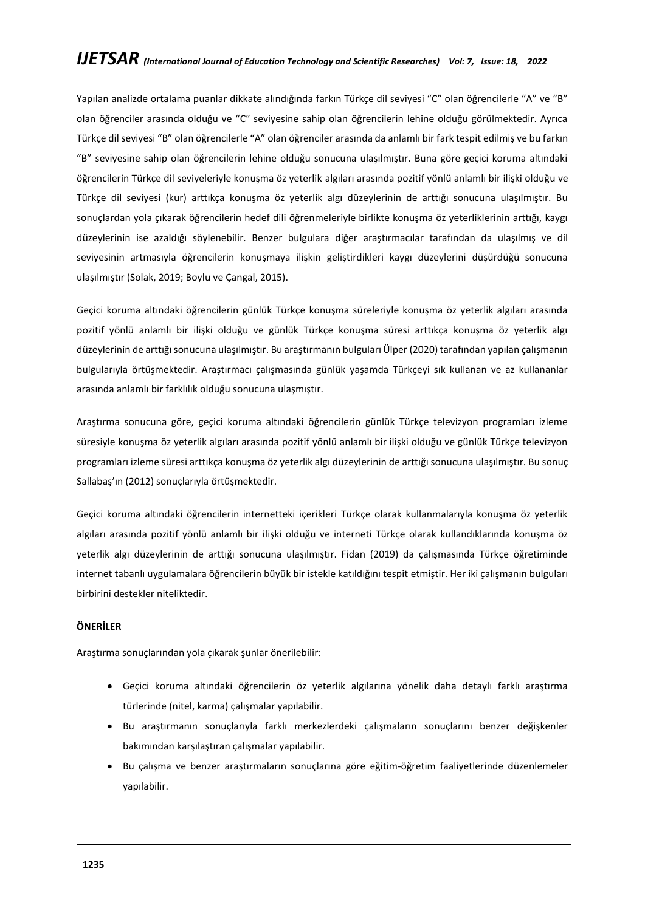Yapılan analizde ortalama puanlar dikkate alındığında farkın Türkçe dil seviyesi "C" olan öğrencilerle "A" ve "B" olan öğrenciler arasında olduğu ve "C" seviyesine sahip olan öğrencilerin lehine olduğu görülmektedir. Ayrıca Türkçe dil seviyesi "B" olan öğrencilerle "A" olan öğrenciler arasında da anlamlı bir fark tespit edilmiş ve bu farkın "B" seviyesine sahip olan öğrencilerin lehine olduğu sonucuna ulaşılmıştır. Buna göre geçici koruma altındaki öğrencilerin Türkçe dil seviyeleriyle konuşma öz yeterlik algıları arasında pozitif yönlü anlamlı bir ilişki olduğu ve Türkçe dil seviyesi (kur) arttıkça konuşma öz yeterlik algı düzeylerinin de arttığı sonucuna ulaşılmıştır. Bu sonuçlardan yola çıkarak öğrencilerin hedef dili öğrenmeleriyle birlikte konuşma öz yeterliklerinin arttığı, kaygı düzeylerinin ise azaldığı söylenebilir. Benzer bulgulara diğer araştırmacılar tarafından da ulaşılmış ve dil seviyesinin artmasıyla öğrencilerin konuşmaya ilişkin geliştirdikleri kaygı düzeylerini düşürdüğü sonucuna ulaşılmıştır (Solak, 2019; Boylu ve Çangal, 2015).

Geçici koruma altındaki öğrencilerin günlük Türkçe konuşma süreleriyle konuşma öz yeterlik algıları arasında pozitif yönlü anlamlı bir ilişki olduğu ve günlük Türkçe konuşma süresi arttıkça konuşma öz yeterlik algı düzeylerinin de arttığı sonucuna ulaşılmıştır. Bu araştırmanın bulguları Ülper (2020) tarafından yapılan çalışmanın bulgularıyla örtüşmektedir. Araştırmacı çalışmasında günlük yaşamda Türkçeyi sık kullanan ve az kullananlar arasında anlamlı bir farklılık olduğu sonucuna ulaşmıştır.

Araştırma sonucuna göre, geçici koruma altındaki öğrencilerin günlük Türkçe televizyon programları izleme süresiyle konuşma öz yeterlik algıları arasında pozitif yönlü anlamlı bir ilişki olduğu ve günlük Türkçe televizyon programları izleme süresi arttıkça konuşma öz yeterlik algı düzeylerinin de arttığı sonucuna ulaşılmıştır. Bu sonuç Sallabaş'ın (2012) sonuçlarıyla örtüşmektedir.

Geçici koruma altındaki öğrencilerin internetteki içerikleri Türkçe olarak kullanmalarıyla konuşma öz yeterlik algıları arasında pozitif yönlü anlamlı bir ilişki olduğu ve interneti Türkçe olarak kullandıklarında konuşma öz yeterlik algı düzeylerinin de arttığı sonucuna ulaşılmıştır. Fidan (2019) da çalışmasında Türkçe öğretiminde internet tabanlı uygulamalara öğrencilerin büyük bir istekle katıldığını tespit etmiştir. Her iki çalışmanın bulguları birbirini destekler niteliktedir.

**ÖNERİLER**

Araştırma sonuçlarından yola çıkarak şunlar önerilebilir:

- Geçici koruma altındaki öğrencilerin öz yeterlik algılarına yönelik daha detaylı farklı araştırma türlerinde (nitel, karma) çalışmalar yapılabilir.
- Bu araştırmanın sonuçlarıyla farklı merkezlerdeki çalışmaların sonuçlarını benzer değişkenler bakımından karşılaştıran çalışmalar yapılabilir.
- Bu çalışma ve benzer araştırmaların sonuçlarına göre eğitim-öğretim faaliyetlerinde düzenlemeler yapılabilir.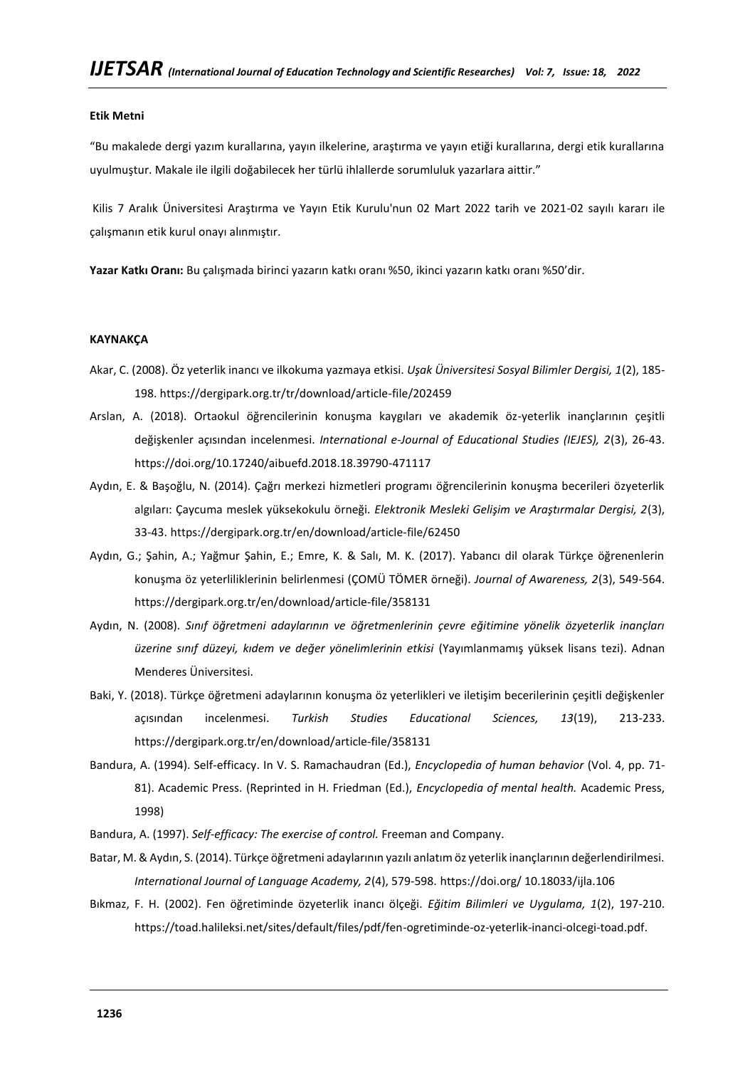**Etik Metni**

"Bu makalede dergi yazım kurallarına, yayın ilkelerine, araştırma ve yayın etiği kurallarına, dergi etik kurallarına uyulmuştur. Makale ile ilgili doğabilecek her türlü ihlallerde sorumluluk yazarlara aittir."

Kilis 7 Aralık Üniversitesi Araştırma ve Yayın Etik Kurulu'nun 02 Mart 2022 tarih ve 2021-02 sayılı kararı ile çalışmanın etik kurul onayı alınmıştır.

**Yazar Katkı Oranı:** Bu çalışmada birinci yazarın katkı oranı %50, ikinci yazarın katkı oranı %50'dir.

**KAYNAKÇA**

Akar, C. (2008). Öz yeterlik inancı ve ilkokuma yazmaya etkisi. *Uşak Üniversitesi Sosyal Bilimler Dergisi, 1*(2), 185-198. https://dergipark.org.tr/tr/download/article-file/202459

Arslan, A. (2018). Ortaokul öğrencilerinin konuşma kaygıları ve akademik öz-yeterlik inançlarının çeşitli değişkenler açısından incelenmesi. *International e-Journal of Educational Studies (IEJES), 2*(3), 26-43. https://doi.org/10.17240/aibuefd.2018.18.39790-471117

Aydın, E. & Başoğlu, N. (2014). Çağrı merkezi hizmetleri programı öğrencilerinin konuşma becerileri özyeterlik algıları: Çaycuma meslek yüksekokulu örneği. *Elektronik Mesleki Gelişim ve Araştırmalar Dergisi, 2*(3), 33-43. https://dergipark.org.tr/en/download/article-file/62450

Aydın, G.; Şahin, A.; Yağmur Şahin, E.; Emre, K. & Salı, M. K. (2017). Yabancı dil olarak Türkçe öğrenenlerin konuşma öz yeterliliklerinin belirlenmesi (ÇOMÜ TÖMER örneği). *Journal of Awareness, 2*(3), 549-564. https://dergipark.org.tr/en/download/article-file/358131

Aydın, N. (2008). *Sınıf öğretmeni adaylarının ve öğretmenlerinin çevre eğitimine yönelik özyeterlik inançları üzerine sınıf düzeyi, kıdem ve değer yönelimlerinin etkisi* (Yayımlanmamış yüksek lisans tezi). Adnan Menderes Üniversitesi.

Baki, Y. (2018). Türkçe öğretmeni adaylarının konuşma öz yeterlikleri ve iletişim becerilerinin çeşitli değişkenler açısından incelenmesi. *Turkish Studies Educational Sciences, 13*(19), 213-233. https://dergipark.org.tr/en/download/article-file/358131

Bandura, A. (1994). Self-efficacy. In V. S. Ramachaudran (Ed.), *Encyclopedia of human behavior* (Vol. 4, pp. 71-81). Academic Press. (Reprinted in H. Friedman (Ed.), *Encyclopedia of mental health.* Academic Press, 1998)

Bandura, A. (1997). *Self-efficacy: The exercise of control.* Freeman and Company.

Batar, M. & Aydın, S. (2014). Türkçe öğretmeni adaylarının yazılı anlatım öz yeterlik inançlarının değerlendirilmesi. *International Journal of Language Academy, 2*(4), 579-598. https://doi.org/ 10.18033/ijla.106

Bıkmaz, F. H. (2002). Fen öğretiminde özyeterlik inancı ölçeği. *Eğitim Bilimleri ve Uygulama, 1*(2), 197-210. https://toad.halileksi.net/sites/default/files/pdf/fen-ogretiminde-oz-yeterlik-inanci-olcegi-toad.pdf.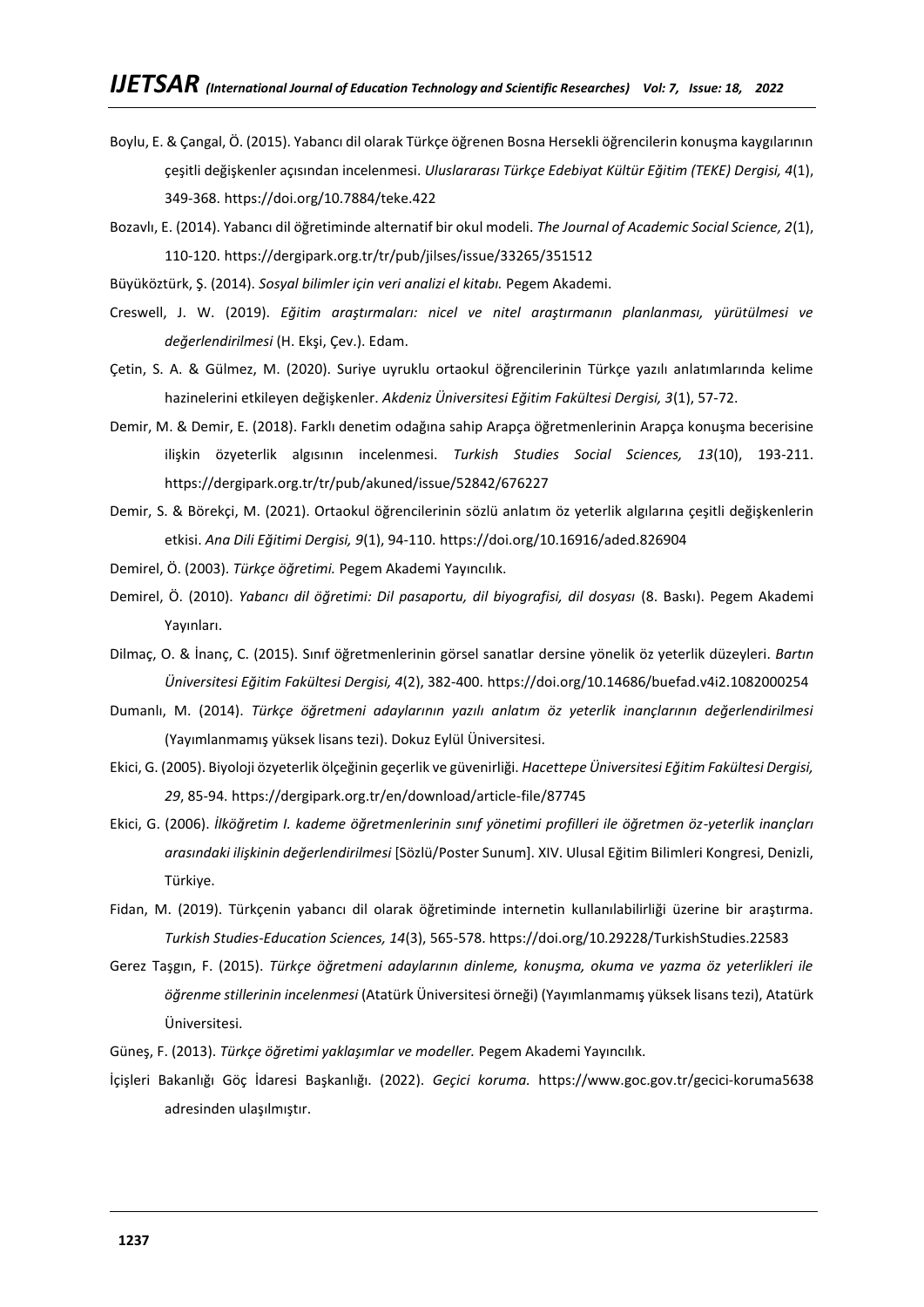Boylu, E. & Çangal, Ö. (2015). Yabancı dil olarak Türkçe öğrenen Bosna Hersekli öğrencilerin konuşma kaygılarının çeşitli değişkenler açısından incelenmesi. *Uluslararası Türkçe Edebiyat Kültür Eğitim (TEKE) Dergisi, 4*(1), 349-368. https://doi.org/10.7884/teke.422

Bozavlı, E. (2014). Yabancı dil öğretiminde alternatif bir okul modeli. *The Journal of Academic Social Science, 2*(1), 110-120. https://dergipark.org.tr/tr/pub/jilses/issue/33265/351512

Büyüköztürk, Ş. (2014). *Sosyal bilimler için veri analizi el kitabı.* Pegem Akademi.

Creswell, J. W. (2019). *Eğitim araştırmaları: nicel ve nitel araştırmanın planlanması, yürütülmesi ve değerlendirilmesi* (H. Ekşi, Çev.). Edam.

Çetin, S. A. & Gülmez, M. (2020). Suriye uyruklu ortaokul öğrencilerinin Türkçe yazılı anlatımlarında kelime hazinelerini etkileyen değişkenler. *Akdeniz Üniversitesi Eğitim Fakültesi Dergisi, 3*(1), 57-72.

Demir, M. & Demir, E. (2018). Farklı denetim odağına sahip Arapça öğretmenlerinin Arapça konuşma becerisine ilişkin özyeterlik algısının incelenmesi. *Turkish Studies Social Sciences, 13*(10), 193-211. https://dergipark.org.tr/tr/pub/akuned/issue/52842/676227

Demir, S. & Börekçi, M. (2021). Ortaokul öğrencilerinin sözlü anlatım öz yeterlik algılarına çeşitli değişkenlerin etkisi. *Ana Dili Eğitimi Dergisi, 9*(1), 94-110. https://doi.org/10.16916/aded.826904

Demirel, Ö. (2003). *Türkçe öğretimi.* Pegem Akademi Yayıncılık.

Demirel, Ö. (2010). *Yabancı dil öğretimi: Dil pasaportu, dil biyografisi, dil dosyası* (8. Baskı). Pegem Akademi Yayınları.

Dilmaç, O. & İnanç, C. (2015). Sınıf öğretmenlerinin görsel sanatlar dersine yönelik öz yeterlik düzeyleri. *Bartın Üniversitesi Eğitim Fakültesi Dergisi, 4*(2), 382-400. https://doi.org/10.14686/buefad.v4i2.1082000254

Dumanlı, M. (2014). *Türkçe öğretmeni adaylarının yazılı anlatım öz yeterlik inançlarının değerlendirilmesi* (Yayımlanmamış yüksek lisans tezi). Dokuz Eylül Üniversitesi.

Ekici, G. (2005). Biyoloji özyeterlik ölçeğinin geçerlik ve güvenirliği. *Hacettepe Üniversitesi Eğitim Fakültesi Dergisi, 29*, 85-94. https://dergipark.org.tr/en/download/article-file/87745

Ekici, G. (2006). *İlköğretim I. kademe öğretmenlerinin sınıf yönetimi profilleri ile öğretmen öz-yeterlik inançları arasındaki ilişkinin değerlendirilmesi* [Sözlü/Poster Sunum]. XIV. Ulusal Eğitim Bilimleri Kongresi, Denizli, Türkiye.

Fidan, M. (2019). Türkçenin yabancı dil olarak öğretiminde internetin kullanılabilirliği üzerine bir araştırma. *Turkish Studies-Education Sciences, 14*(3), 565-578. https://doi.org/10.29228/TurkishStudies.22583

Gerez Taşgın, F. (2015). *Türkçe öğretmeni adaylarının dinleme, konuşma, okuma ve yazma öz yeterlikleri ile öğrenme stillerinin incelenmesi* (Atatürk Üniversitesi örneği) (Yayımlanmamış yüksek lisans tezi), Atatürk Üniversitesi.

Güneş, F. (2013). *Türkçe öğretimi yaklaşımlar ve modeller.* Pegem Akademi Yayıncılık.

İçişleri Bakanlığı Göç İdaresi Başkanlığı. (2022). *Geçici koruma.* https://www.goc.gov.tr/gecici-koruma5638 adresinden ulaşılmıştır.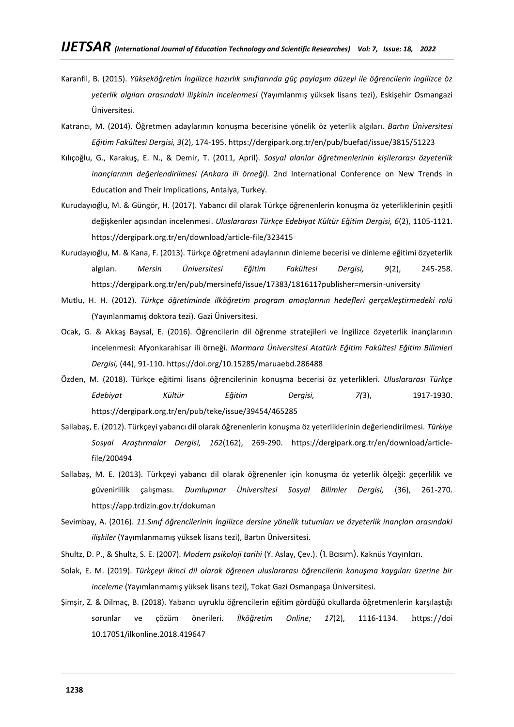Karanfil, B. (2015). *Yükseköğretim İngilizce hazırlık sınıflarında güç paylaşım düzeyi ile öğrencilerin ingilizce öz yeterlik algıları arasındaki ilişkinin incelenmesi* (Yayımlanmış yüksek lisans tezi), Eskişehir Osmangazi Üniversitesi.

Katrancı, M. (2014). Öğretmen adaylarının konuşma becerisine yönelik öz yeterlik algıları. *Bartın Üniversitesi Eğitim Fakültesi Dergisi, 3*(2), 174-195. https://dergipark.org.tr/en/pub/buefad/issue/3815/51223

Kılıçoğlu, G., Karakuş, E. N., & Demir, T. (2011, April). *Sosyal alanlar öğretmenlerinin kişilerarası özyeterlik inançlarının değerlendirilmesi (Ankara ili örneği).* 2nd International Conference on New Trends in Education and Their Implications, Antalya, Turkey.

Kurudayıoğlu, M. & Güngör, H. (2017). Yabancı dil olarak Türkçe öğrenenlerin konuşma öz yeterliklerinin çeşitli değişkenler açısından incelenmesi. *Uluslararası Türkçe Edebiyat Kültür Eğitim Dergisi, 6*(2), 1105-1121. https://dergipark.org.tr/en/download/article-file/323415

Kurudayıoğlu, M. & Kana, F. (2013). Türkçe öğretmeni adaylarının dinleme becerisi ve dinleme eğitimi özyeterlik algıları. *Mersin Üniversitesi Eğitim Fakültesi Dergisi, 9*(2), 245-258. https://dergipark.org.tr/en/pub/mersinefd/issue/17383/181611?publisher=mersin-university

Mutlu, H. H. (2012). *Türkçe öğretiminde ilköğretim program amaçlarının hedefleri gerçekleştirmedeki rolü* (Yayınlanmamış doktora tezi). Gazi Üniversitesi.

Ocak, G. & Akkaş Baysal, E. (2016). Öğrencilerin dil öğrenme stratejileri ve İngilizce özyeterlik inançlarının incelenmesi: Afyonkarahisar ili örneği. *Marmara Üniversitesi Atatürk Eğitim Fakültesi Eğitim Bilimleri Dergisi,* (44), 91-110. https://doi.org/10.15285/maruaebd.286488

Özden, M. (2018). Türkçe eğitimi lisans öğrencilerinin konuşma becerisi öz yeterlikleri. *Uluslararası Türkçe Edebiyat Kültür Eğitim Dergisi, 7*(3), 1917-1930. https://dergipark.org.tr/en/pub/teke/issue/39454/465285

Sallabaş, E. (2012). Türkçeyi yabancı dil olarak öğrenenlerin konuşma öz yeterliklerinin değerlendirilmesi. *Türkiye Sosyal Araştırmalar Dergisi, 162*(162), 269-290. https://dergipark.org.tr/en/download/article-file/200494

Sallabaş, M. E. (2013). Türkçeyi yabancı dil olarak öğrenenler için konuşma öz yeterlik ölçeği: geçerlilik ve güvenirlilik çalışması. *Dumlupınar Üniversitesi Sosyal Bilimler Dergisi,* (36), 261-270. https://app.trdizin.gov.tr/dokuman

Sevimbay, A. (2016). *11.Sınıf öğrencilerinin İngilizce dersine yönelik tutumları ve özyeterlik inançları arasındaki ilişkiler* (Yayımlanmamış yüksek lisans tezi), Bartın Üniversitesi.

Shultz, D. P., & Shultz, S. E. (2007). *Modern psikoloji tarihi* (Y. Aslay, Çev.). (1. Basım). Kaknüs Yayınları.

Solak, E. M. (2019). *Türkçeyi ikinci dil olarak öğrenen uluslararası öğrencilerin konuşma kaygıları üzerine bir inceleme* (Yayımlanmamış yüksek lisans tezi), Tokat Gazi Osmanpaşa Üniversitesi.

Şimşir, Z. & Dilmaç, B. (2018). Yabancı uyruklu öğrencilerin eğitim gördüğü okullarda öğretmenlerin karşılaştığı sorunlar ve çözüm önerileri. *İlköğretim Online; 17*(2), 1116-1134. https://doi 10.17051/ilkonline.2018.419647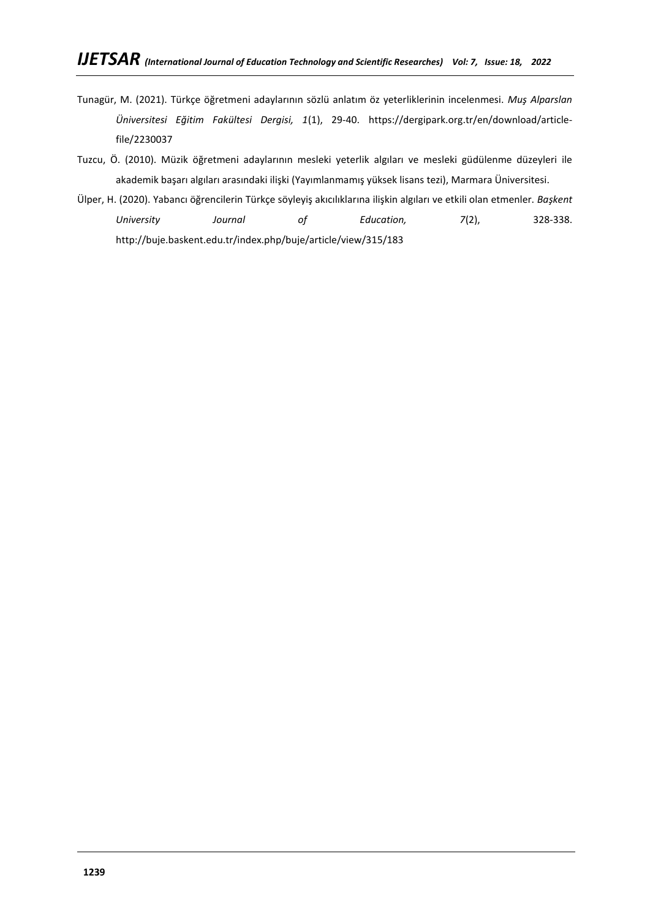Tunagür, M. (2021). Türkçe öğretmeni adaylarının sözlü anlatım öz yeterliklerinin incelenmesi. *Muş Alparslan Üniversitesi Eğitim Fakültesi Dergisi, 1*(1), 29-40. https://dergipark.org.tr/en/download/article-file/2230037

Tuzcu, Ö. (2010). Müzik öğretmeni adaylarının mesleki yeterlik algıları ve mesleki güdülenme düzeyleri ile akademik başarı algıları arasındaki ilişki (Yayımlanmamış yüksek lisans tezi), Marmara Üniversitesi.

Ülper, H. (2020). Yabancı öğrencilerin Türkçe söyleyiş akıcılıklarına ilişkin algıları ve etkili olan etmenler. *Başkent University Journal of Education, 7*(2), 328-338. http://buje.baskent.edu.tr/index.php/buje/article/view/315/183